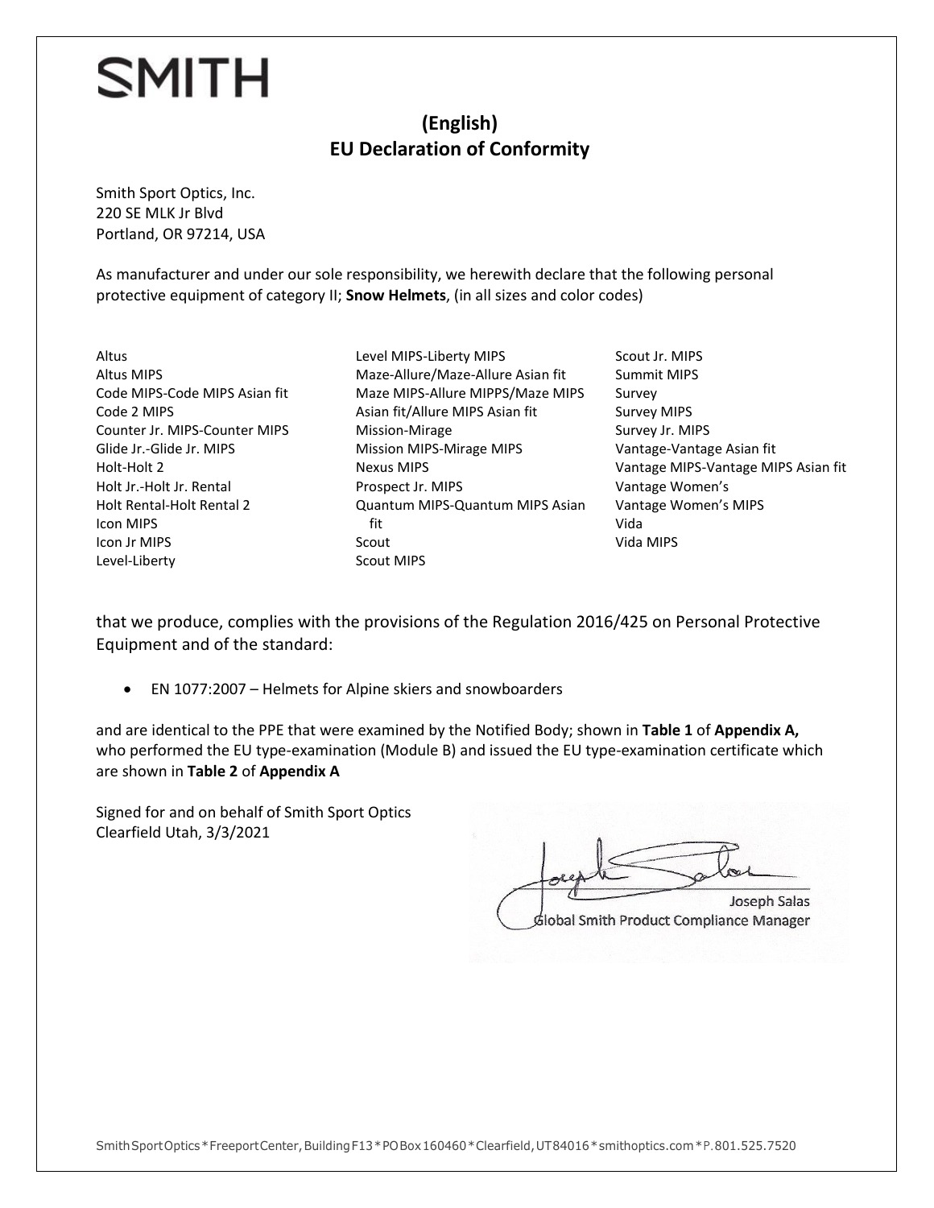SMITH

## (English)
## EU Declaration of Conformity

Smith Sport Optics, Inc.
220 SE MLK Jr Blvd
Portland, OR 97214, USA

As manufacturer and under our sole responsibility, we herewith declare that the following personal protective equipment of category II; **Snow Helmets**, (in all sizes and color codes)

Altus
Altus MIPS
Code MIPS-Code MIPS Asian fit
Code 2 MIPS
Counter Jr. MIPS-Counter MIPS
Glide Jr.-Glide Jr. MIPS
Holt-Holt 2
Holt Jr.-Holt Jr. Rental
Holt Rental-Holt Rental 2
Icon MIPS
Icon Jr MIPS
Level-Liberty
Level MIPS-Liberty MIPS
Maze-Allure/Maze-Allure Asian fit
Maze MIPS-Allure MIPPS/Maze MIPS Asian fit/Allure MIPS Asian fit
Mission-Mirage
Mission MIPS-Mirage MIPS
Nexus MIPS
Prospect Jr. MIPS
Quantum MIPS-Quantum MIPS Asian fit
Scout
Scout MIPS
Scout Jr. MIPS
Summit MIPS
Survey
Survey MIPS
Survey Jr. MIPS
Vantage-Vantage Asian fit
Vantage MIPS-Vantage MIPS Asian fit
Vantage Women's
Vantage Women's MIPS
Vida
Vida MIPS

that we produce, complies with the provisions of the Regulation 2016/425 on Personal Protective Equipment and of the standard:

- EN 1077:2007 – Helmets for Alpine skiers and snowboarders

and are identical to the PPE that were examined by the Notified Body; shown in **Table 1** of **Appendix A,** who performed the EU type-examination (Module B) and issued the EU type-examination certificate which are shown in **Table 2** of **Appendix A**

Signed for and on behalf of Smith Sport Optics
Clearfield Utah, 3/3/2021

Joseph Salas
Global Smith Product Compliance Manager

Smith Sport Optics * Freeport Center, Building F13 * PO Box 160460 * Clearfield, UT 84016 * smithoptics.com * P. 801.525.7520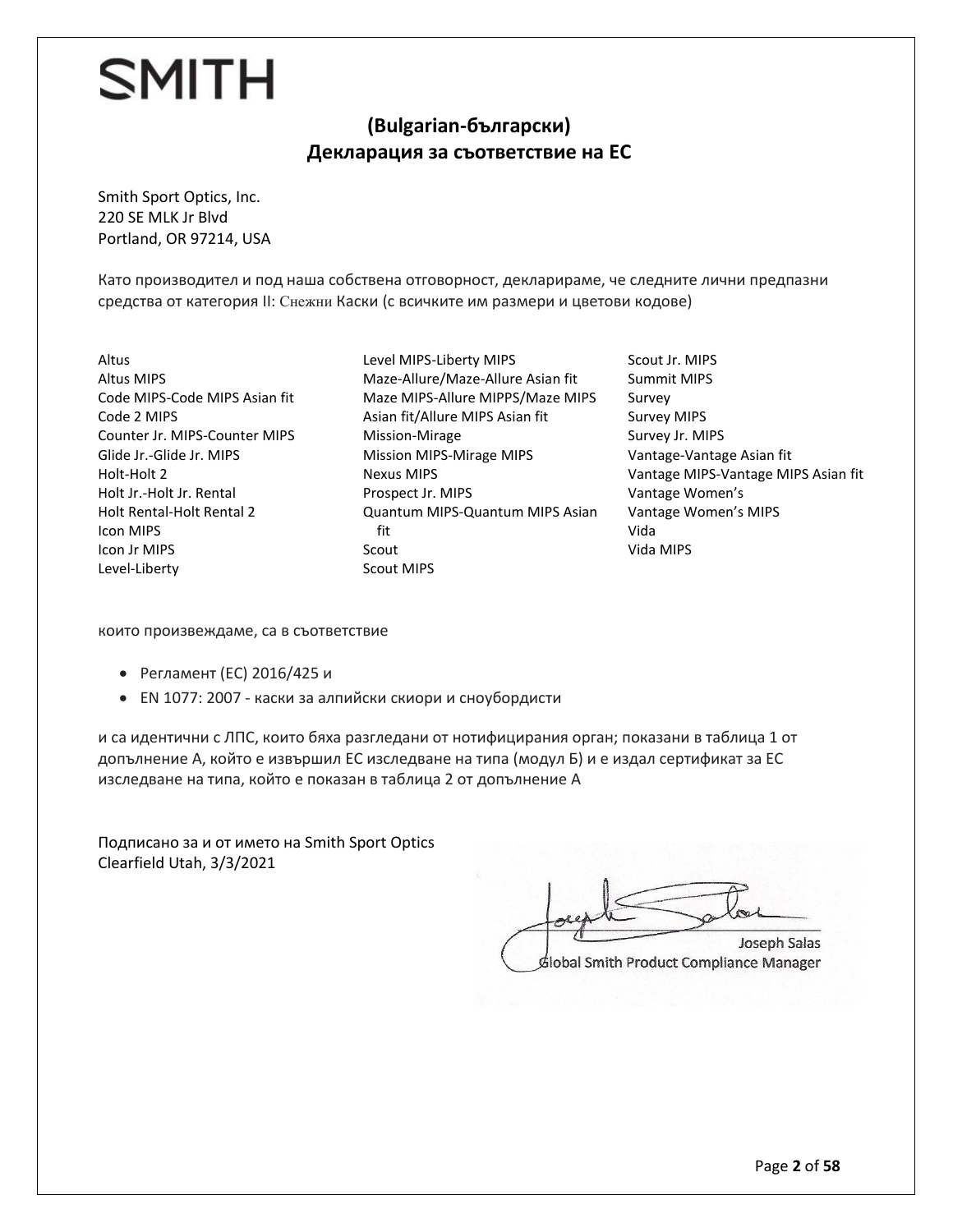SMITH

## (Bulgarian-български)
## Декларация за съответствие на ЕС

Smith Sport Optics, Inc.
220 SE MLK Jr Blvd
Portland, OR 97214, USA

Като производител и под наша собствена отговорност, декларираме, че следните лични предпазни средства от категория II: Снежни Каски (с всичките им размери и цветови кодове)

Altus
Altus MIPS
Code MIPS-Code MIPS Asian fit
Code 2 MIPS
Counter Jr. MIPS-Counter MIPS
Glide Jr.-Glide Jr. MIPS
Holt-Holt 2
Holt Jr.-Holt Jr. Rental
Holt Rental-Holt Rental 2
Icon MIPS
Icon Jr MIPS
Level-Liberty
Level MIPS-Liberty MIPS
Maze-Allure/Maze-Allure Asian fit
Maze MIPS-Allure MIPPS/Maze MIPS Asian fit/Allure MIPS Asian fit
Mission-Mirage
Mission MIPS-Mirage MIPS
Nexus MIPS
Prospect Jr. MIPS
Quantum MIPS-Quantum MIPS Asian fit
Scout
Scout MIPS
Scout Jr. MIPS
Summit MIPS
Survey
Survey MIPS
Survey Jr. MIPS
Vantage-Vantage Asian fit
Vantage MIPS-Vantage MIPS Asian fit
Vantage Women's
Vantage Women's MIPS
Vida
Vida MIPS

които произвеждаме, са в съответствие

- Регламент (ЕС) 2016/425 и
- EN 1077: 2007 - каски за алпийски скиори и сноубордисти

и са идентични с ЛПС, които бяха разгледани от нотифицирания орган; показани в таблица 1 от допълнение А, който е извършил ЕС изследване на типа (модул Б) и е издал сертификат за ЕС изследване на типа, който е показан в таблица 2 от допълнение А

Подписано за и от името на Smith Sport Optics
Clearfield Utah, 3/3/2021

Joseph Salas
Global Smith Product Compliance Manager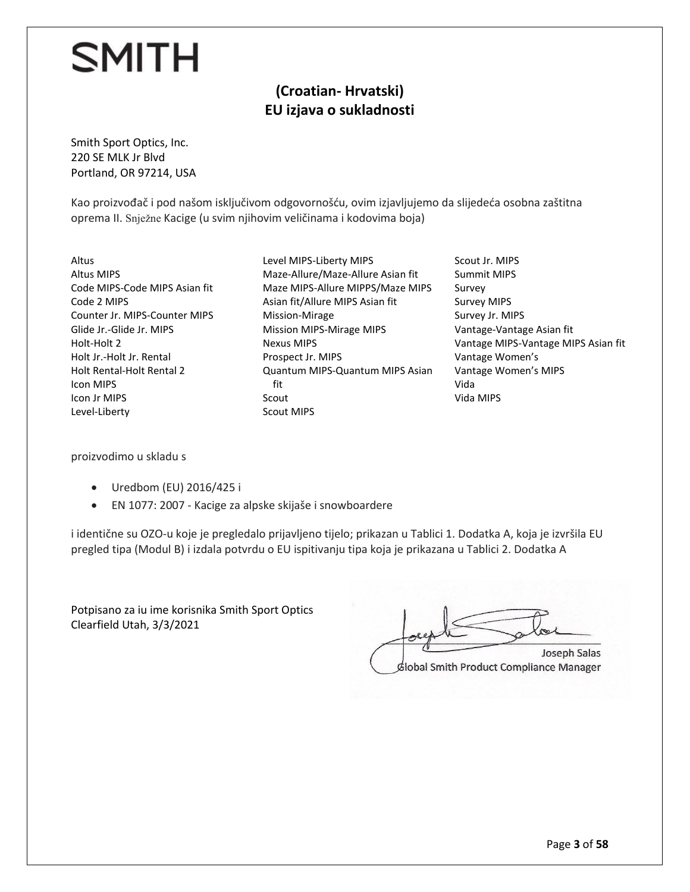SMITH

## (Croatian- Hrvatski)
## EU izjava o sukladnosti

Smith Sport Optics, Inc.
220 SE MLK Jr Blvd
Portland, OR 97214, USA

Kao proizvođač i pod našom isključivom odgovornošću, ovim izjavljujemo da slijedeća osobna zaštitna oprema II. Snježne Kacige (u svim njihovim veličinama i kodovima boja)

Altus
Altus MIPS
Code MIPS-Code MIPS Asian fit
Code 2 MIPS
Counter Jr. MIPS-Counter MIPS
Glide Jr.-Glide Jr. MIPS
Holt-Holt 2
Holt Jr.-Holt Jr. Rental
Holt Rental-Holt Rental 2
Icon MIPS
Icon Jr MIPS
Level-Liberty
Level MIPS-Liberty MIPS
Maze-Allure/Maze-Allure Asian fit
Maze MIPS-Allure MIPPS/Maze MIPS Asian fit/Allure MIPS Asian fit
Mission-Mirage
Mission MIPS-Mirage MIPS
Nexus MIPS
Prospect Jr. MIPS
Quantum MIPS-Quantum MIPS Asian fit
Scout
Scout MIPS
Scout Jr. MIPS
Summit MIPS
Survey
Survey MIPS
Survey Jr. MIPS
Vantage-Vantage Asian fit
Vantage MIPS-Vantage MIPS Asian fit
Vantage Women's
Vantage Women's MIPS
Vida
Vida MIPS

proizvodimo u skladu s

- Uredbom (EU) 2016/425 i
- EN 1077: 2007 - Kacige za alpske skijaše i snowboardere

i identične su OZO-u koje je pregledalo prijavljeno tijelo; prikazan u Tablici 1. Dodatka A, koja je izvršila EU pregled tipa (Modul B) i izdala potvrdu o EU ispitivanju tipa koja je prikazana u Tablici 2. Dodatka A

Potpisano za iu ime korisnika Smith Sport Optics
Clearfield Utah, 3/3/2021

Joseph Salas
Global Smith Product Compliance Manager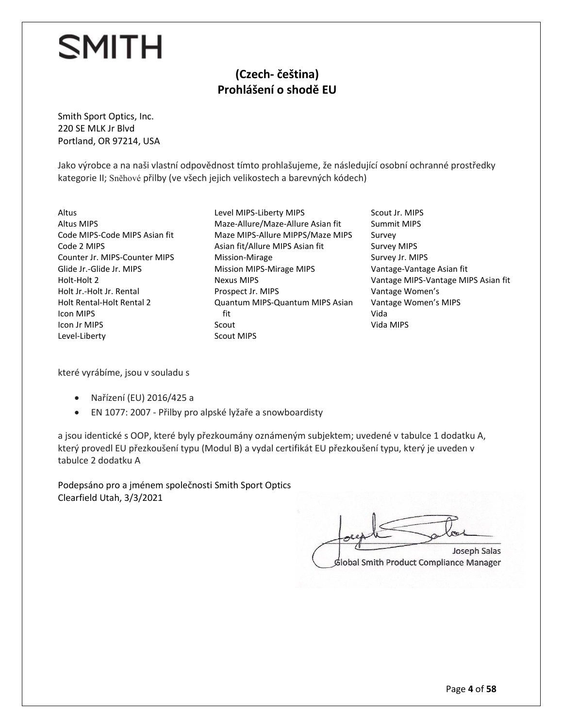**SMITH**

## (Czech- čeština)
## Prohlášení o shodě EU

Smith Sport Optics, Inc.
220 SE MLK Jr Blvd
Portland, OR 97214, USA

Jako výrobce a na naši vlastní odpovědnost tímto prohlašujeme, že následující osobní ochranné prostředky kategorie II; Sněhové přilby (ve všech jejich velikostech a barevných kódech)

Altus
Altus MIPS
Code MIPS-Code MIPS Asian fit
Code 2 MIPS
Counter Jr. MIPS-Counter MIPS
Glide Jr.-Glide Jr. MIPS
Holt-Holt 2
Holt Jr.-Holt Jr. Rental
Holt Rental-Holt Rental 2
Icon MIPS
Icon Jr MIPS
Level-Liberty
Level MIPS-Liberty MIPS
Maze-Allure/Maze-Allure Asian fit
Maze MIPS-Allure MIPPS/Maze MIPS Asian fit/Allure MIPS Asian fit
Mission-Mirage
Mission MIPS-Mirage MIPS
Nexus MIPS
Prospect Jr. MIPS
Quantum MIPS-Quantum MIPS Asian fit
Scout
Scout MIPS
Scout Jr. MIPS
Summit MIPS
Survey
Survey MIPS
Survey Jr. MIPS
Vantage-Vantage Asian fit
Vantage MIPS-Vantage MIPS Asian fit
Vantage Women's
Vantage Women's MIPS
Vida
Vida MIPS

které vyrábíme, jsou v souladu s

- Nařízení (EU) 2016/425 a
- EN 1077: 2007 - Přilby pro alpské lyžaře a snowboardisty

a jsou identické s OOP, které byly přezkoumány oznámeným subjektem; uvedené v tabulce 1 dodatku A, který provedl EU přezkoušení typu (Modul B) a vydal certifikát EU přezkoušení typu, který je uveden v tabulce 2 dodatku A

Podepsáno pro a jménem společnosti Smith Sport Optics
Clearfield Utah, 3/3/2021

Joseph Salas
Global Smith Product Compliance Manager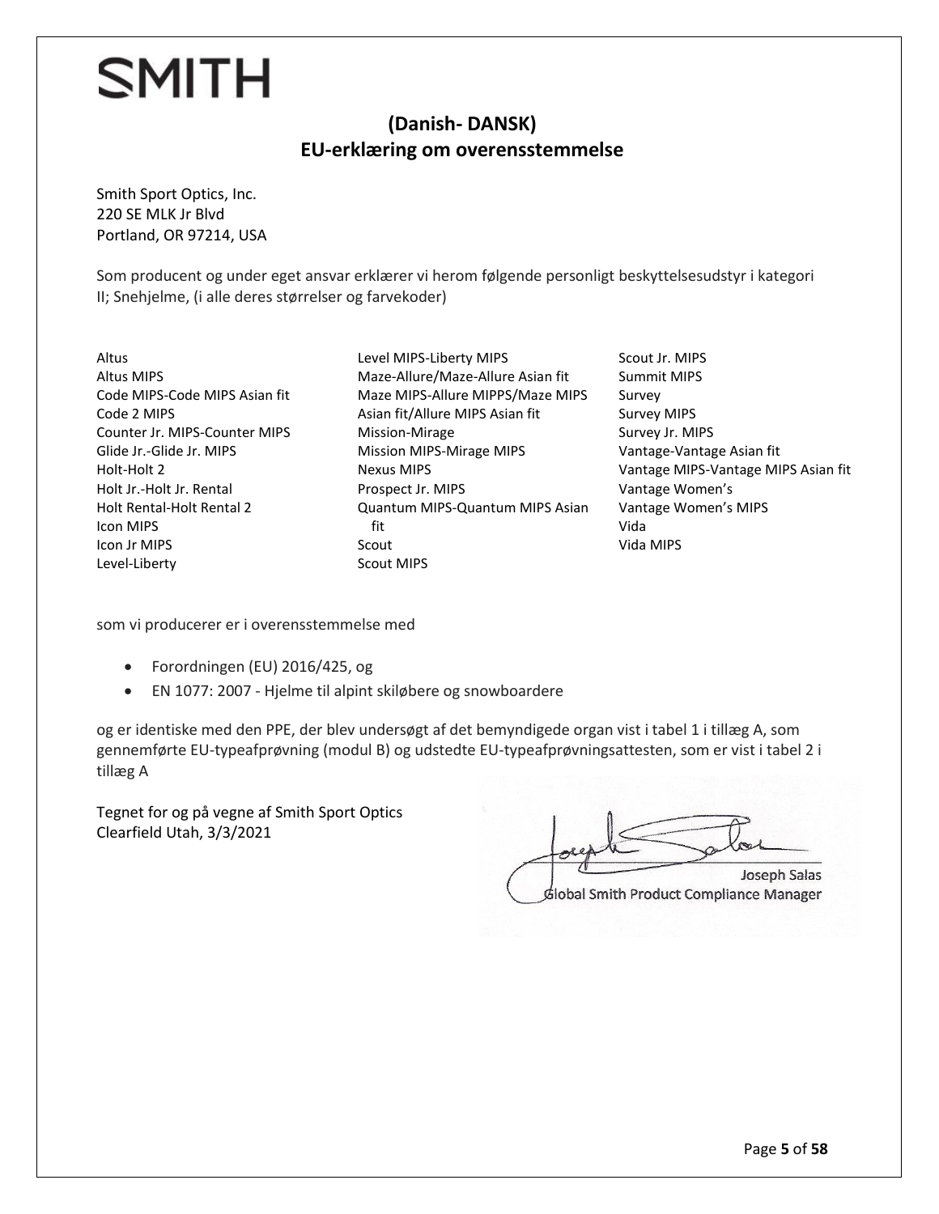SMITH

## (Danish- DANSK)
## EU-erklæring om overensstemmelse

Smith Sport Optics, Inc.
220 SE MLK Jr Blvd
Portland, OR 97214, USA

Som producent og under eget ansvar erklærer vi herom følgende personligt beskyttelsesudstyr i kategori II; Snehjelme, (i alle deres størrelser og farvekoder)

Altus
Altus MIPS
Code MIPS-Code MIPS Asian fit
Code 2 MIPS
Counter Jr. MIPS-Counter MIPS
Glide Jr.-Glide Jr. MIPS
Holt-Holt 2
Holt Jr.-Holt Jr. Rental
Holt Rental-Holt Rental 2
Icon MIPS
Icon Jr MIPS
Level-Liberty
Level MIPS-Liberty MIPS
Maze-Allure/Maze-Allure Asian fit
Maze MIPS-Allure MIPPS/Maze MIPS Asian fit/Allure MIPS Asian fit
Mission-Mirage
Mission MIPS-Mirage MIPS
Nexus MIPS
Prospect Jr. MIPS
Quantum MIPS-Quantum MIPS Asian fit
Scout
Scout MIPS
Scout Jr. MIPS
Summit MIPS
Survey
Survey MIPS
Survey Jr. MIPS
Vantage-Vantage Asian fit
Vantage MIPS-Vantage MIPS Asian fit
Vantage Women's
Vantage Women's MIPS
Vida
Vida MIPS

som vi producerer er i overensstemmelse med

- Forordningen (EU) 2016/425, og
- EN 1077: 2007 - Hjelme til alpint skiløbere og snowboardere

og er identiske med den PPE, der blev undersøgt af det bemyndigede organ vist i tabel 1 i tillæg A, som gennemførte EU-typeafprøvning (modul B) og udstedte EU-typeafprøvningsattesten, som er vist i tabel 2 i tillæg A

Tegnet for og på vegne af Smith Sport Optics
Clearfield Utah, 3/3/2021

Joseph Salas
Global Smith Product Compliance Manager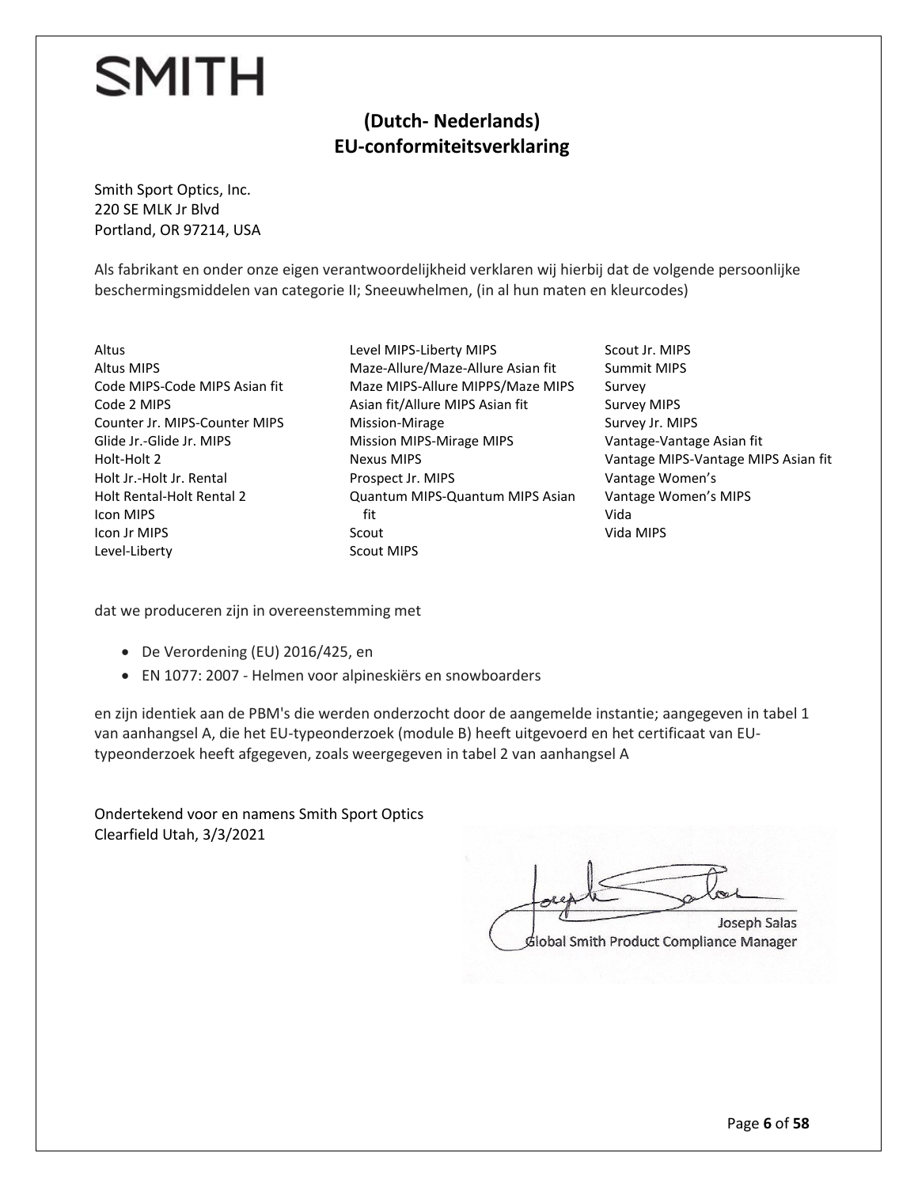SMITH

## (Dutch- Nederlands)
## EU-conformiteitsverklaring

Smith Sport Optics, Inc.
220 SE MLK Jr Blvd
Portland, OR 97214, USA

Als fabrikant en onder onze eigen verantwoordelijkheid verklaren wij hierbij dat de volgende persoonlijke beschermingsmiddelen van categorie II; Sneeuwhelmen, (in al hun maten en kleurcodes)

Altus
Altus MIPS
Code MIPS-Code MIPS Asian fit
Code 2 MIPS
Counter Jr. MIPS-Counter MIPS
Glide Jr.-Glide Jr. MIPS
Holt-Holt 2
Holt Jr.-Holt Jr. Rental
Holt Rental-Holt Rental 2
Icon MIPS
Icon Jr MIPS
Level-Liberty
Level MIPS-Liberty MIPS
Maze-Allure/Maze-Allure Asian fit
Maze MIPS-Allure MIPPS/Maze MIPS Asian fit/Allure MIPS Asian fit
Mission-Mirage
Mission MIPS-Mirage MIPS
Nexus MIPS
Prospect Jr. MIPS
Quantum MIPS-Quantum MIPS Asian fit
Scout
Scout MIPS
Scout Jr. MIPS
Summit MIPS
Survey
Survey MIPS
Survey Jr. MIPS
Vantage-Vantage Asian fit
Vantage MIPS-Vantage MIPS Asian fit
Vantage Women's
Vantage Women's MIPS
Vida
Vida MIPS

dat we produceren zijn in overeenstemming met

- De Verordening (EU) 2016/425, en
- EN 1077: 2007 - Helmen voor alpineskiërs en snowboarders

en zijn identiek aan de PBM's die werden onderzocht door de aangemelde instantie; aangegeven in tabel 1 van aanhangsel A, die het EU-typeonderzoek (module B) heeft uitgevoerd en het certificaat van EU-typeonderzoek heeft afgegeven, zoals weergegeven in tabel 2 van aanhangsel A

Ondertekend voor en namens Smith Sport Optics
Clearfield Utah, 3/3/2021

Joseph Salas
Global Smith Product Compliance Manager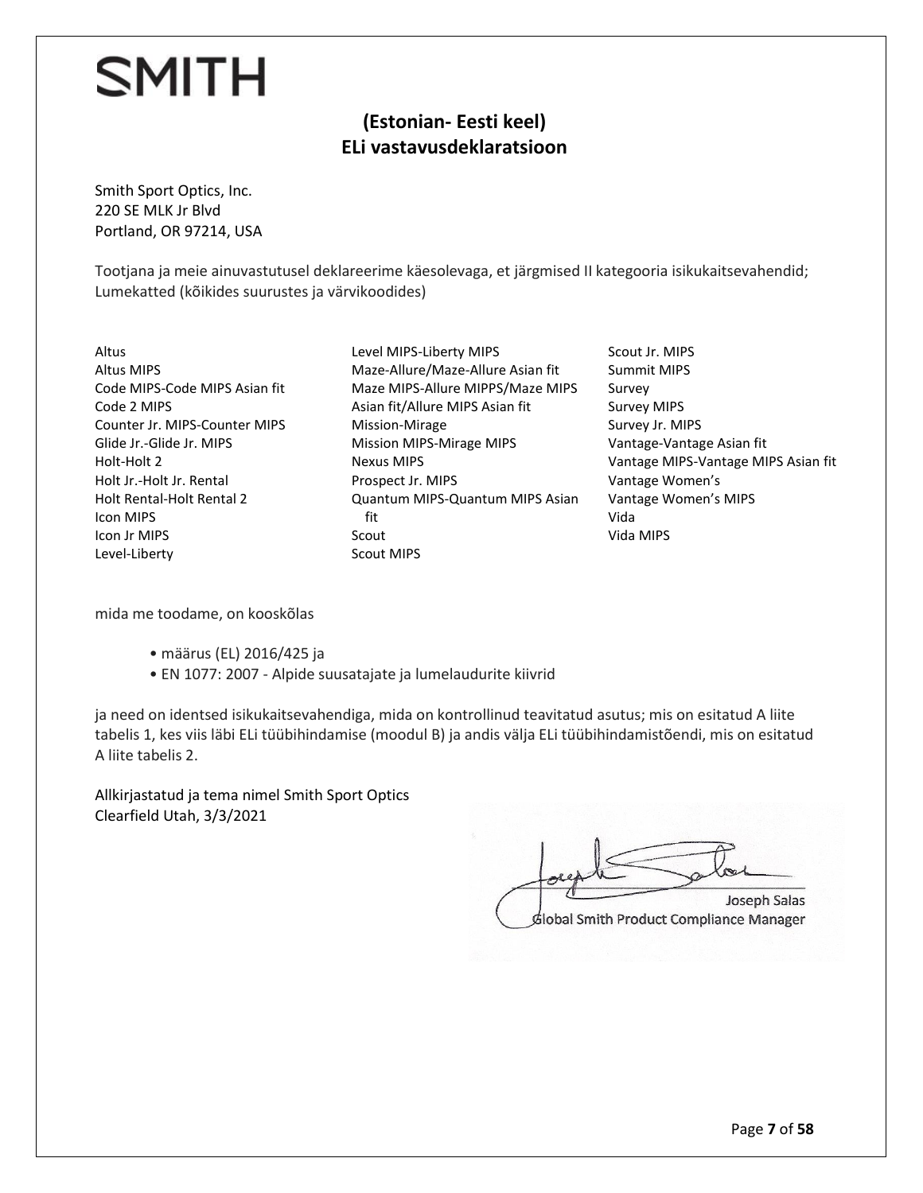SMITH

## (Estonian- Eesti keel)
## ELi vastavusdeklaratsioon

Smith Sport Optics, Inc.
220 SE MLK Jr Blvd
Portland, OR 97214, USA

Tootjana ja meie ainuvastutusel deklareerime käesolevaga, et järgmised II kategooria isikukaitsevahendid; Lumekatted (kõikides suurustes ja värvikoodides)

Altus
Altus MIPS
Code MIPS-Code MIPS Asian fit
Code 2 MIPS
Counter Jr. MIPS-Counter MIPS
Glide Jr.-Glide Jr. MIPS
Holt-Holt 2
Holt Jr.-Holt Jr. Rental
Holt Rental-Holt Rental 2
Icon MIPS
Icon Jr MIPS
Level-Liberty
Level MIPS-Liberty MIPS
Maze-Allure/Maze-Allure Asian fit
Maze MIPS-Allure MIPPS/Maze MIPS Asian fit/Allure MIPS Asian fit
Mission-Mirage
Mission MIPS-Mirage MIPS
Nexus MIPS
Prospect Jr. MIPS
Quantum MIPS-Quantum MIPS Asian fit
Scout
Scout MIPS
Scout Jr. MIPS
Summit MIPS
Survey
Survey MIPS
Survey Jr. MIPS
Vantage-Vantage Asian fit
Vantage MIPS-Vantage MIPS Asian fit
Vantage Women's
Vantage Women's MIPS
Vida
Vida MIPS

mida me toodame, on kooskõlas

- määrus (EL) 2016/425 ja
- EN 1077: 2007 - Alpide suusatajate ja lumelaudurite kiivrid

ja need on identsed isikukaitsevahendiga, mida on kontrollinud teavitatud asutus; mis on esitatud A liite tabelis 1, kes viis läbi ELi tüübihindamise (moodul B) ja andis välja ELi tüübihindamistõendi, mis on esitatud A liite tabelis 2.

Allkirjastatud ja tema nimel Smith Sport Optics
Clearfield Utah, 3/3/2021

Joseph Salas
Global Smith Product Compliance Manager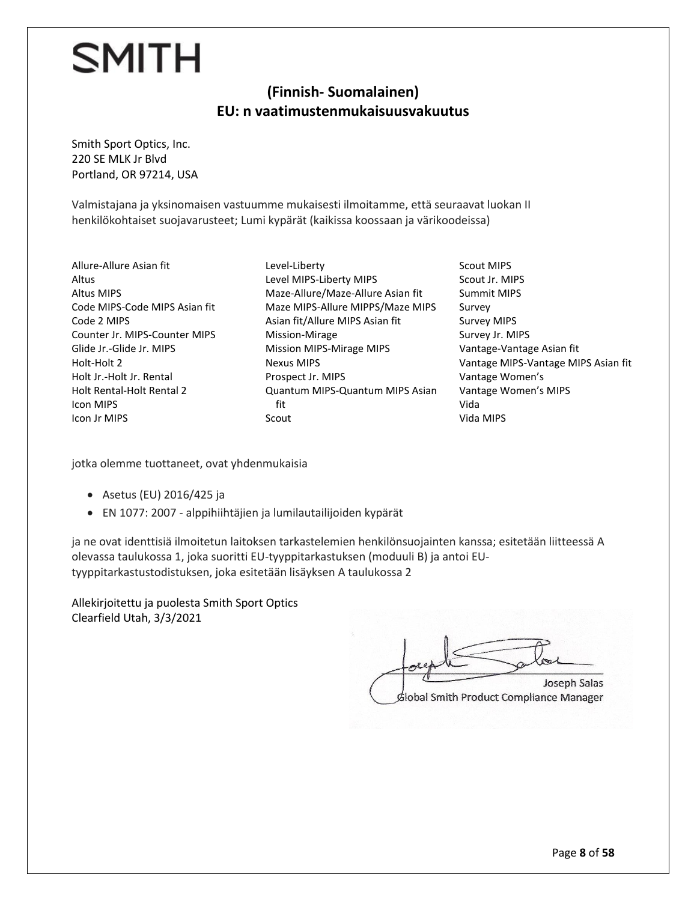SMITH

## (Finnish- Suomalainen)
## EU: n vaatimustenmukaisuusvakuutus

Smith Sport Optics, Inc.
220 SE MLK Jr Blvd
Portland, OR 97214, USA

Valmistajana ja yksinomaisen vastuumme mukaisesti ilmoitamme, että seuraavat luokan II henkilökohtaiset suojavarusteet; Lumi kypärät (kaikissa koossaan ja värikoodeissa)

Allure-Allure Asian fit
Altus
Altus MIPS
Code MIPS-Code MIPS Asian fit
Code 2 MIPS
Counter Jr. MIPS-Counter MIPS
Glide Jr.-Glide Jr. MIPS
Holt-Holt 2
Holt Jr.-Holt Jr. Rental
Holt Rental-Holt Rental 2
Icon MIPS
Icon Jr MIPS
Level-Liberty
Level MIPS-Liberty MIPS
Maze-Allure/Maze-Allure Asian fit
Maze MIPS-Allure MIPPS/Maze MIPS Asian fit/Allure MIPS Asian fit
Mission-Mirage
Mission MIPS-Mirage MIPS
Nexus MIPS
Prospect Jr. MIPS
Quantum MIPS-Quantum MIPS Asian fit
Scout
Scout MIPS
Scout Jr. MIPS
Summit MIPS
Survey
Survey MIPS
Survey Jr. MIPS
Vantage-Vantage Asian fit
Vantage MIPS-Vantage MIPS Asian fit
Vantage Women's
Vantage Women's MIPS
Vida
Vida MIPS

jotka olemme tuottaneet, ovat yhdenmukaisia

- Asetus (EU) 2016/425 ja
- EN 1077: 2007 - alppihiihtäjien ja lumilautailijoiden kypärät

ja ne ovat identtisiä ilmoitetun laitoksen tarkastelemien henkilönsuojainten kanssa; esitetään liitteessä A olevassa taulukossa 1, joka suoritti EU-tyyppitarkastuksen (moduuli B) ja antoi EU-tyyppitarkastustodistuksen, joka esitetään lisäyksen A taulukossa 2

Allekirjoitettu ja puolesta Smith Sport Optics
Clearfield Utah, 3/3/2021

Joseph Salas
Global Smith Product Compliance Manager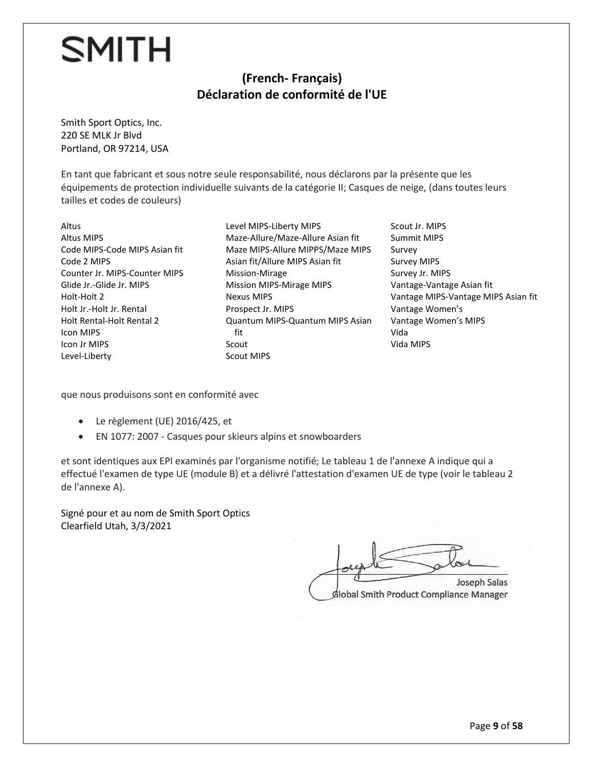SMITH

## (French- Français)
## Déclaration de conformité de l'UE

Smith Sport Optics, Inc.
220 SE MLK Jr Blvd
Portland, OR 97214, USA

En tant que fabricant et sous notre seule responsabilité, nous déclarons par la présente que les équipements de protection individuelle suivants de la catégorie II; Casques de neige, (dans toutes leurs tailles et codes de couleurs)

Altus
Altus MIPS
Code MIPS-Code MIPS Asian fit
Code 2 MIPS
Counter Jr. MIPS-Counter MIPS
Glide Jr.-Glide Jr. MIPS
Holt-Holt 2
Holt Jr.-Holt Jr. Rental
Holt Rental-Holt Rental 2
Icon MIPS
Icon Jr MIPS
Level-Liberty
Level MIPS-Liberty MIPS
Maze-Allure/Maze-Allure Asian fit
Maze MIPS-Allure MIPPS/Maze MIPS Asian fit/Allure MIPS Asian fit
Mission-Mirage
Mission MIPS-Mirage MIPS
Nexus MIPS
Prospect Jr. MIPS
Quantum MIPS-Quantum MIPS Asian fit
Scout
Scout MIPS
Scout Jr. MIPS
Summit MIPS
Survey
Survey MIPS
Survey Jr. MIPS
Vantage-Vantage Asian fit
Vantage MIPS-Vantage MIPS Asian fit
Vantage Women's
Vantage Women's MIPS
Vida
Vida MIPS

que nous produisons sont en conformité avec

- Le règlement (UE) 2016/425, et
- EN 1077: 2007 - Casques pour skieurs alpins et snowboarders

et sont identiques aux EPI examinés par l'organisme notifié; Le tableau 1 de l'annexe A indique qui a effectué l'examen de type UE (module B) et a délivré l'attestation d'examen UE de type (voir le tableau 2 de l'annexe A).

Signé pour et au nom de Smith Sport Optics
Clearfield Utah, 3/3/2021

Joseph Salas
Global Smith Product Compliance Manager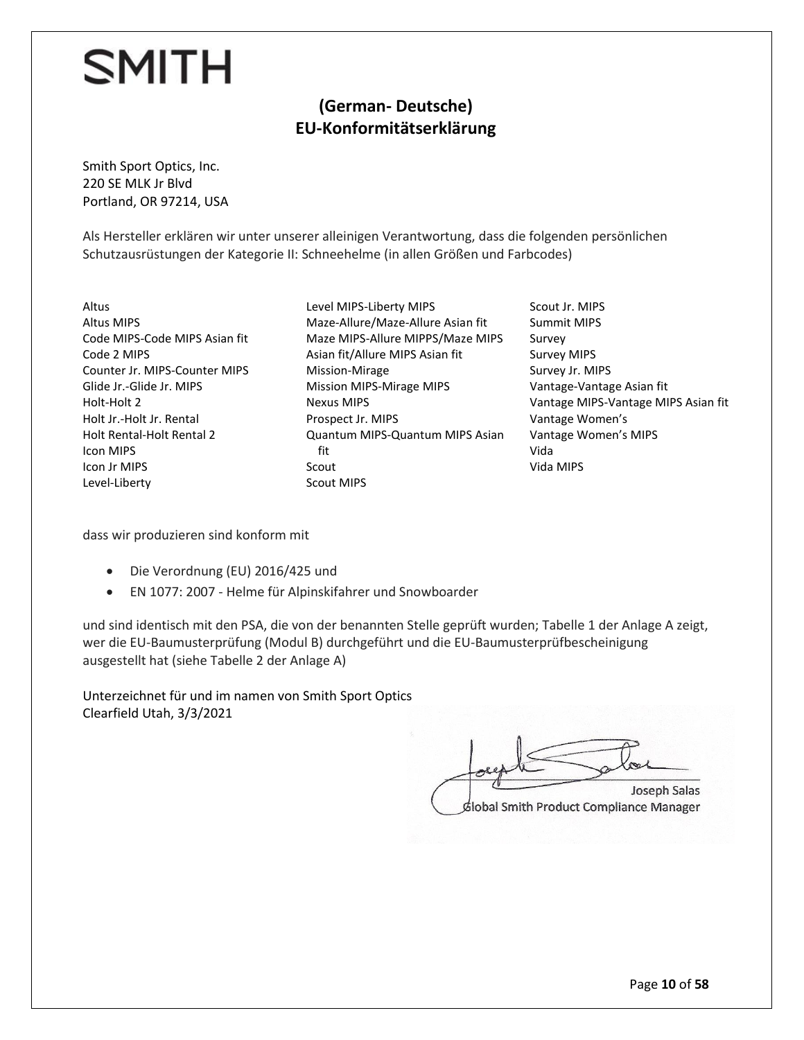SMITH

## (German- Deutsche)
## EU-Konformitätserklärung

Smith Sport Optics, Inc.
220 SE MLK Jr Blvd
Portland, OR 97214, USA

Als Hersteller erklären wir unter unserer alleinigen Verantwortung, dass die folgenden persönlichen Schutzausrüstungen der Kategorie II: Schneehelme (in allen Größen und Farbcodes)

Altus
Altus MIPS
Code MIPS-Code MIPS Asian fit
Code 2 MIPS
Counter Jr. MIPS-Counter MIPS
Glide Jr.-Glide Jr. MIPS
Holt-Holt 2
Holt Jr.-Holt Jr. Rental
Holt Rental-Holt Rental 2
Icon MIPS
Icon Jr MIPS
Level-Liberty
Level MIPS-Liberty MIPS
Maze-Allure/Maze-Allure Asian fit
Maze MIPS-Allure MIPPS/Maze MIPS Asian fit/Allure MIPS Asian fit
Mission-Mirage
Mission MIPS-Mirage MIPS
Nexus MIPS
Prospect Jr. MIPS
Quantum MIPS-Quantum MIPS Asian fit
Scout
Scout MIPS
Scout Jr. MIPS
Summit MIPS
Survey
Survey MIPS
Survey Jr. MIPS
Vantage-Vantage Asian fit
Vantage MIPS-Vantage MIPS Asian fit
Vantage Women's
Vantage Women's MIPS
Vida
Vida MIPS

dass wir produzieren sind konform mit

- Die Verordnung (EU) 2016/425 und
- EN 1077: 2007 - Helme für Alpinskifahrer und Snowboarder

und sind identisch mit den PSA, die von der benannten Stelle geprüft wurden; Tabelle 1 der Anlage A zeigt, wer die EU-Baumusterprüfung (Modul B) durchgeführt und die EU-Baumusterprüfbescheinigung ausgestellt hat (siehe Tabelle 2 der Anlage A)

Unterzeichnet für und im namen von Smith Sport Optics
Clearfield Utah, 3/3/2021

Joseph Salas
Global Smith Product Compliance Manager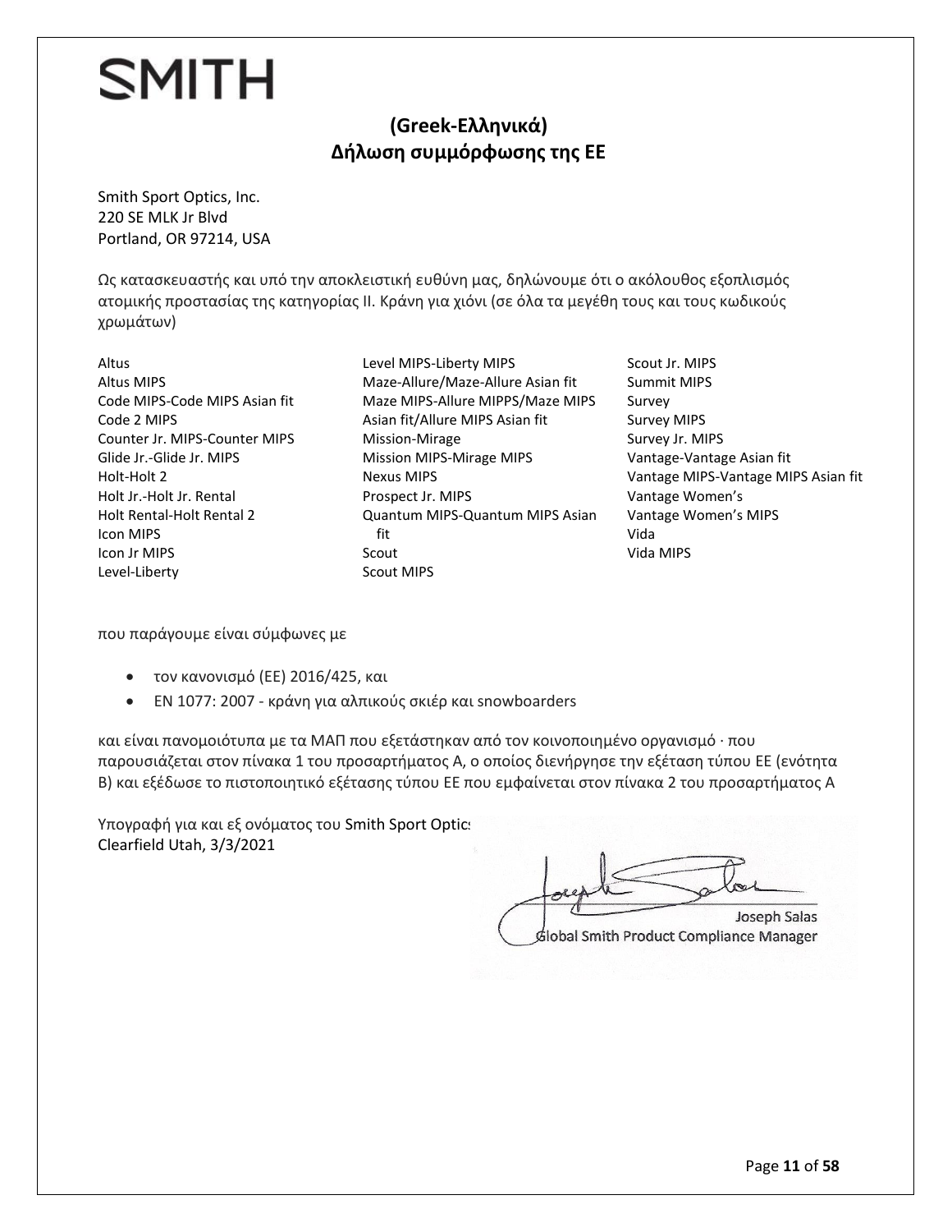SMITH

## (Greek-Ελληνικά)
## Δήλωση συμμόρφωσης της ΕΕ

Smith Sport Optics, Inc.
220 SE MLK Jr Blvd
Portland, OR 97214, USA

Ως κατασκευαστής και υπό την αποκλειστική ευθύνη μας, δηλώνουμε ότι ο ακόλουθος εξοπλισμός ατομικής προστασίας της κατηγορίας II. Κράνη για χιόνι (σε όλα τα μεγέθη τους και τους κωδικούς χρωμάτων)

Altus
Altus MIPS
Code MIPS-Code MIPS Asian fit
Code 2 MIPS
Counter Jr. MIPS-Counter MIPS
Glide Jr.-Glide Jr. MIPS
Holt-Holt 2
Holt Jr.-Holt Jr. Rental
Holt Rental-Holt Rental 2
Icon MIPS
Icon Jr MIPS
Level-Liberty
Level MIPS-Liberty MIPS
Maze-Allure/Maze-Allure Asian fit
Maze MIPS-Allure MIPPS/Maze MIPS Asian fit/Allure MIPS Asian fit
Mission-Mirage
Mission MIPS-Mirage MIPS
Nexus MIPS
Prospect Jr. MIPS
Quantum MIPS-Quantum MIPS Asian fit
Scout
Scout MIPS
Scout Jr. MIPS
Summit MIPS
Survey
Survey MIPS
Survey Jr. MIPS
Vantage-Vantage Asian fit
Vantage MIPS-Vantage MIPS Asian fit
Vantage Women's
Vantage Women's MIPS
Vida
Vida MIPS

που παράγουμε είναι σύμφωνες με

- τον κανονισμό (ΕΕ) 2016/425, και
- EN 1077: 2007 - κράνη για αλπικούς σκιέρ και snowboarders

και είναι πανομοιότυπα με τα ΜΑΠ που εξετάστηκαν από τον κοινοποιημένο οργανισμό · που παρουσιάζεται στον πίνακα 1 του προσαρτήματος Α, ο οποίος διενήργησε την εξέταση τύπου ΕΕ (ενότητα Β) και εξέδωσε το πιστοποιητικό εξέτασης τύπου ΕΕ που εμφαίνεται στον πίνακα 2 του προσαρτήματος Α

Υπογραφή για και εξ ονόματος του Smith Sport Optics
Clearfield Utah, 3/3/2021

Joseph Salas
Global Smith Product Compliance Manager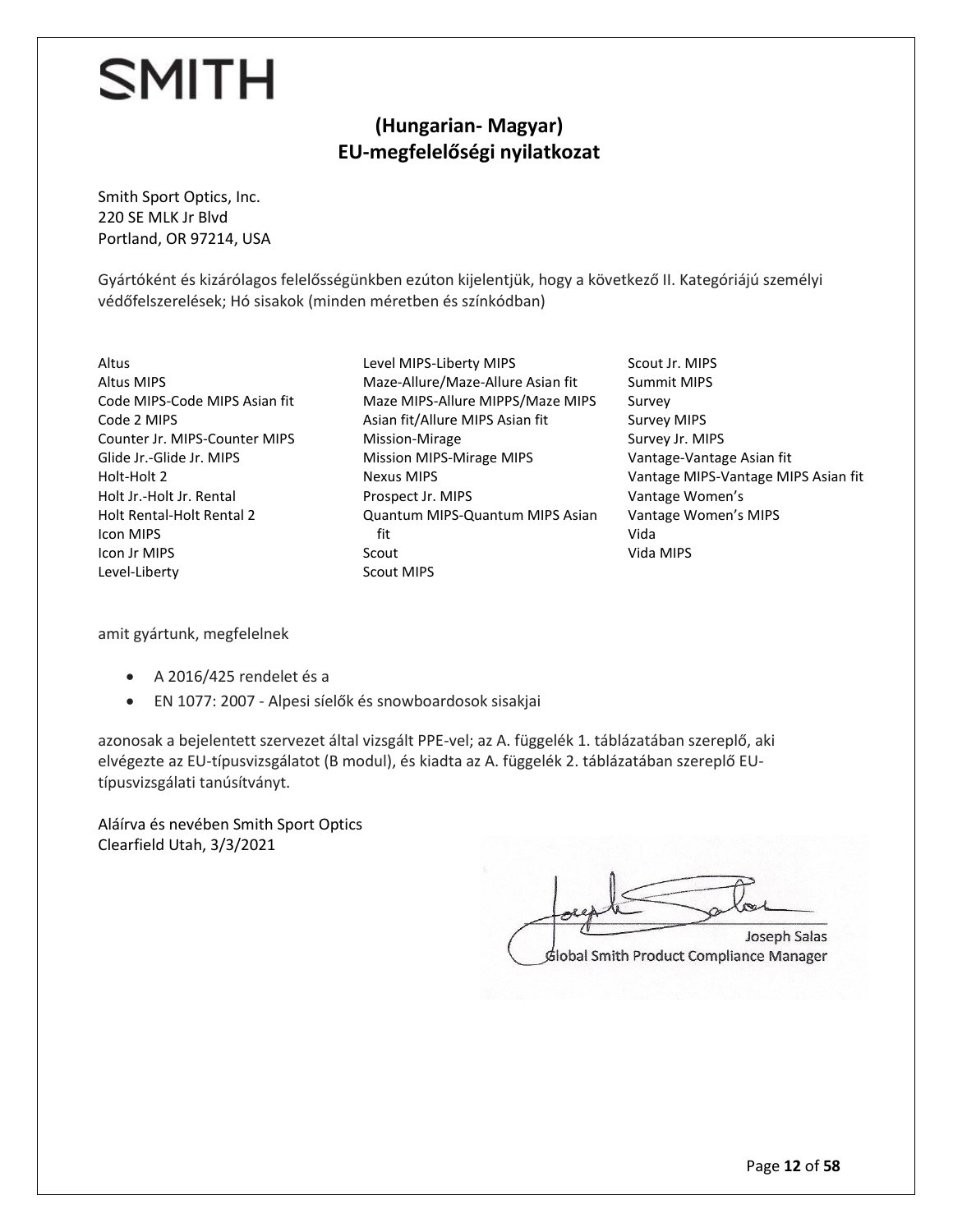SMITH

## (Hungarian- Magyar)
## EU-megfelelőségi nyilatkozat

Smith Sport Optics, Inc.
220 SE MLK Jr Blvd
Portland, OR 97214, USA

Gyártóként és kizárólagos felelősségünkben ezúton kijelentjük, hogy a következő II. Kategóriájú személyi védőfelszerelések; Hó sisakok (minden méretben és színkódban)

Altus
Altus MIPS
Code MIPS-Code MIPS Asian fit
Code 2 MIPS
Counter Jr. MIPS-Counter MIPS
Glide Jr.-Glide Jr. MIPS
Holt-Holt 2
Holt Jr.-Holt Jr. Rental
Holt Rental-Holt Rental 2
Icon MIPS
Icon Jr MIPS
Level-Liberty
Level MIPS-Liberty MIPS
Maze-Allure/Maze-Allure Asian fit
Maze MIPS-Allure MIPPS/Maze MIPS Asian fit/Allure MIPS Asian fit
Mission-Mirage
Mission MIPS-Mirage MIPS
Nexus MIPS
Prospect Jr. MIPS
Quantum MIPS-Quantum MIPS Asian fit
Scout
Scout MIPS
Scout Jr. MIPS
Summit MIPS
Survey
Survey MIPS
Survey Jr. MIPS
Vantage-Vantage Asian fit
Vantage MIPS-Vantage MIPS Asian fit
Vantage Women's
Vantage Women's MIPS
Vida
Vida MIPS

amit gyártunk, megfelelnek

- A 2016/425 rendelet és a
- EN 1077: 2007 - Alpesi síelők és snowboardosok sisakjai

azonosak a bejelentett szervezet által vizsgált PPE-vel; az A. függelék 1. táblázatában szereplő, aki elvégezte az EU-típusvizsgálatot (B modul), és kiadta az A. függelék 2. táblázatában szereplő EU-típusvizsgálati tanúsítványt.

Aláírva és nevében Smith Sport Optics
Clearfield Utah, 3/3/2021

Joseph Salas
Global Smith Product Compliance Manager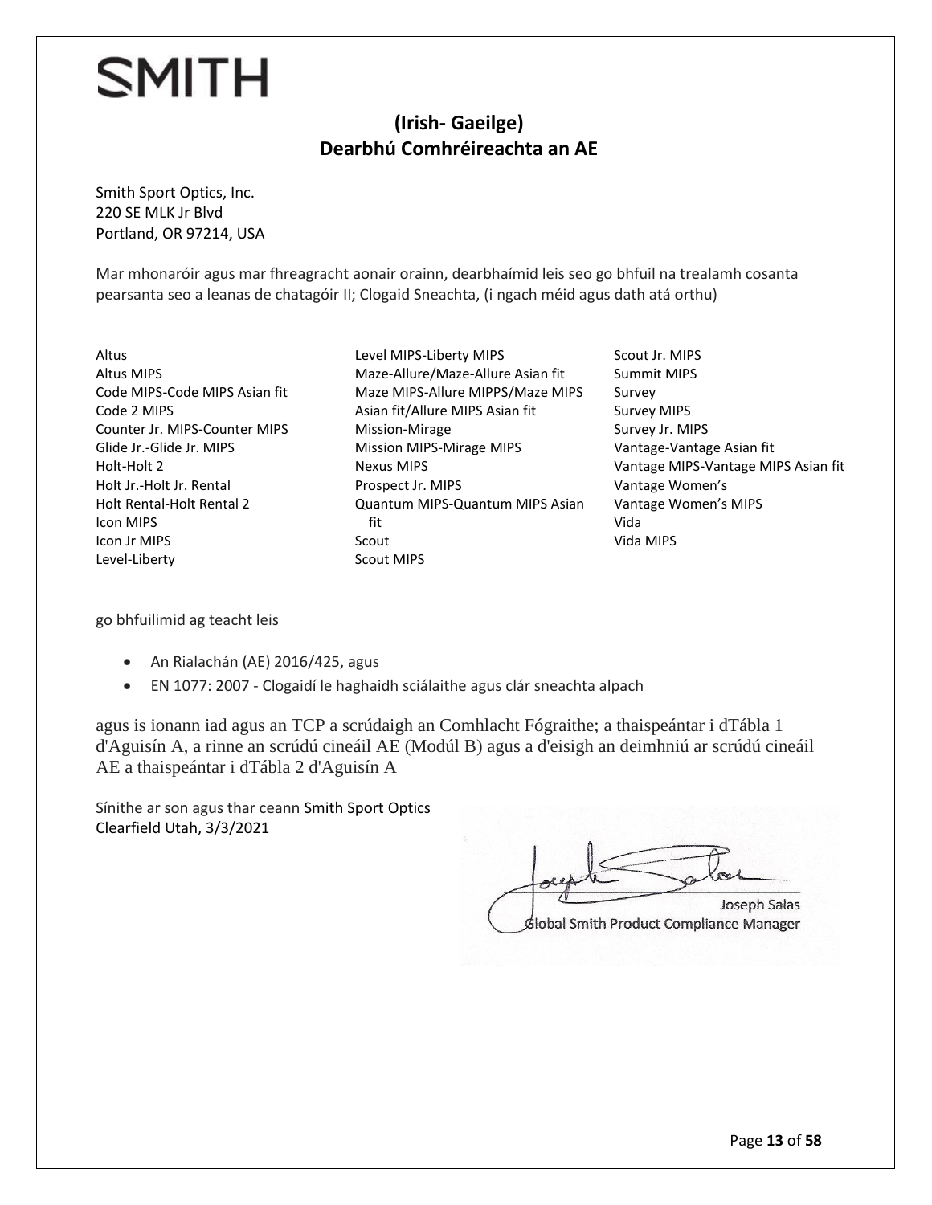SMITH

## (Irish- Gaeilge)
## Dearbhú Comhréireachta an AE

Smith Sport Optics, Inc.
220 SE MLK Jr Blvd
Portland, OR 97214, USA

Mar mhonaróir agus mar fhreagracht aonair orainn, dearbhaímid leis seo go bhfuil na trealamh cosanta pearsanta seo a leanas de chatagóir II; Clogaid Sneachta, (i ngach méid agus dath atá orthu)

Altus
Altus MIPS
Code MIPS-Code MIPS Asian fit
Code 2 MIPS
Counter Jr. MIPS-Counter MIPS
Glide Jr.-Glide Jr. MIPS
Holt-Holt 2
Holt Jr.-Holt Jr. Rental
Holt Rental-Holt Rental 2
Icon MIPS
Icon Jr MIPS
Level-Liberty
Level MIPS-Liberty MIPS
Maze-Allure/Maze-Allure Asian fit
Maze MIPS-Allure MIPPS/Maze MIPS Asian fit/Allure MIPS Asian fit
Mission-Mirage
Mission MIPS-Mirage MIPS
Nexus MIPS
Prospect Jr. MIPS
Quantum MIPS-Quantum MIPS Asian fit
Scout
Scout MIPS
Scout Jr. MIPS
Summit MIPS
Survey
Survey MIPS
Survey Jr. MIPS
Vantage-Vantage Asian fit
Vantage MIPS-Vantage MIPS Asian fit
Vantage Women's
Vantage Women's MIPS
Vida
Vida MIPS

go bhfuilimid ag teacht leis

- An Rialachán (AE) 2016/425, agus
- EN 1077: 2007 - Clogaidí le haghaidh sciálaithe agus clár sneachta alpach

agus is ionann iad agus an TCP a scrúdaigh an Comhlacht Fógraithe; a thaispeántar i dTábla 1 d'Aguisín A, a rinne an scrúdú cineáil AE (Modúl B) agus a d'eisigh an deimhniú ar scrúdú cineáil AE a thaispeántar i dTábla 2 d'Aguisín A

Sínithe ar son agus thar ceann Smith Sport Optics
Clearfield Utah, 3/3/2021

Joseph Salas
Global Smith Product Compliance Manager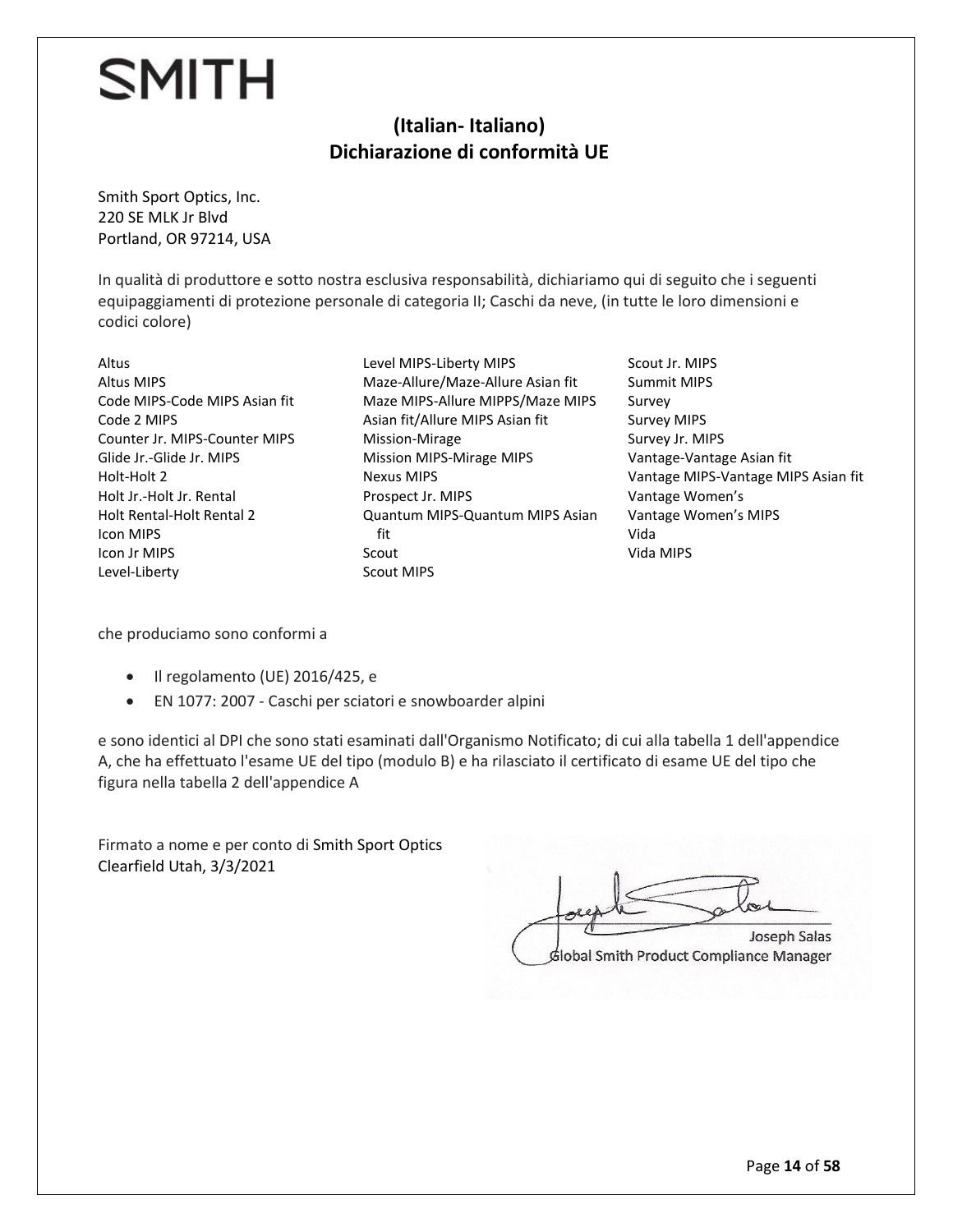SMITH

## (Italian- Italiano)
## Dichiarazione di conformità UE

Smith Sport Optics, Inc.
220 SE MLK Jr Blvd
Portland, OR 97214, USA

In qualità di produttore e sotto nostra esclusiva responsabilità, dichiariamo qui di seguito che i seguenti equipaggiamenti di protezione personale di categoria II; Caschi da neve, (in tutte le loro dimensioni e codici colore)

Altus
Altus MIPS
Code MIPS-Code MIPS Asian fit
Code 2 MIPS
Counter Jr. MIPS-Counter MIPS
Glide Jr.-Glide Jr. MIPS
Holt-Holt 2
Holt Jr.-Holt Jr. Rental
Holt Rental-Holt Rental 2
Icon MIPS
Icon Jr MIPS
Level-Liberty
Level MIPS-Liberty MIPS
Maze-Allure/Maze-Allure Asian fit
Maze MIPS-Allure MIPPS/Maze MIPS Asian fit/Allure MIPS Asian fit
Mission-Mirage
Mission MIPS-Mirage MIPS
Nexus MIPS
Prospect Jr. MIPS
Quantum MIPS-Quantum MIPS Asian fit
Scout
Scout MIPS
Scout Jr. MIPS
Summit MIPS
Survey
Survey MIPS
Survey Jr. MIPS
Vantage-Vantage Asian fit
Vantage MIPS-Vantage MIPS Asian fit
Vantage Women's
Vantage Women's MIPS
Vida
Vida MIPS

che produciamo sono conformi a

- Il regolamento (UE) 2016/425, e
- EN 1077: 2007 - Caschi per sciatori e snowboarder alpini

e sono identici al DPI che sono stati esaminati dall'Organismo Notificato; di cui alla tabella 1 dell'appendice A, che ha effettuato l'esame UE del tipo (modulo B) e ha rilasciato il certificato di esame UE del tipo che figura nella tabella 2 dell'appendice A

Firmato a nome e per conto di Smith Sport Optics
Clearfield Utah, 3/3/2021

Joseph Salas
Global Smith Product Compliance Manager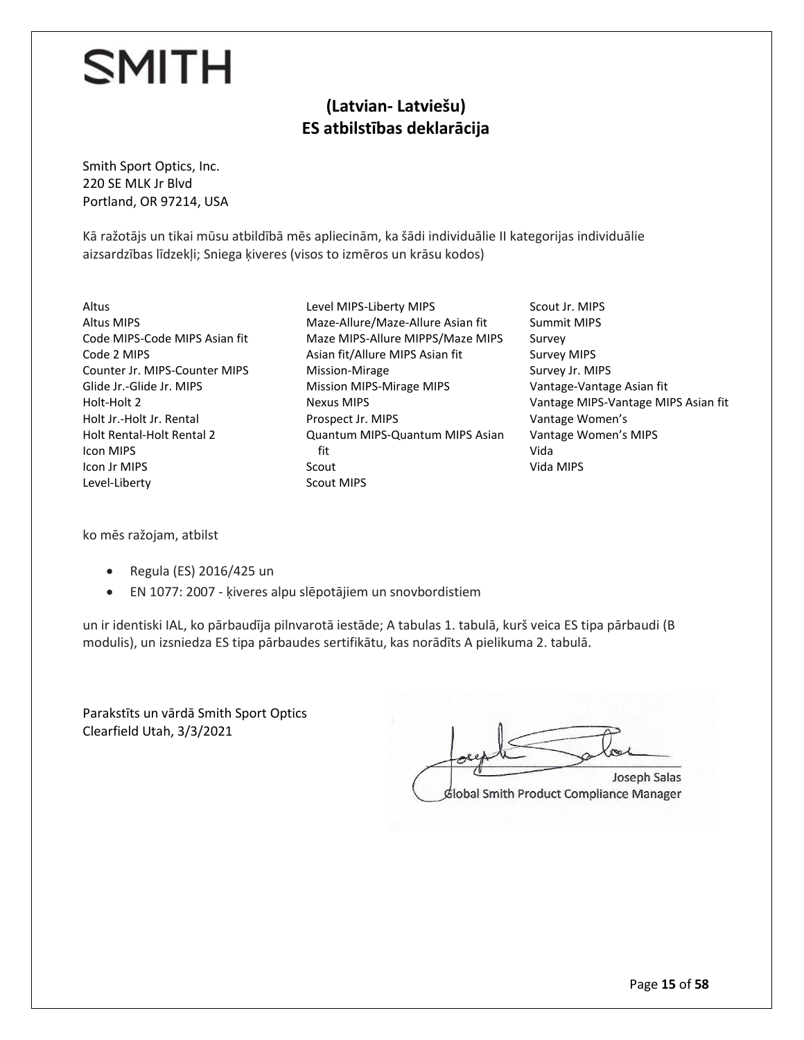SMITH

## (Latvian- Latviešu)
## ES atbilstības deklarācija

Smith Sport Optics, Inc.
220 SE MLK Jr Blvd
Portland, OR 97214, USA

Kā ražotājs un tikai mūsu atbildībā mēs apliecinām, ka šādi individuālie II kategorijas individuālie aizsardzības līdzekļi; Sniega ķiveres (visos to izmēros un krāsu kodos)

Altus
Altus MIPS
Code MIPS-Code MIPS Asian fit
Code 2 MIPS
Counter Jr. MIPS-Counter MIPS
Glide Jr.-Glide Jr. MIPS
Holt-Holt 2
Holt Jr.-Holt Jr. Rental
Holt Rental-Holt Rental 2
Icon MIPS
Icon Jr MIPS
Level-Liberty
Level MIPS-Liberty MIPS
Maze-Allure/Maze-Allure Asian fit
Maze MIPS-Allure MIPPS/Maze MIPS Asian fit/Allure MIPS Asian fit
Mission-Mirage
Mission MIPS-Mirage MIPS
Nexus MIPS
Prospect Jr. MIPS
Quantum MIPS-Quantum MIPS Asian fit
Scout
Scout MIPS
Scout Jr. MIPS
Summit MIPS
Survey
Survey MIPS
Survey Jr. MIPS
Vantage-Vantage Asian fit
Vantage MIPS-Vantage MIPS Asian fit
Vantage Women's
Vantage Women's MIPS
Vida
Vida MIPS

ko mēs ražojam, atbilst

- Regula (ES) 2016/425 un
- EN 1077: 2007 - ķiveres alpu slēpotājiem un snovbordistiem

un ir identiski IAL, ko pārbaudīja pilnvarotā iestāde; A tabulas 1. tabulā, kurš veica ES tipa pārbaudi (B modulis), un izsniedza ES tipa pārbaudes sertifikātu, kas norādīts A pielikuma 2. tabulā.

Parakstīts un vārdā Smith Sport Optics
Clearfield Utah, 3/3/2021

Joseph Salas
Global Smith Product Compliance Manager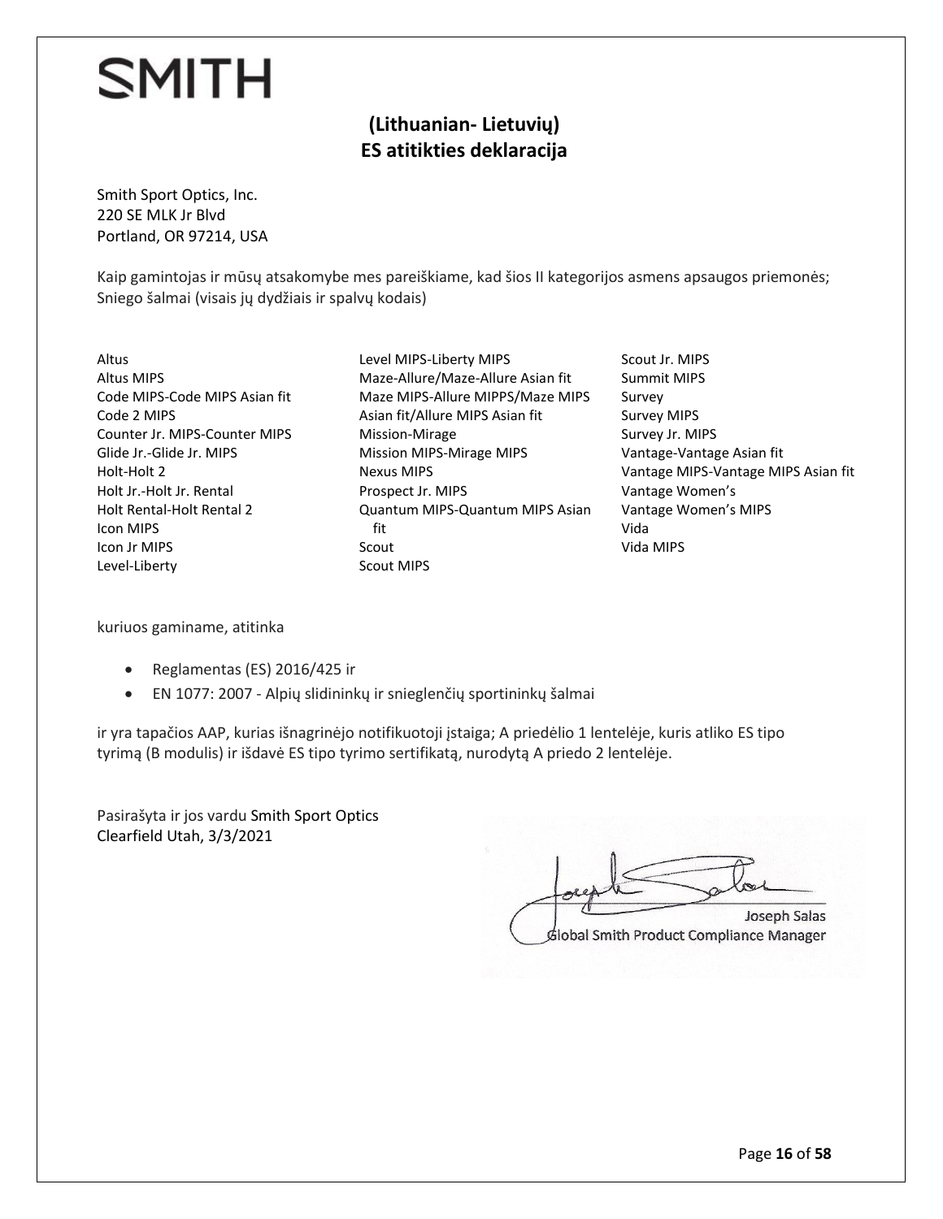SMITH

## (Lithuanian- Lietuvių)
## ES atitikties deklaracija

Smith Sport Optics, Inc.
220 SE MLK Jr Blvd
Portland, OR 97214, USA

Kaip gamintojas ir mūsų atsakomybe mes pareiškiame, kad šios II kategorijos asmens apsaugos priemonės; Sniego šalmai (visais jų dydžiais ir spalvų kodais)

Altus
Altus MIPS
Code MIPS-Code MIPS Asian fit
Code 2 MIPS
Counter Jr. MIPS-Counter MIPS
Glide Jr.-Glide Jr. MIPS
Holt-Holt 2
Holt Jr.-Holt Jr. Rental
Holt Rental-Holt Rental 2
Icon MIPS
Icon Jr MIPS
Level-Liberty
Level MIPS-Liberty MIPS
Maze-Allure/Maze-Allure Asian fit
Maze MIPS-Allure MIPPS/Maze MIPS Asian fit/Allure MIPS Asian fit
Mission-Mirage
Mission MIPS-Mirage MIPS
Nexus MIPS
Prospect Jr. MIPS
Quantum MIPS-Quantum MIPS Asian fit
Scout
Scout MIPS
Scout Jr. MIPS
Summit MIPS
Survey
Survey MIPS
Survey Jr. MIPS
Vantage-Vantage Asian fit
Vantage MIPS-Vantage MIPS Asian fit
Vantage Women's
Vantage Women's MIPS
Vida
Vida MIPS

kuriuos gaminame, atitinka

- Reglamentas (ES) 2016/425 ir
- EN 1077: 2007 - Alpių slidininkų ir snieglenčių sportininkų šalmai

ir yra tapačios AAP, kurias išnagrinėjo notifikuotoji įstaiga; A priedėlio 1 lentelėje, kuris atliko ES tipo tyrimą (B modulis) ir išdavė ES tipo tyrimo sertifikatą, nurodytą A priedo 2 lentelėje.

Pasirašyta ir jos vardu Smith Sport Optics
Clearfield Utah, 3/3/2021

Joseph Salas
Global Smith Product Compliance Manager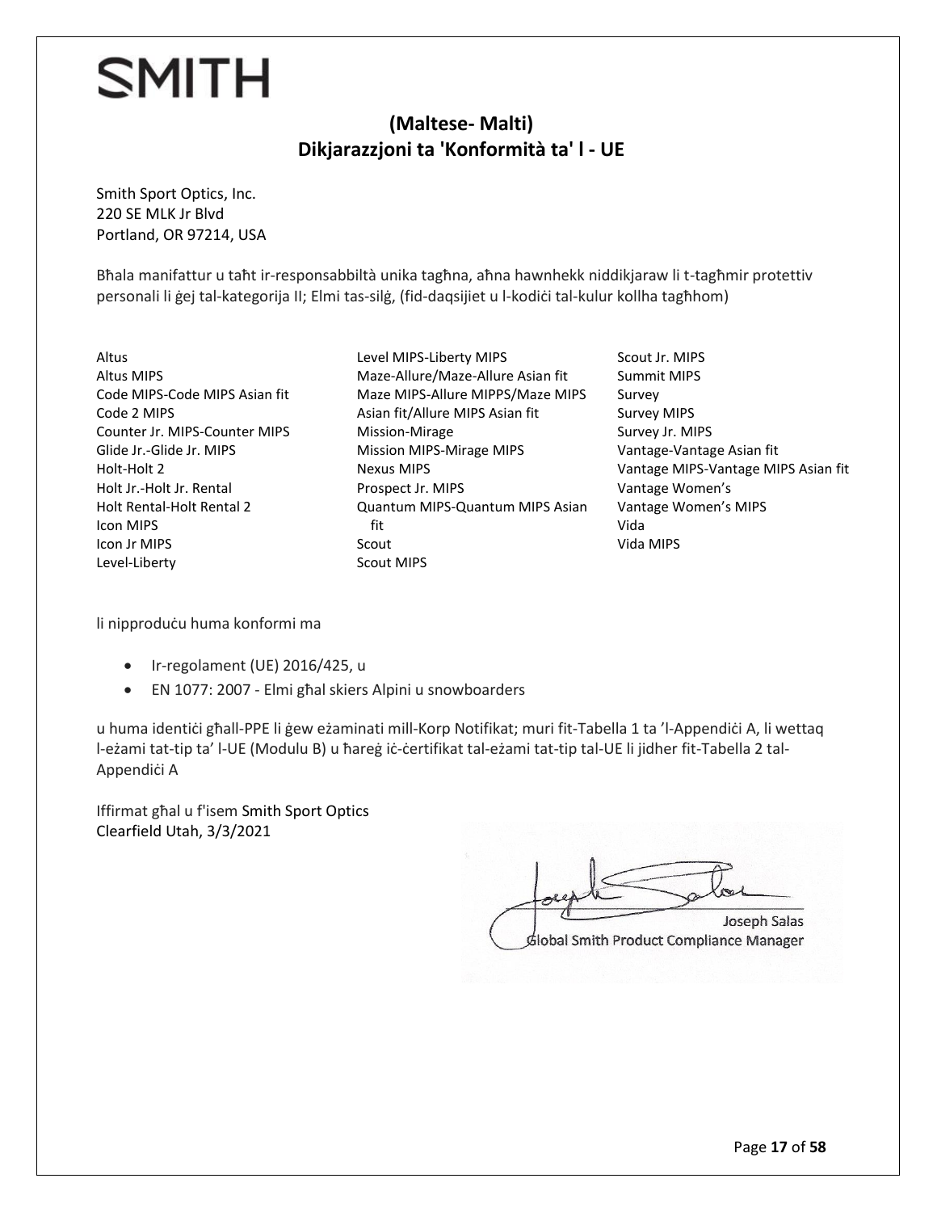SMITH

## (Maltese- Malti)
## Dikjarazzjoni ta 'Konformità ta' l - UE

Smith Sport Optics, Inc.
220 SE MLK Jr Blvd
Portland, OR 97214, USA

Bħala manifattur u taħt ir-responsabbiltà unika tagħna, aħna hawnhekk niddikjaraw li t-tagħmir protettiv personali li ġej tal-kategorija II; Elmi tas-silġ, (fid-daqsijiet u l-kodiċi tal-kulur kollha tagħhom)

Altus
Altus MIPS
Code MIPS-Code MIPS Asian fit
Code 2 MIPS
Counter Jr. MIPS-Counter MIPS
Glide Jr.-Glide Jr. MIPS
Holt-Holt 2
Holt Jr.-Holt Jr. Rental
Holt Rental-Holt Rental 2
Icon MIPS
Icon Jr MIPS
Level-Liberty
Level MIPS-Liberty MIPS
Maze-Allure/Maze-Allure Asian fit
Maze MIPS-Allure MIPPS/Maze MIPS Asian fit/Allure MIPS Asian fit
Mission-Mirage
Mission MIPS-Mirage MIPS
Nexus MIPS
Prospect Jr. MIPS
Quantum MIPS-Quantum MIPS Asian fit
Scout
Scout MIPS
Scout Jr. MIPS
Summit MIPS
Survey
Survey MIPS
Survey Jr. MIPS
Vantage-Vantage Asian fit
Vantage MIPS-Vantage MIPS Asian fit
Vantage Women's
Vantage Women's MIPS
Vida
Vida MIPS

li nipproduċu huma konformi ma

- Ir-regolament (UE) 2016/425, u
- EN 1077: 2007 - Elmi għal skiers Alpini u snowboarders

u huma identiċi għall-PPE li ġew eżaminati mill-Korp Notifikat; muri fit-Tabella 1 ta 'l-Appendiċi A, li wettaq l-eżami tat-tip ta' l-UE (Modulu B) u ħareġ iċ-ċertifikat tal-eżami tat-tip tal-UE li jidher fit-Tabella 2 tal-Appendiċi A

Iffirmat għal u f'isem Smith Sport Optics
Clearfield Utah, 3/3/2021

Joseph Salas
Global Smith Product Compliance Manager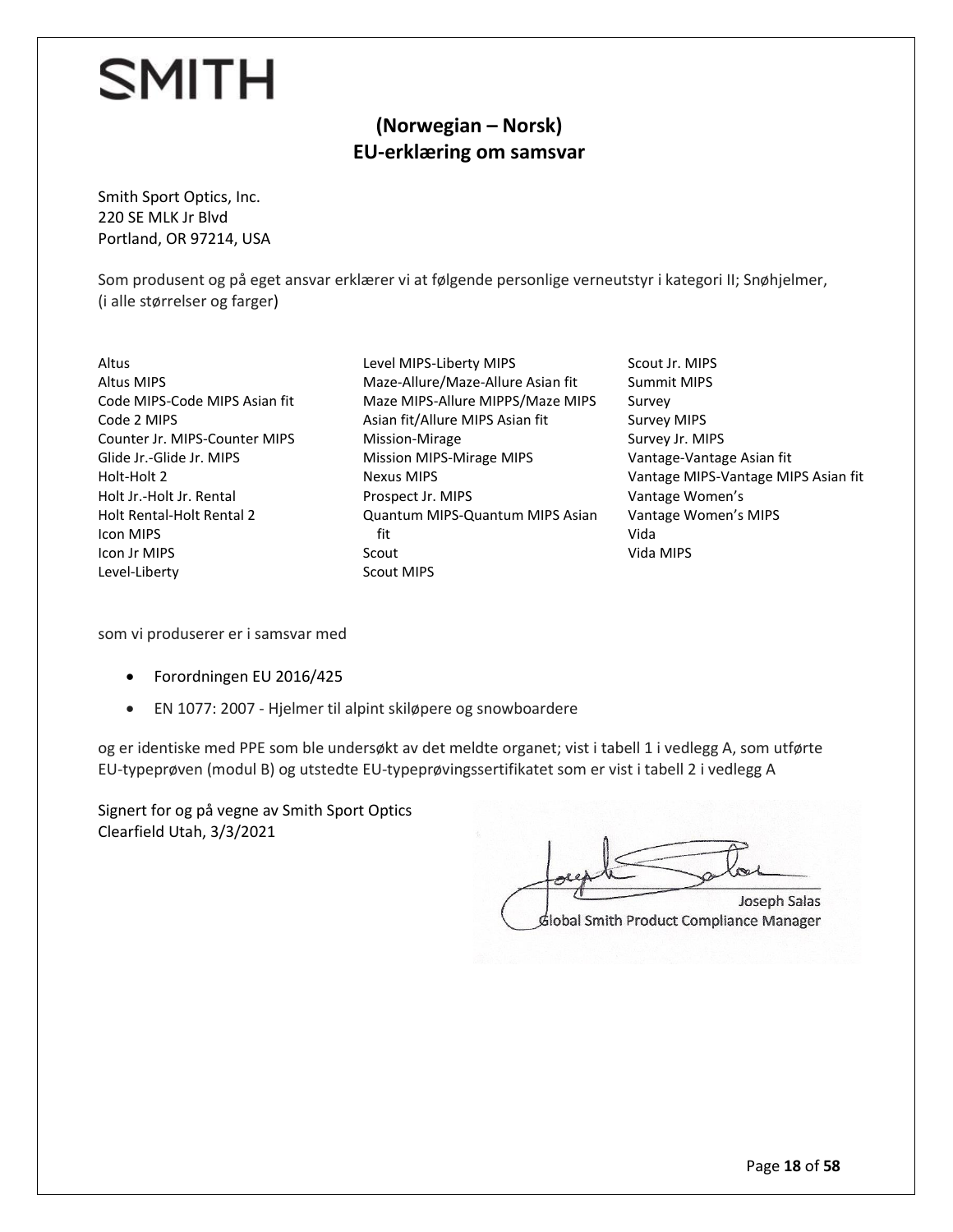SMITH

## (Norwegian – Norsk)
## EU-erklæring om samsvar

Smith Sport Optics, Inc.
220 SE MLK Jr Blvd
Portland, OR 97214, USA

Som produsent og på eget ansvar erklærer vi at følgende personlige verneutstyr i kategori II; Snøhjelmer, (i alle størrelser og farger)

Altus
Altus MIPS
Code MIPS-Code MIPS Asian fit
Code 2 MIPS
Counter Jr. MIPS-Counter MIPS
Glide Jr.-Glide Jr. MIPS
Holt-Holt 2
Holt Jr.-Holt Jr. Rental
Holt Rental-Holt Rental 2
Icon MIPS
Icon Jr MIPS
Level-Liberty
Level MIPS-Liberty MIPS
Maze-Allure/Maze-Allure Asian fit
Maze MIPS-Allure MIPPS/Maze MIPS Asian fit/Allure MIPS Asian fit
Mission-Mirage
Mission MIPS-Mirage MIPS
Nexus MIPS
Prospect Jr. MIPS
Quantum MIPS-Quantum MIPS Asian fit
Scout
Scout MIPS
Scout Jr. MIPS
Summit MIPS
Survey
Survey MIPS
Survey Jr. MIPS
Vantage-Vantage Asian fit
Vantage MIPS-Vantage MIPS Asian fit
Vantage Women's
Vantage Women's MIPS
Vida
Vida MIPS

som vi produserer er i samsvar med

- Forordningen EU 2016/425
- EN 1077: 2007 - Hjelmer til alpint skiløpere og snowboardere

og er identiske med PPE som ble undersøkt av det meldte organet; vist i tabell 1 i vedlegg A, som utførte EU-typeprøven (modul B) og utstedte EU-typeprøvingssertifikatet som er vist i tabell 2 i vedlegg A

Signert for og på vegne av Smith Sport Optics
Clearfield Utah, 3/3/2021

Joseph Salas
Global Smith Product Compliance Manager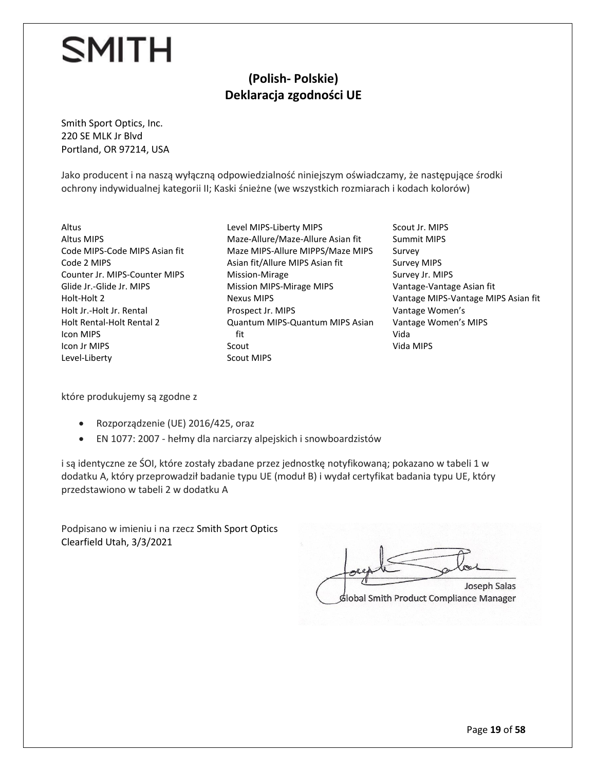SMITH

## (Polish- Polskie)
## Deklaracja zgodności UE

Smith Sport Optics, Inc.
220 SE MLK Jr Blvd
Portland, OR 97214, USA

Jako producent i na naszą wyłączną odpowiedzialność niniejszym oświadczamy, że następujące środki ochrony indywidualnej kategorii II; Kaski śnieżne (we wszystkich rozmiarach i kodach kolorów)

Altus
Altus MIPS
Code MIPS-Code MIPS Asian fit
Code 2 MIPS
Counter Jr. MIPS-Counter MIPS
Glide Jr.-Glide Jr. MIPS
Holt-Holt 2
Holt Jr.-Holt Jr. Rental
Holt Rental-Holt Rental 2
Icon MIPS
Icon Jr MIPS
Level-Liberty
Level MIPS-Liberty MIPS
Maze-Allure/Maze-Allure Asian fit
Maze MIPS-Allure MIPPS/Maze MIPS Asian fit/Allure MIPS Asian fit
Mission-Mirage
Mission MIPS-Mirage MIPS
Nexus MIPS
Prospect Jr. MIPS
Quantum MIPS-Quantum MIPS Asian fit
Scout
Scout MIPS
Scout Jr. MIPS
Summit MIPS
Survey
Survey MIPS
Survey Jr. MIPS
Vantage-Vantage Asian fit
Vantage MIPS-Vantage MIPS Asian fit
Vantage Women's
Vantage Women's MIPS
Vida
Vida MIPS

które produkujemy są zgodne z

- Rozporządzenie (UE) 2016/425, oraz
- EN 1077: 2007 - hełmy dla narciarzy alpejskich i snowboardzistów

i są identyczne ze ŚOI, które zostały zbadane przez jednostkę notyfikowaną; pokazano w tabeli 1 w dodatku A, który przeprowadził badanie typu UE (moduł B) i wydał certyfikat badania typu UE, który przedstawiono w tabeli 2 w dodatku A

Podpisano w imieniu i na rzecz Smith Sport Optics
Clearfield Utah, 3/3/2021

Joseph Salas
Global Smith Product Compliance Manager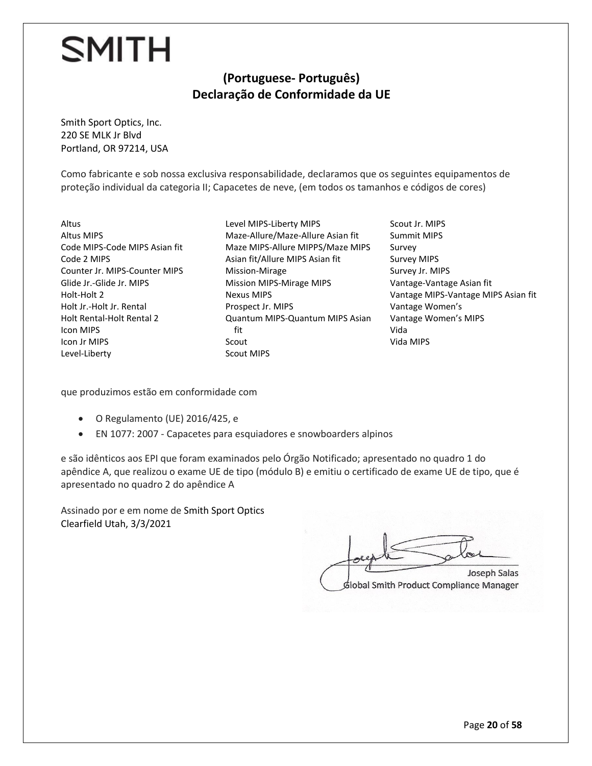SMITH

## (Portuguese- Português)
## Declaração de Conformidade da UE

Smith Sport Optics, Inc.
220 SE MLK Jr Blvd
Portland, OR 97214, USA

Como fabricante e sob nossa exclusiva responsabilidade, declaramos que os seguintes equipamentos de proteção individual da categoria II; Capacetes de neve, (em todos os tamanhos e códigos de cores)

Altus
Altus MIPS
Code MIPS-Code MIPS Asian fit
Code 2 MIPS
Counter Jr. MIPS-Counter MIPS
Glide Jr.-Glide Jr. MIPS
Holt-Holt 2
Holt Jr.-Holt Jr. Rental
Holt Rental-Holt Rental 2
Icon MIPS
Icon Jr MIPS
Level-Liberty
Level MIPS-Liberty MIPS
Maze-Allure/Maze-Allure Asian fit
Maze MIPS-Allure MIPPS/Maze MIPS Asian fit/Allure MIPS Asian fit
Mission-Mirage
Mission MIPS-Mirage MIPS
Nexus MIPS
Prospect Jr. MIPS
Quantum MIPS-Quantum MIPS Asian fit
Scout
Scout MIPS
Scout Jr. MIPS
Summit MIPS
Survey
Survey MIPS
Survey Jr. MIPS
Vantage-Vantage Asian fit
Vantage MIPS-Vantage MIPS Asian fit
Vantage Women's
Vantage Women's MIPS
Vida
Vida MIPS

que produzimos estão em conformidade com

- O Regulamento (UE) 2016/425, e
- EN 1077: 2007 - Capacetes para esquiadores e snowboarders alpinos

e são idênticos aos EPI que foram examinados pelo Órgão Notificado; apresentado no quadro 1 do apêndice A, que realizou o exame UE de tipo (módulo B) e emitiu o certificado de exame UE de tipo, que é apresentado no quadro 2 do apêndice A

Assinado por e em nome de Smith Sport Optics
Clearfield Utah, 3/3/2021

Joseph Salas
Global Smith Product Compliance Manager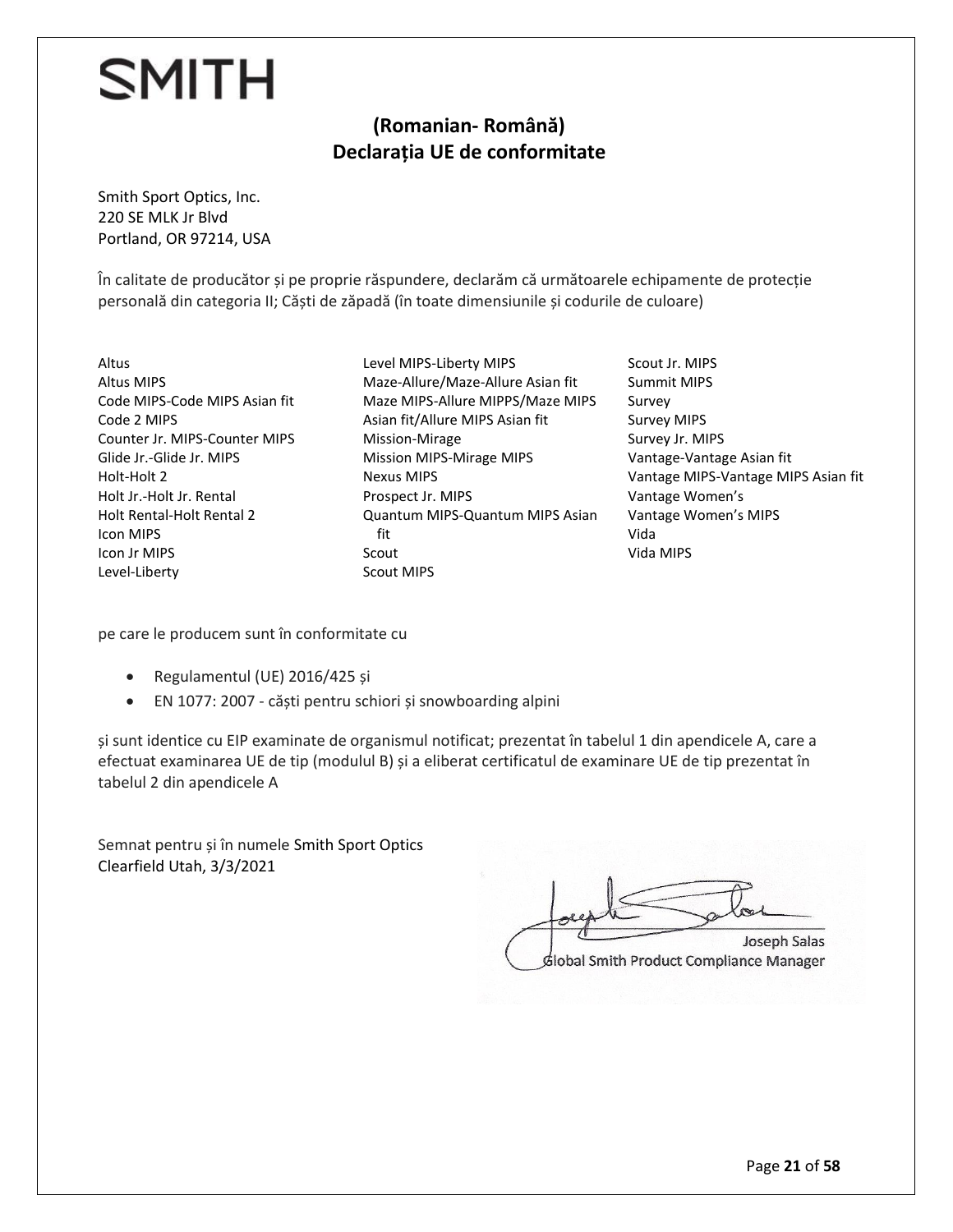SMITH

## (Romanian- Română)
## Declarația UE de conformitate

Smith Sport Optics, Inc.
220 SE MLK Jr Blvd
Portland, OR 97214, USA

În calitate de producător și pe proprie răspundere, declarăm că următoarele echipamente de protecție personală din categoria II; Căști de zăpadă (în toate dimensiunile și codurile de culoare)

Altus
Altus MIPS
Code MIPS-Code MIPS Asian fit
Code 2 MIPS
Counter Jr. MIPS-Counter MIPS
Glide Jr.-Glide Jr. MIPS
Holt-Holt 2
Holt Jr.-Holt Jr. Rental
Holt Rental-Holt Rental 2
Icon MIPS
Icon Jr MIPS
Level-Liberty
Level MIPS-Liberty MIPS
Maze-Allure/Maze-Allure Asian fit
Maze MIPS-Allure MIPPS/Maze MIPS Asian fit/Allure MIPS Asian fit
Mission-Mirage
Mission MIPS-Mirage MIPS
Nexus MIPS
Prospect Jr. MIPS
Quantum MIPS-Quantum MIPS Asian fit
Scout
Scout MIPS
Scout Jr. MIPS
Summit MIPS
Survey
Survey MIPS
Survey Jr. MIPS
Vantage-Vantage Asian fit
Vantage MIPS-Vantage MIPS Asian fit
Vantage Women's
Vantage Women's MIPS
Vida
Vida MIPS

pe care le producem sunt în conformitate cu

- Regulamentul (UE) 2016/425 și
- EN 1077: 2007 - căști pentru schiori și snowboarding alpini

și sunt identice cu EIP examinate de organismul notificat; prezentat în tabelul 1 din apendicele A, care a efectuat examinarea UE de tip (modulul B) și a eliberat certificatul de examinare UE de tip prezentat în tabelul 2 din apendicele A

Semnat pentru și în numele Smith Sport Optics
Clearfield Utah, 3/3/2021

Joseph Salas
Global Smith Product Compliance Manager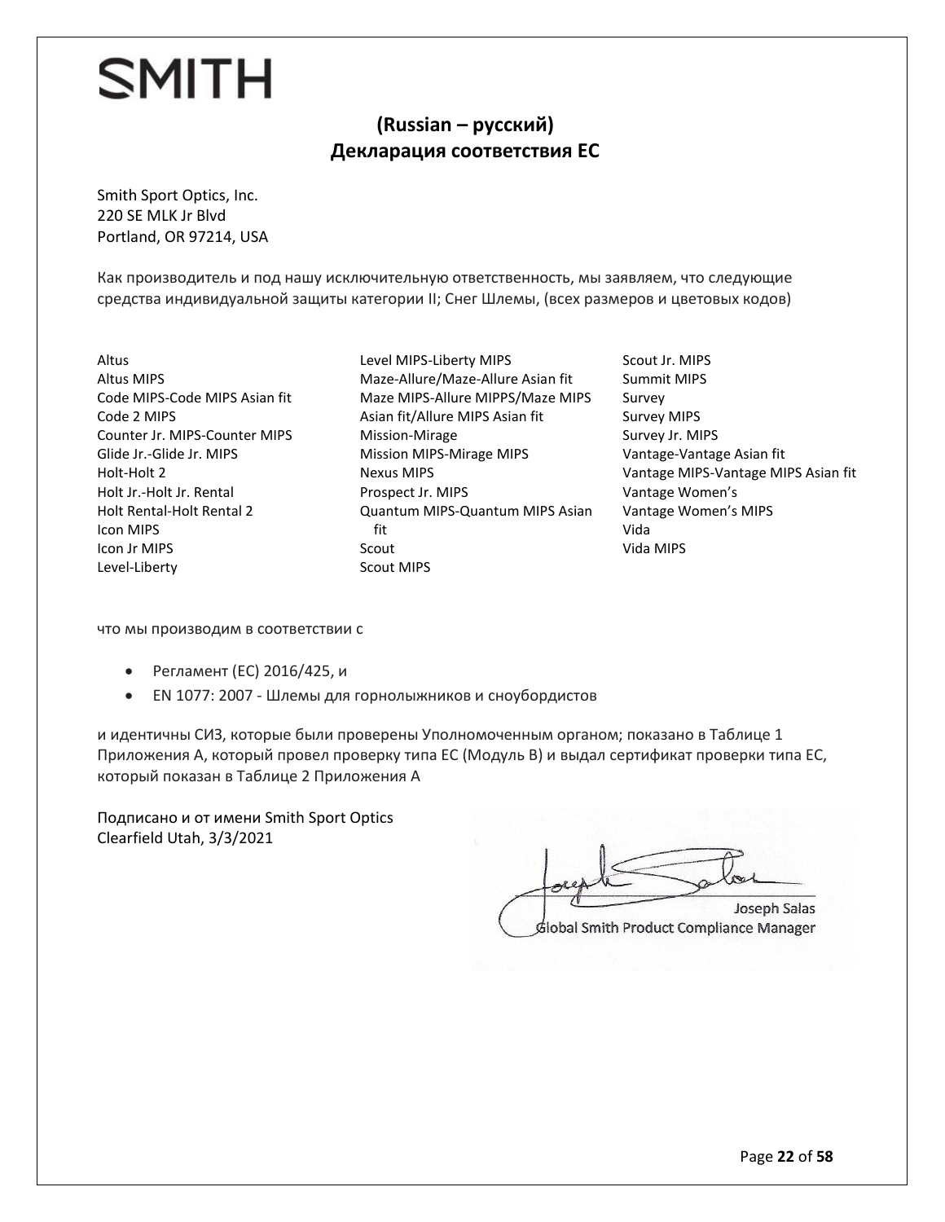SMITH

## (Russian – русский)
## Декларация соответствия ЕС

Smith Sport Optics, Inc.
220 SE MLK Jr Blvd
Portland, OR 97214, USA

Как производитель и под нашу исключительную ответственность, мы заявляем, что следующие средства индивидуальной защиты категории II; Снег Шлемы, (всех размеров и цветовых кодов)

Altus
Altus MIPS
Code MIPS-Code MIPS Asian fit
Code 2 MIPS
Counter Jr. MIPS-Counter MIPS
Glide Jr.-Glide Jr. MIPS
Holt-Holt 2
Holt Jr.-Holt Jr. Rental
Holt Rental-Holt Rental 2
Icon MIPS
Icon Jr MIPS
Level-Liberty
Level MIPS-Liberty MIPS
Maze-Allure/Maze-Allure Asian fit
Maze MIPS-Allure MIPPS/Maze MIPS Asian fit/Allure MIPS Asian fit
Mission-Mirage
Mission MIPS-Mirage MIPS
Nexus MIPS
Prospect Jr. MIPS
Quantum MIPS-Quantum MIPS Asian fit
Scout
Scout MIPS
Scout Jr. MIPS
Summit MIPS
Survey
Survey MIPS
Survey Jr. MIPS
Vantage-Vantage Asian fit
Vantage MIPS-Vantage MIPS Asian fit
Vantage Women's
Vantage Women's MIPS
Vida
Vida MIPS

что мы производим в соответствии с

- Регламент (ЕС) 2016/425, и
- EN 1077: 2007 - Шлемы для горнолыжников и сноубордистов

и идентичны СИЗ, которые были проверены Уполномоченным органом; показано в Таблице 1 Приложения A, который провел проверку типа ЕС (Модуль B) и выдал сертификат проверки типа ЕС, который показан в Таблице 2 Приложения A

Подписано и от имени Smith Sport Optics
Clearfield Utah, 3/3/2021

Joseph Salas
Global Smith Product Compliance Manager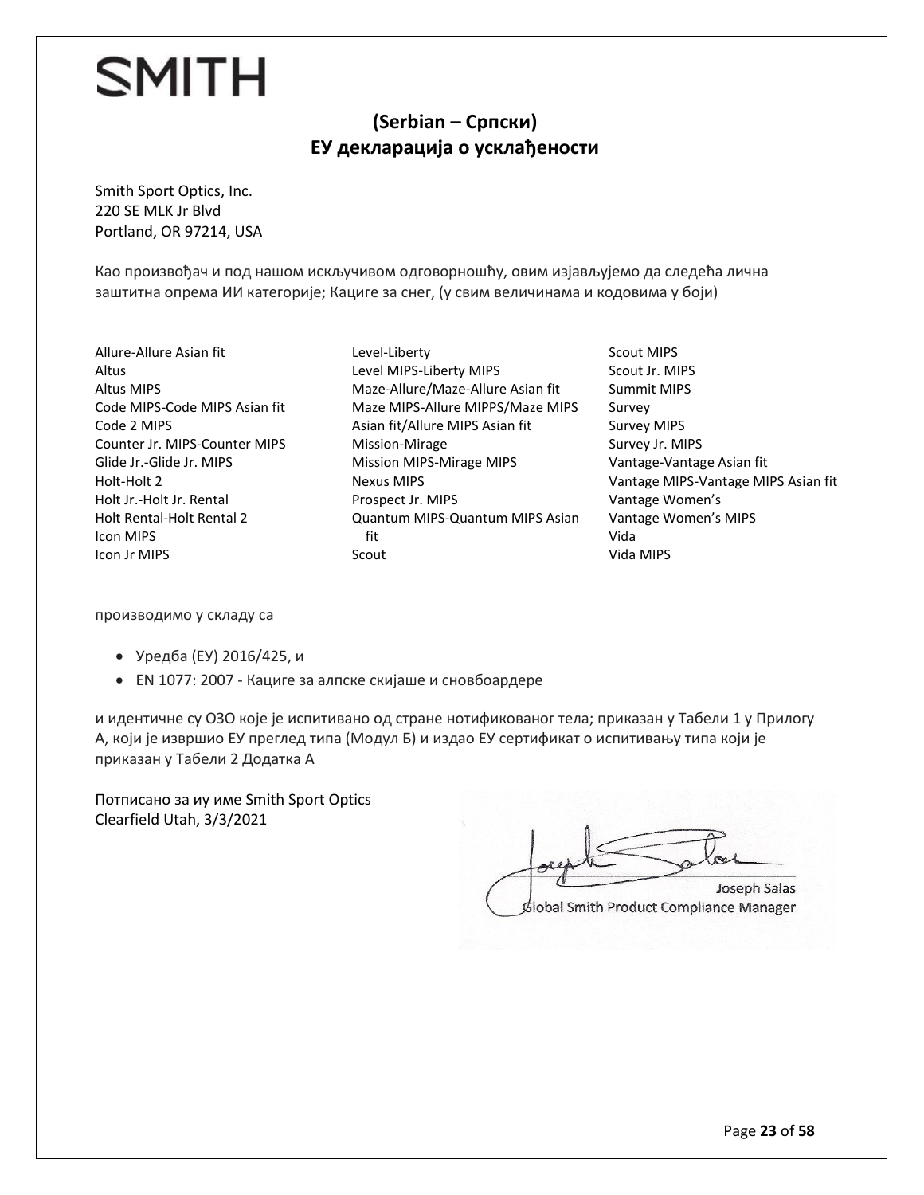SMITH

## (Serbian – Српски)
## ЕУ декларација о усклађености

Smith Sport Optics, Inc.
220 SE MLK Jr Blvd
Portland, OR 97214, USA

Као произвођач и под нашом искључивом одговорношћу, овим изјављујемо да следећа лична заштитна опрема ИИ категорије; Кациге за снег, (у свим величинама и кодовима у боји)

Allure-Allure Asian fit
Altus
Altus MIPS
Code MIPS-Code MIPS Asian fit
Code 2 MIPS
Counter Jr. MIPS-Counter MIPS
Glide Jr.-Glide Jr. MIPS
Holt-Holt 2
Holt Jr.-Holt Jr. Rental
Holt Rental-Holt Rental 2
Icon MIPS
Icon Jr MIPS
Level-Liberty
Level MIPS-Liberty MIPS
Maze-Allure/Maze-Allure Asian fit
Maze MIPS-Allure MIPPS/Maze MIPS Asian fit/Allure MIPS Asian fit
Mission-Mirage
Mission MIPS-Mirage MIPS
Nexus MIPS
Prospect Jr. MIPS
Quantum MIPS-Quantum MIPS Asian fit
Scout
Scout MIPS
Scout Jr. MIPS
Summit MIPS
Survey
Survey MIPS
Survey Jr. MIPS
Vantage-Vantage Asian fit
Vantage MIPS-Vantage MIPS Asian fit
Vantage Women's
Vantage Women's MIPS
Vida
Vida MIPS

производимо у складу са

- Уредба (ЕУ) 2016/425, и
- EN 1077: 2007 - Кациге за алпске скијаше и сновбоардере

и идентичне су ОЗО које је испитивано од стране нотификованог тела; приказан у Табели 1 у Прилогу А, који је извршио ЕУ преглед типа (Модул Б) и издао ЕУ сертификат о испитивању типа који је приказан у Табели 2 Додатка А

Потписано за иу име Smith Sport Optics
Clearfield Utah, 3/3/2021

Joseph Salas
Global Smith Product Compliance Manager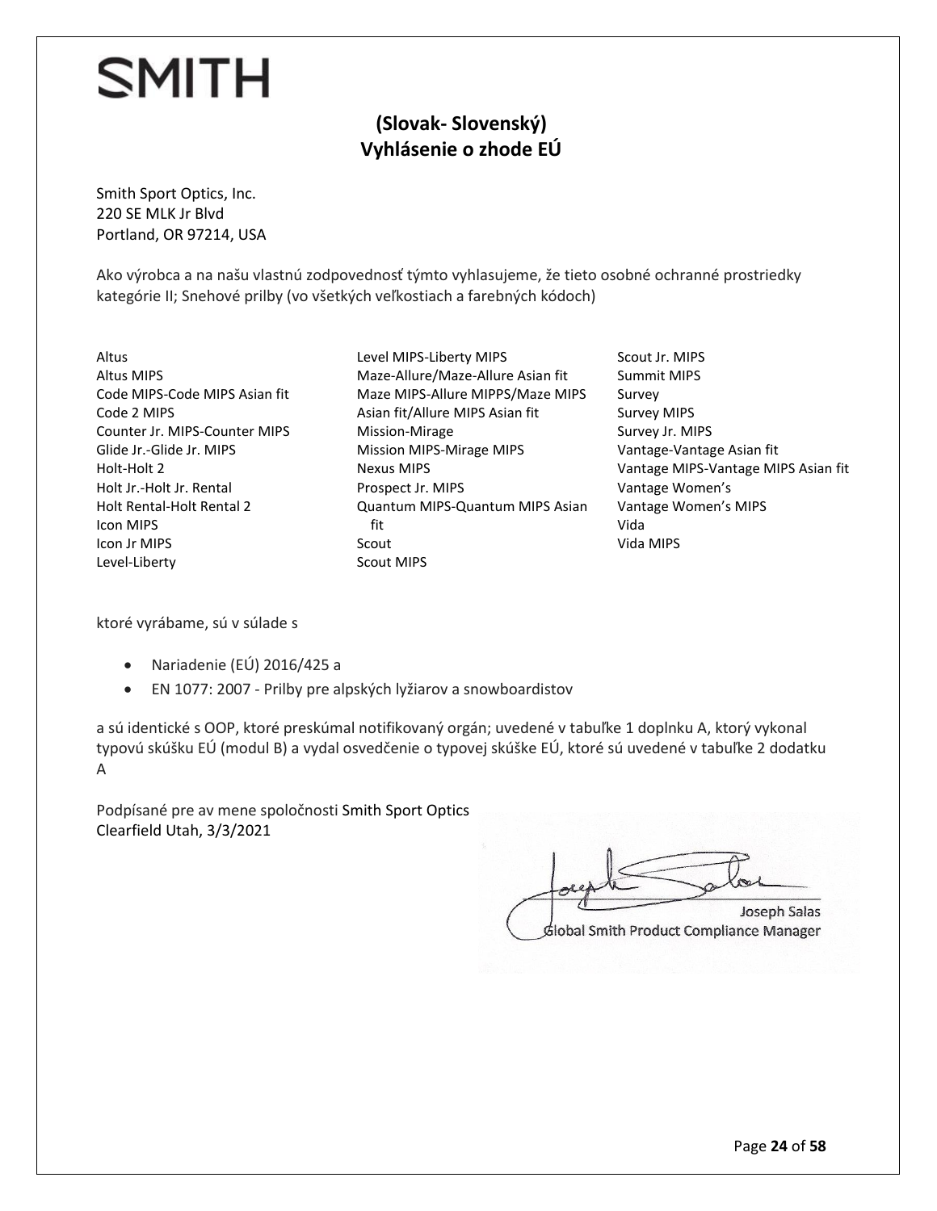SMITH

## (Slovak- Slovenský)
## Vyhlásenie o zhode EÚ

Smith Sport Optics, Inc.
220 SE MLK Jr Blvd
Portland, OR 97214, USA

Ako výrobca a na našu vlastnú zodpovednosť týmto vyhlasujeme, že tieto osobné ochranné prostriedky kategórie II; Snehové prilby (vo všetkých veľkostiach a farebných kódoch)

Altus
Altus MIPS
Code MIPS-Code MIPS Asian fit
Code 2 MIPS
Counter Jr. MIPS-Counter MIPS
Glide Jr.-Glide Jr. MIPS
Holt-Holt 2
Holt Jr.-Holt Jr. Rental
Holt Rental-Holt Rental 2
Icon MIPS
Icon Jr MIPS
Level-Liberty
Level MIPS-Liberty MIPS
Maze-Allure/Maze-Allure Asian fit
Maze MIPS-Allure MIPPS/Maze MIPS Asian fit/Allure MIPS Asian fit
Mission-Mirage
Mission MIPS-Mirage MIPS
Nexus MIPS
Prospect Jr. MIPS
Quantum MIPS-Quantum MIPS Asian fit
Scout
Scout MIPS
Scout Jr. MIPS
Summit MIPS
Survey
Survey MIPS
Survey Jr. MIPS
Vantage-Vantage Asian fit
Vantage MIPS-Vantage MIPS Asian fit
Vantage Women's
Vantage Women's MIPS
Vida
Vida MIPS

ktoré vyrábame, sú v súlade s

- Nariadenie (EÚ) 2016/425 a
- EN 1077: 2007 - Prilby pre alpských lyžiarov a snowboardistov

a sú identické s OOP, ktoré preskúmal notifikovaný orgán; uvedené v tabuľke 1 doplnku A, ktorý vykonal typovú skúšku EÚ (modul B) a vydal osvedčenie o typovej skúške EÚ, ktoré sú uvedené v tabuľke 2 dodatku A

Podpísané pre av mene spoločnosti Smith Sport Optics
Clearfield Utah, 3/3/2021

Joseph Salas
Global Smith Product Compliance Manager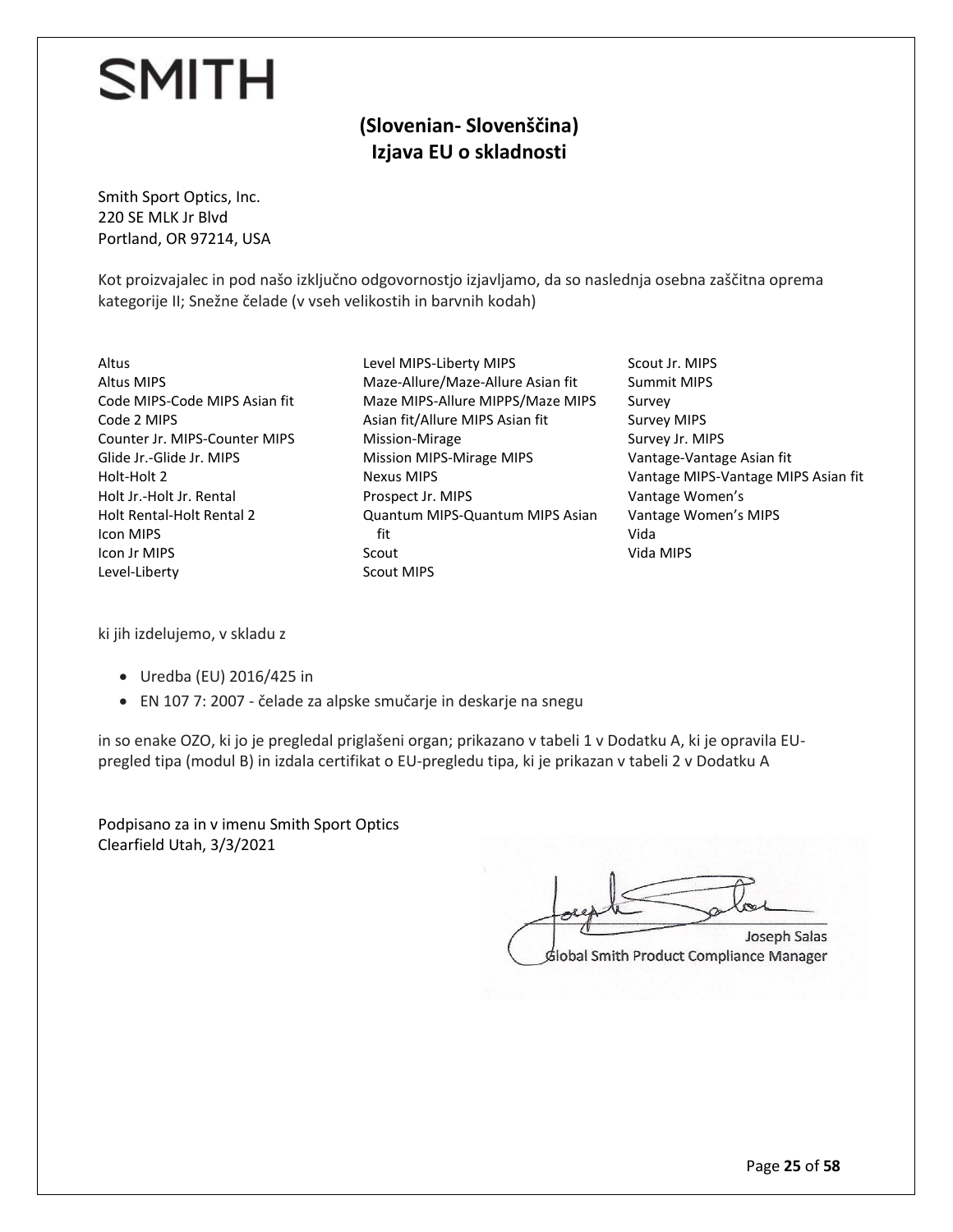SMITH

## (Slovenian- Slovenščina)
## Izjava EU o skladnosti

Smith Sport Optics, Inc.
220 SE MLK Jr Blvd
Portland, OR 97214, USA

Kot proizvajalec in pod našo izključno odgovornostjo izjavljamo, da so naslednja osebna zaščitna oprema kategorije II; Snežne čelade (v vseh velikostih in barvnih kodah)

Altus
Altus MIPS
Code MIPS-Code MIPS Asian fit
Code 2 MIPS
Counter Jr. MIPS-Counter MIPS
Glide Jr.-Glide Jr. MIPS
Holt-Holt 2
Holt Jr.-Holt Jr. Rental
Holt Rental-Holt Rental 2
Icon MIPS
Icon Jr MIPS
Level-Liberty
Level MIPS-Liberty MIPS
Maze-Allure/Maze-Allure Asian fit
Maze MIPS-Allure MIPPS/Maze MIPS Asian fit/Allure MIPS Asian fit
Mission-Mirage
Mission MIPS-Mirage MIPS
Nexus MIPS
Prospect Jr. MIPS
Quantum MIPS-Quantum MIPS Asian fit
Scout
Scout MIPS
Scout Jr. MIPS
Summit MIPS
Survey
Survey MIPS
Survey Jr. MIPS
Vantage-Vantage Asian fit
Vantage MIPS-Vantage MIPS Asian fit
Vantage Women's
Vantage Women's MIPS
Vida
Vida MIPS

ki jih izdelujemo, v skladu z

- Uredba (EU) 2016/425 in
- EN 107 7: 2007 - čelade za alpske smučarje in deskarje na snegu

in so enake OZO, ki jo je pregledal priglašeni organ; prikazano v tabeli 1 v Dodatku A, ki je opravila EU-pregled tipa (modul B) in izdala certifikat o EU-pregledu tipa, ki je prikazan v tabeli 2 v Dodatku A

Podpisano za in v imenu Smith Sport Optics
Clearfield Utah, 3/3/2021

Joseph Salas
Global Smith Product Compliance Manager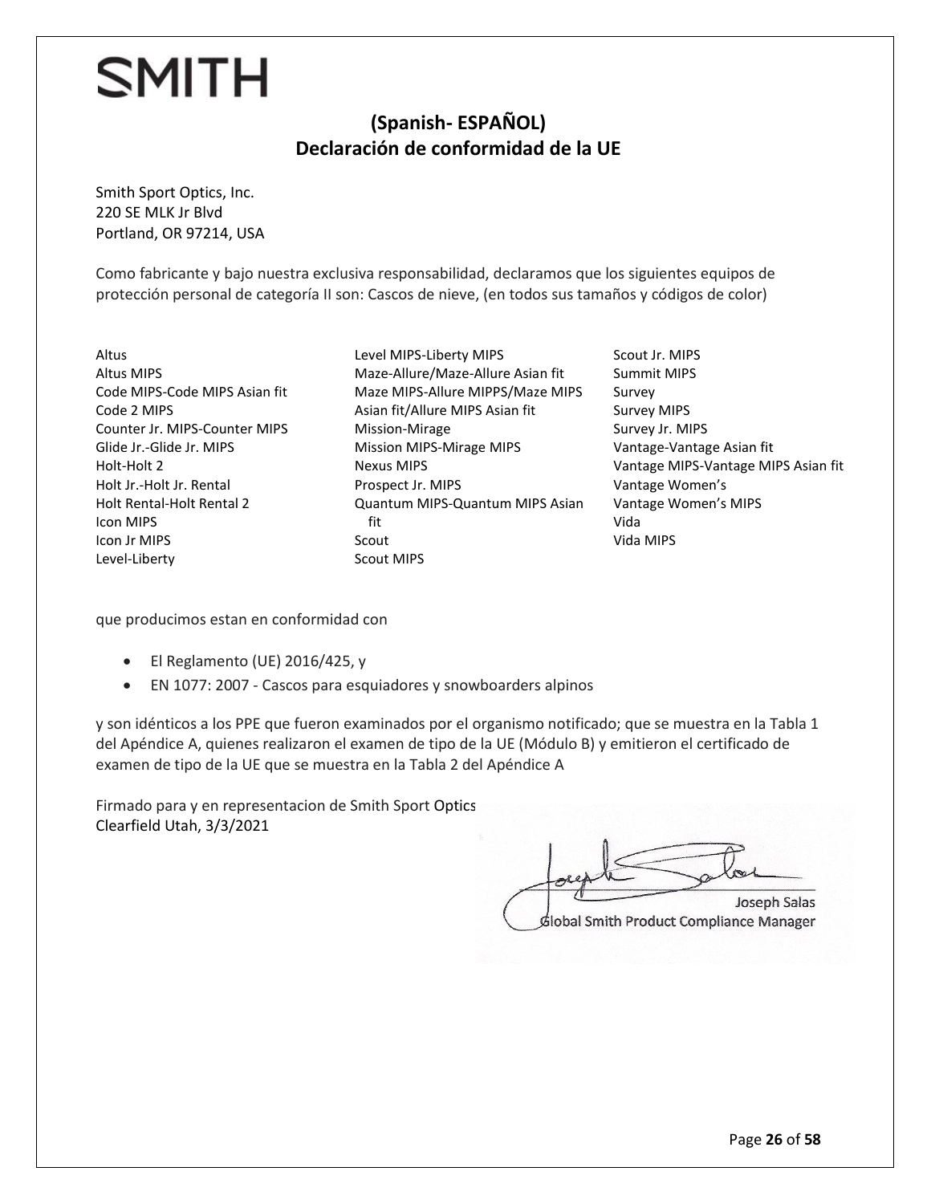SMITH

## (Spanish- ESPAÑOL)
## Declaración de conformidad de la UE

Smith Sport Optics, Inc.
220 SE MLK Jr Blvd
Portland, OR 97214, USA

Como fabricante y bajo nuestra exclusiva responsabilidad, declaramos que los siguientes equipos de protección personal de categoría II son: Cascos de nieve, (en todos sus tamaños y códigos de color)

Altus
Altus MIPS
Code MIPS-Code MIPS Asian fit
Code 2 MIPS
Counter Jr. MIPS-Counter MIPS
Glide Jr.-Glide Jr. MIPS
Holt-Holt 2
Holt Jr.-Holt Jr. Rental
Holt Rental-Holt Rental 2
Icon MIPS
Icon Jr MIPS
Level-Liberty
Level MIPS-Liberty MIPS
Maze-Allure/Maze-Allure Asian fit
Maze MIPS-Allure MIPPS/Maze MIPS Asian fit/Allure MIPS Asian fit
Mission-Mirage
Mission MIPS-Mirage MIPS
Nexus MIPS
Prospect Jr. MIPS
Quantum MIPS-Quantum MIPS Asian fit
Scout
Scout MIPS
Scout Jr. MIPS
Summit MIPS
Survey
Survey MIPS
Survey Jr. MIPS
Vantage-Vantage Asian fit
Vantage MIPS-Vantage MIPS Asian fit
Vantage Women's
Vantage Women's MIPS
Vida
Vida MIPS

que producimos estan en conformidad con

- El Reglamento (UE) 2016/425, y
- EN 1077: 2007 - Cascos para esquiadores y snowboarders alpinos

y son idénticos a los PPE que fueron examinados por el organismo notificado; que se muestra en la Tabla 1 del Apéndice A, quienes realizaron el examen de tipo de la UE (Módulo B) y emitieron el certificado de examen de tipo de la UE que se muestra en la Tabla 2 del Apéndice A

Firmado para y en representacion de Smith Sport Optics
Clearfield Utah, 3/3/2021

Joseph Salas
Global Smith Product Compliance Manager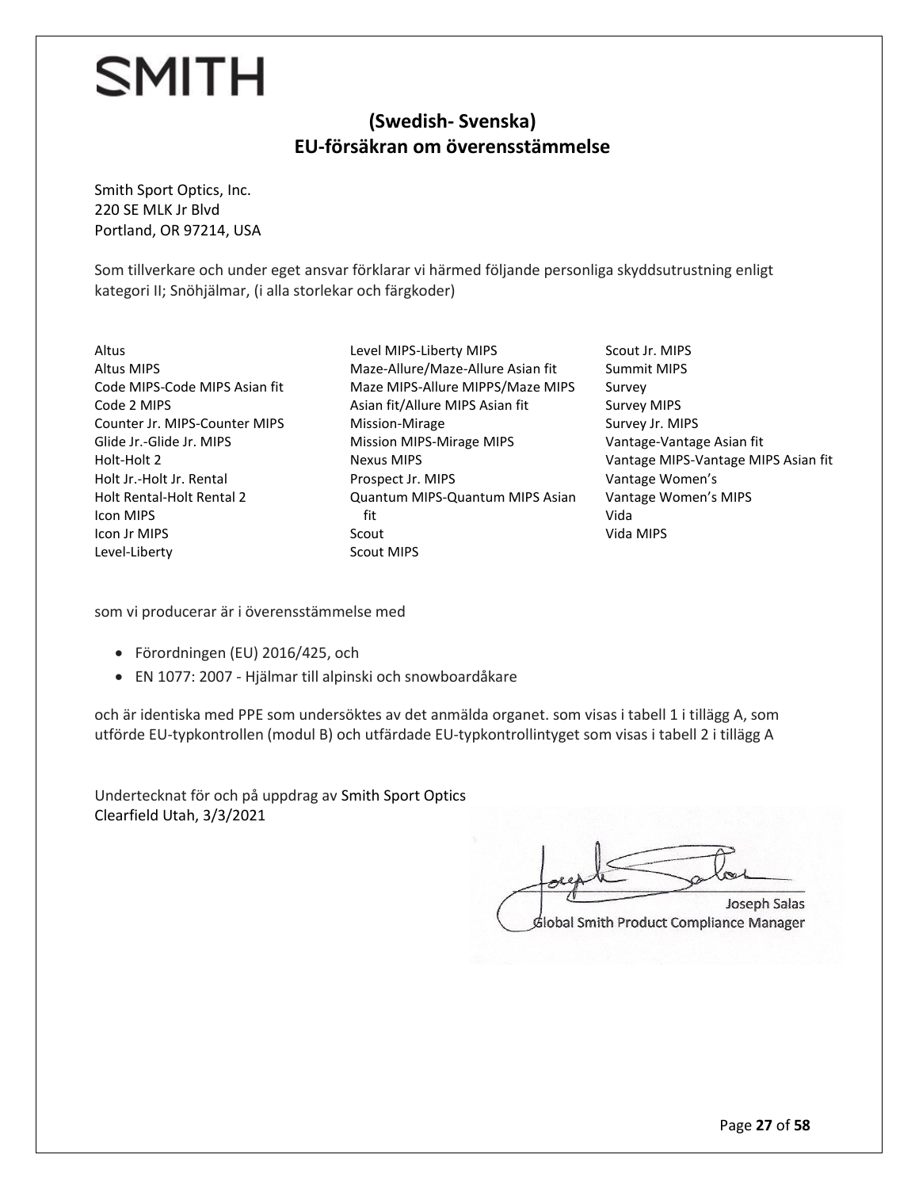SMITH

## (Swedish- Svenska)
## EU-försäkran om överensstämmelse

Smith Sport Optics, Inc.
220 SE MLK Jr Blvd
Portland, OR 97214, USA

Som tillverkare och under eget ansvar förklarar vi härmed följande personliga skyddsutrustning enligt kategori II; Snöhjälmar, (i alla storlekar och färgkoder)

Altus
Altus MIPS
Code MIPS-Code MIPS Asian fit
Code 2 MIPS
Counter Jr. MIPS-Counter MIPS
Glide Jr.-Glide Jr. MIPS
Holt-Holt 2
Holt Jr.-Holt Jr. Rental
Holt Rental-Holt Rental 2
Icon MIPS
Icon Jr MIPS
Level-Liberty
Level MIPS-Liberty MIPS
Maze-Allure/Maze-Allure Asian fit
Maze MIPS-Allure MIPPS/Maze MIPS Asian fit/Allure MIPS Asian fit
Mission-Mirage
Mission MIPS-Mirage MIPS
Nexus MIPS
Prospect Jr. MIPS
Quantum MIPS-Quantum MIPS Asian fit
Scout
Scout MIPS
Scout Jr. MIPS
Summit MIPS
Survey
Survey MIPS
Survey Jr. MIPS
Vantage-Vantage Asian fit
Vantage MIPS-Vantage MIPS Asian fit
Vantage Women's
Vantage Women's MIPS
Vida
Vida MIPS

som vi producerar är i överensstämmelse med

- Förordningen (EU) 2016/425, och
- EN 1077: 2007 - Hjälmar till alpinski och snowboardåkare

och är identiska med PPE som undersöktes av det anmälda organet. som visas i tabell 1 i tillägg A, som utförde EU-typkontrollen (modul B) och utfärdade EU-typkontrollintyget som visas i tabell 2 i tillägg A

Undertecknat för och på uppdrag av Smith Sport Optics
Clearfield Utah, 3/3/2021

Joseph Salas
Global Smith Product Compliance Manager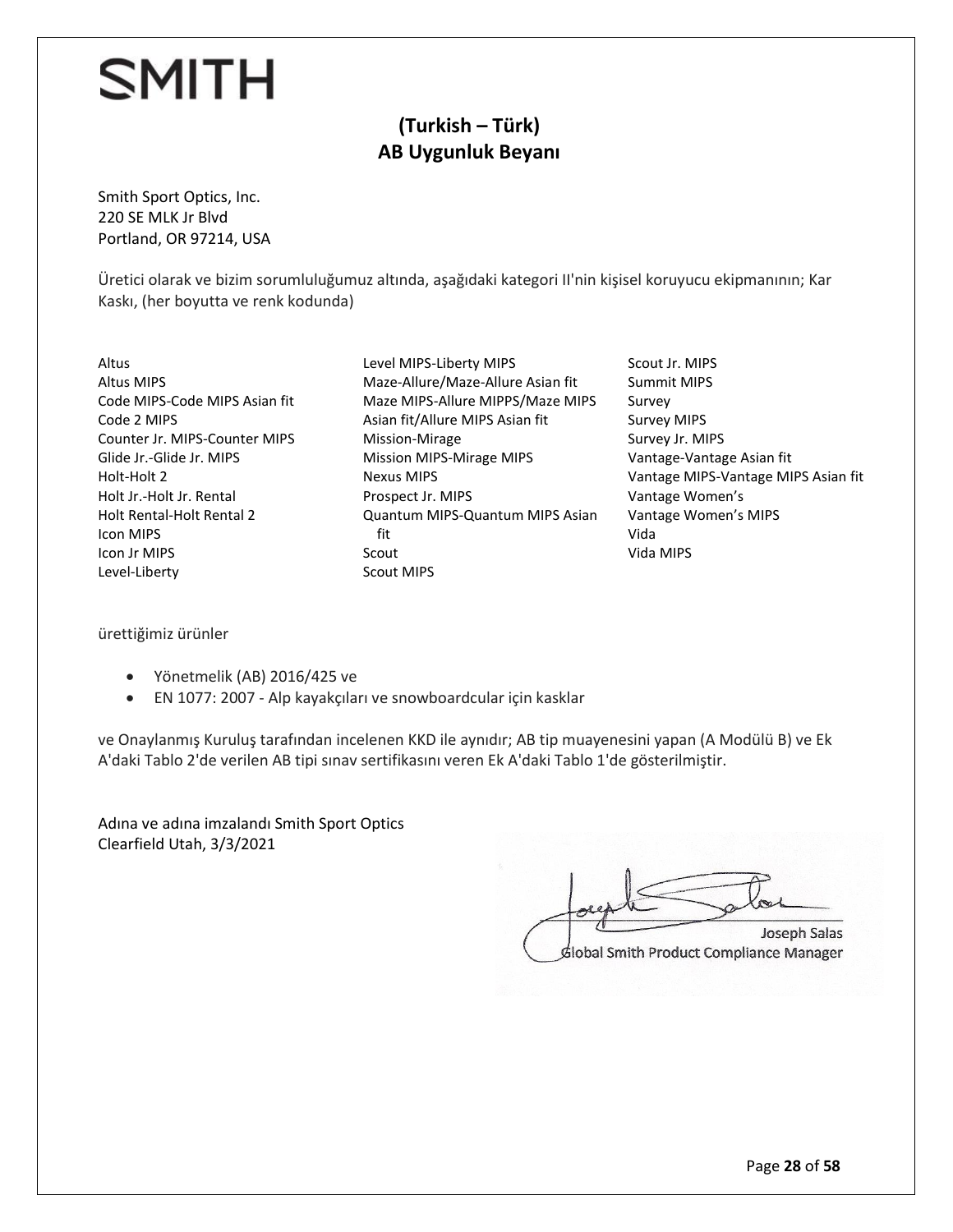SMITH

## (Turkish – Türk)
## AB Uygunluk Beyanı

Smith Sport Optics, Inc.
220 SE MLK Jr Blvd
Portland, OR 97214, USA

Üretici olarak ve bizim sorumluluğumuz altında, aşağıdaki kategori II'nin kişisel koruyucu ekipmanının; Kar Kaskı, (her boyutta ve renk kodunda)

Altus
Altus MIPS
Code MIPS-Code MIPS Asian fit
Code 2 MIPS
Counter Jr. MIPS-Counter MIPS
Glide Jr.-Glide Jr. MIPS
Holt-Holt 2
Holt Jr.-Holt Jr. Rental
Holt Rental-Holt Rental 2
Icon MIPS
Icon Jr MIPS
Level-Liberty
Level MIPS-Liberty MIPS
Maze-Allure/Maze-Allure Asian fit
Maze MIPS-Allure MIPPS/Maze MIPS Asian fit/Allure MIPS Asian fit
Mission-Mirage
Mission MIPS-Mirage MIPS
Nexus MIPS
Prospect Jr. MIPS
Quantum MIPS-Quantum MIPS Asian fit
Scout
Scout MIPS
Scout Jr. MIPS
Summit MIPS
Survey
Survey MIPS
Survey Jr. MIPS
Vantage-Vantage Asian fit
Vantage MIPS-Vantage MIPS Asian fit
Vantage Women's
Vantage Women's MIPS
Vida
Vida MIPS

ürettiğimiz ürünler

- Yönetmelik (AB) 2016/425 ve
- EN 1077: 2007 - Alp kayakçıları ve snowboardcular için kasklar

ve Onaylanmış Kuruluş tarafından incelenen KKD ile aynıdır; AB tip muayenesini yapan (A Modülü B) ve Ek A'daki Tablo 2'de verilen AB tipi sınav sertifikasını veren Ek A'daki Tablo 1'de gösterilmiştir.

Adına ve adına imzalandı Smith Sport Optics
Clearfield Utah, 3/3/2021

Joseph Salas
Global Smith Product Compliance Manager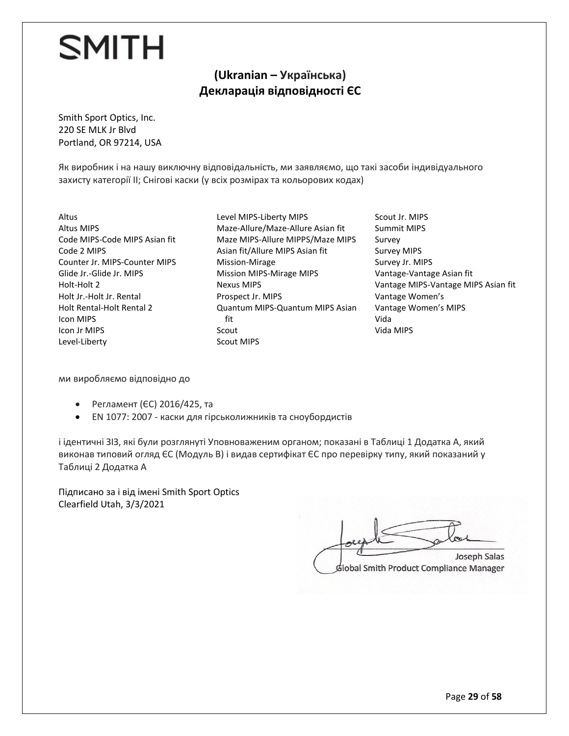SMITH

## (Ukranian – Українська)
## Декларація відповідності ЄС

Smith Sport Optics, Inc.
220 SE MLK Jr Blvd
Portland, OR 97214, USA

Як виробник і на нашу виключну відповідальність, ми заявляємо, що такі засоби індивідуального захисту категорії II; Снігові каски (у всіх розмірах та кольорових кодах)

Altus
Altus MIPS
Code MIPS-Code MIPS Asian fit
Code 2 MIPS
Counter Jr. MIPS-Counter MIPS
Glide Jr.-Glide Jr. MIPS
Holt-Holt 2
Holt Jr.-Holt Jr. Rental
Holt Rental-Holt Rental 2
Icon MIPS
Icon Jr MIPS
Level-Liberty
Level MIPS-Liberty MIPS
Maze-Allure/Maze-Allure Asian fit
Maze MIPS-Allure MIPPS/Maze MIPS Asian fit/Allure MIPS Asian fit
Mission-Mirage
Mission MIPS-Mirage MIPS
Nexus MIPS
Prospect Jr. MIPS
Quantum MIPS-Quantum MIPS Asian fit
Scout
Scout MIPS
Scout Jr. MIPS
Summit MIPS
Survey
Survey MIPS
Survey Jr. MIPS
Vantage-Vantage Asian fit
Vantage MIPS-Vantage MIPS Asian fit
Vantage Women's
Vantage Women's MIPS
Vida
Vida MIPS

ми виробляємо відповідно до

- Регламент (ЄС) 2016/425, та
- EN 1077: 2007 - каски для гірськолижників та сноубордистів

і ідентичні ЗІЗ, які були розглянуті Уповноваженим органом; показані в Таблиці 1 Додатка А, який виконав типовий огляд ЄС (Модуль B) і видав сертифікат ЄС про перевірку типу, який показаний у Таблиці 2 Додатка А

Підписано за і від імені Smith Sport Optics
Clearfield Utah, 3/3/2021

Joseph Salas
Global Smith Product Compliance Manager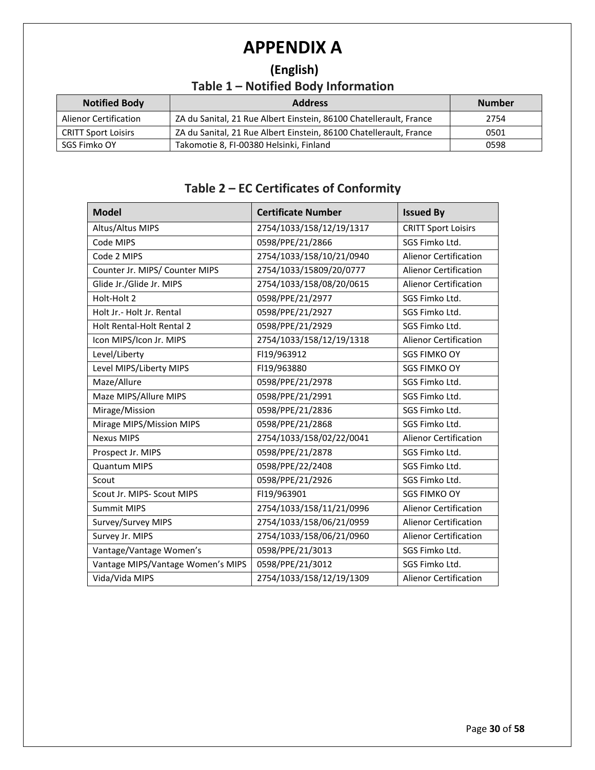# APPENDIX A

## (English)

### Table 1 – Notified Body Information

| Notified Body | Address | Number |
|---|---|---|
| Alienor Certification | ZA du Sanital, 21 Rue Albert Einstein, 86100 Chatellerault, France | 2754 |
| CRITT Sport Loisirs | ZA du Sanital, 21 Rue Albert Einstein, 86100 Chatellerault, France | 0501 |
| SGS Fimko OY | Takomotie 8, FI-00380 Helsinki, Finland | 0598 |

### Table 2 – EC Certificates of Conformity

| Model | Certificate Number | Issued By |
|---|---|---|
| Altus/Altus MIPS | 2754/1033/158/12/19/1317 | CRITT Sport Loisirs |
| Code MIPS | 0598/PPE/21/2866 | SGS Fimko Ltd. |
| Code 2 MIPS | 2754/1033/158/10/21/0940 | Alienor Certification |
| Counter Jr. MIPS/ Counter MIPS | 2754/1033/15809/20/0777 | Alienor Certification |
| Glide Jr./Glide Jr. MIPS | 2754/1033/158/08/20/0615 | Alienor Certification |
| Holt-Holt 2 | 0598/PPE/21/2977 | SGS Fimko Ltd. |
| Holt Jr.- Holt Jr. Rental | 0598/PPE/21/2927 | SGS Fimko Ltd. |
| Holt Rental-Holt Rental 2 | 0598/PPE/21/2929 | SGS Fimko Ltd. |
| Icon MIPS/Icon Jr. MIPS | 2754/1033/158/12/19/1318 | Alienor Certification |
| Level/Liberty | FI19/963912 | SGS FIMKO OY |
| Level MIPS/Liberty MIPS | FI19/963880 | SGS FIMKO OY |
| Maze/Allure | 0598/PPE/21/2978 | SGS Fimko Ltd. |
| Maze MIPS/Allure MIPS | 0598/PPE/21/2991 | SGS Fimko Ltd. |
| Mirage/Mission | 0598/PPE/21/2836 | SGS Fimko Ltd. |
| Mirage MIPS/Mission MIPS | 0598/PPE/21/2868 | SGS Fimko Ltd. |
| Nexus MIPS | 2754/1033/158/02/22/0041 | Alienor Certification |
| Prospect Jr. MIPS | 0598/PPE/21/2878 | SGS Fimko Ltd. |
| Quantum MIPS | 0598/PPE/22/2408 | SGS Fimko Ltd. |
| Scout | 0598/PPE/21/2926 | SGS Fimko Ltd. |
| Scout Jr. MIPS- Scout MIPS | FI19/963901 | SGS FIMKO OY |
| Summit MIPS | 2754/1033/158/11/21/0996 | Alienor Certification |
| Survey/Survey MIPS | 2754/1033/158/06/21/0959 | Alienor Certification |
| Survey Jr. MIPS | 2754/1033/158/06/21/0960 | Alienor Certification |
| Vantage/Vantage Women's | 0598/PPE/21/3013 | SGS Fimko Ltd. |
| Vantage MIPS/Vantage Women's MIPS | 0598/PPE/21/3012 | SGS Fimko Ltd. |
| Vida/Vida MIPS | 2754/1033/158/12/19/1309 | Alienor Certification |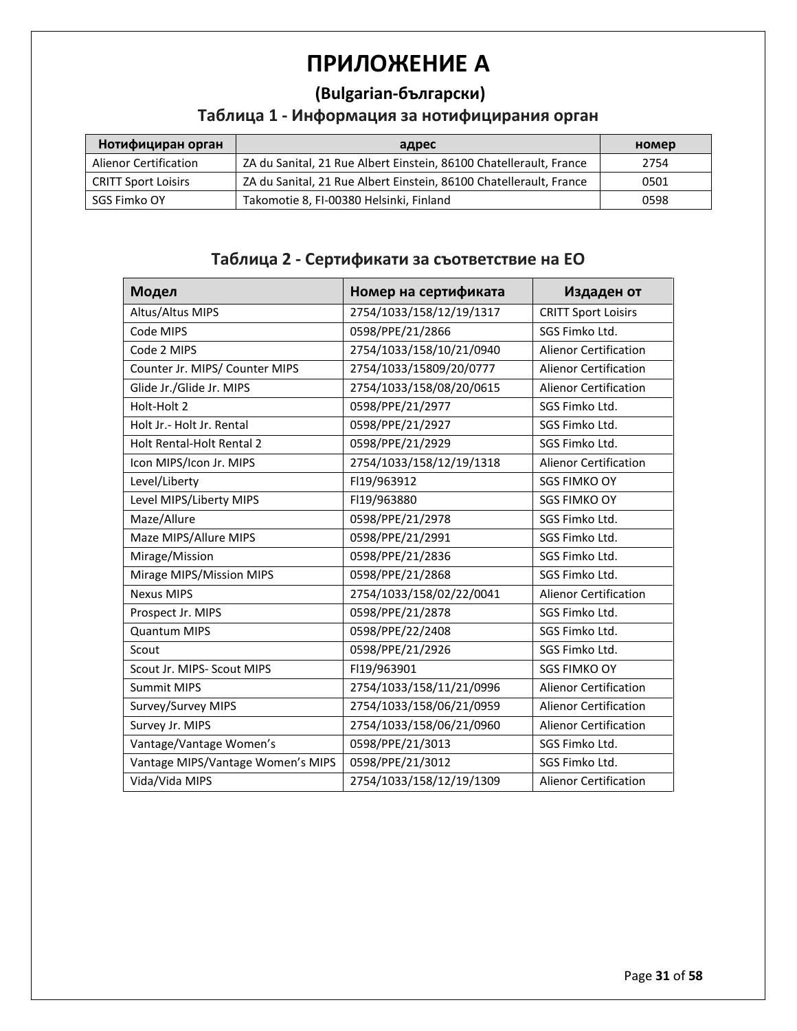# ПРИЛОЖЕНИЕ А

## (Bulgarian-български)

### Таблица 1 - Информация за нотифицирания орган

| Нотифициран орган | адрес | номер |
|---|---|---|
| Alienor Certification | ZA du Sanital, 21 Rue Albert Einstein, 86100 Chatellerault, France | 2754 |
| CRITT Sport Loisirs | ZA du Sanital, 21 Rue Albert Einstein, 86100 Chatellerault, France | 0501 |
| SGS Fimko OY | Takomotie 8, FI-00380 Helsinki, Finland | 0598 |

### Таблица 2 - Сертификати за съответствие на ЕО

| Модел | Номер на сертификата | Издаден от |
|---|---|---|
| Altus/Altus MIPS | 2754/1033/158/12/19/1317 | CRITT Sport Loisirs |
| Code MIPS | 0598/PPE/21/2866 | SGS Fimko Ltd. |
| Code 2 MIPS | 2754/1033/158/10/21/0940 | Alienor Certification |
| Counter Jr. MIPS/ Counter MIPS | 2754/1033/15809/20/0777 | Alienor Certification |
| Glide Jr./Glide Jr. MIPS | 2754/1033/158/08/20/0615 | Alienor Certification |
| Holt-Holt 2 | 0598/PPE/21/2977 | SGS Fimko Ltd. |
| Holt Jr.- Holt Jr. Rental | 0598/PPE/21/2927 | SGS Fimko Ltd. |
| Holt Rental-Holt Rental 2 | 0598/PPE/21/2929 | SGS Fimko Ltd. |
| Icon MIPS/Icon Jr. MIPS | 2754/1033/158/12/19/1318 | Alienor Certification |
| Level/Liberty | FI19/963912 | SGS FIMKO OY |
| Level MIPS/Liberty MIPS | FI19/963880 | SGS FIMKO OY |
| Maze/Allure | 0598/PPE/21/2978 | SGS Fimko Ltd. |
| Maze MIPS/Allure MIPS | 0598/PPE/21/2991 | SGS Fimko Ltd. |
| Mirage/Mission | 0598/PPE/21/2836 | SGS Fimko Ltd. |
| Mirage MIPS/Mission MIPS | 0598/PPE/21/2868 | SGS Fimko Ltd. |
| Nexus MIPS | 2754/1033/158/02/22/0041 | Alienor Certification |
| Prospect Jr. MIPS | 0598/PPE/21/2878 | SGS Fimko Ltd. |
| Quantum MIPS | 0598/PPE/22/2408 | SGS Fimko Ltd. |
| Scout | 0598/PPE/21/2926 | SGS Fimko Ltd. |
| Scout Jr. MIPS- Scout MIPS | FI19/963901 | SGS FIMKO OY |
| Summit MIPS | 2754/1033/158/11/21/0996 | Alienor Certification |
| Survey/Survey MIPS | 2754/1033/158/06/21/0959 | Alienor Certification |
| Survey Jr. MIPS | 2754/1033/158/06/21/0960 | Alienor Certification |
| Vantage/Vantage Women's | 0598/PPE/21/3013 | SGS Fimko Ltd. |
| Vantage MIPS/Vantage Women's MIPS | 0598/PPE/21/3012 | SGS Fimko Ltd. |
| Vida/Vida MIPS | 2754/1033/158/12/19/1309 | Alienor Certification |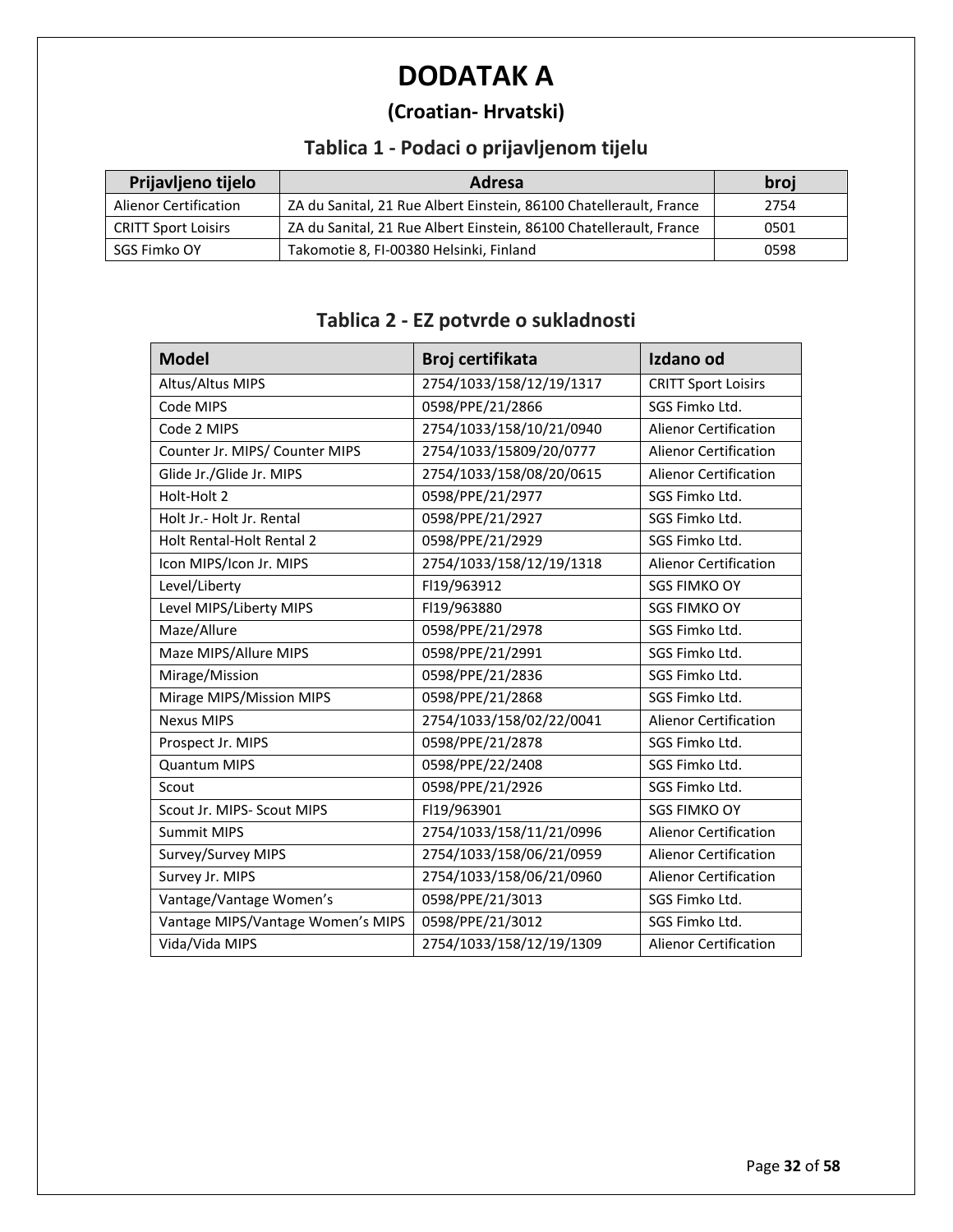# DODATAK A

## (Croatian- Hrvatski)

### Tablica 1 - Podaci o prijavljenom tijelu

| Prijavljeno tijelo | Adresa | broj |
|---|---|---|
| Alienor Certification | ZA du Sanital, 21 Rue Albert Einstein, 86100 Chatellerault, France | 2754 |
| CRITT Sport Loisirs | ZA du Sanital, 21 Rue Albert Einstein, 86100 Chatellerault, France | 0501 |
| SGS Fimko OY | Takomotie 8, FI-00380 Helsinki, Finland | 0598 |

### Tablica 2 - EZ potvrde o sukladnosti

| Model | Broj certifikata | Izdano od |
|---|---|---|
| Altus/Altus MIPS | 2754/1033/158/12/19/1317 | CRITT Sport Loisirs |
| Code MIPS | 0598/PPE/21/2866 | SGS Fimko Ltd. |
| Code 2 MIPS | 2754/1033/158/10/21/0940 | Alienor Certification |
| Counter Jr. MIPS/ Counter MIPS | 2754/1033/15809/20/0777 | Alienor Certification |
| Glide Jr./Glide Jr. MIPS | 2754/1033/158/08/20/0615 | Alienor Certification |
| Holt-Holt 2 | 0598/PPE/21/2977 | SGS Fimko Ltd. |
| Holt Jr.- Holt Jr. Rental | 0598/PPE/21/2927 | SGS Fimko Ltd. |
| Holt Rental-Holt Rental 2 | 0598/PPE/21/2929 | SGS Fimko Ltd. |
| Icon MIPS/Icon Jr. MIPS | 2754/1033/158/12/19/1318 | Alienor Certification |
| Level/Liberty | FI19/963912 | SGS FIMKO OY |
| Level MIPS/Liberty MIPS | FI19/963880 | SGS FIMKO OY |
| Maze/Allure | 0598/PPE/21/2978 | SGS Fimko Ltd. |
| Maze MIPS/Allure MIPS | 0598/PPE/21/2991 | SGS Fimko Ltd. |
| Mirage/Mission | 0598/PPE/21/2836 | SGS Fimko Ltd. |
| Mirage MIPS/Mission MIPS | 0598/PPE/21/2868 | SGS Fimko Ltd. |
| Nexus MIPS | 2754/1033/158/02/22/0041 | Alienor Certification |
| Prospect Jr. MIPS | 0598/PPE/21/2878 | SGS Fimko Ltd. |
| Quantum MIPS | 0598/PPE/22/2408 | SGS Fimko Ltd. |
| Scout | 0598/PPE/21/2926 | SGS Fimko Ltd. |
| Scout Jr. MIPS- Scout MIPS | FI19/963901 | SGS FIMKO OY |
| Summit MIPS | 2754/1033/158/11/21/0996 | Alienor Certification |
| Survey/Survey MIPS | 2754/1033/158/06/21/0959 | Alienor Certification |
| Survey Jr. MIPS | 2754/1033/158/06/21/0960 | Alienor Certification |
| Vantage/Vantage Women's | 0598/PPE/21/3013 | SGS Fimko Ltd. |
| Vantage MIPS/Vantage Women's MIPS | 0598/PPE/21/3012 | SGS Fimko Ltd. |
| Vida/Vida MIPS | 2754/1033/158/12/19/1309 | Alienor Certification |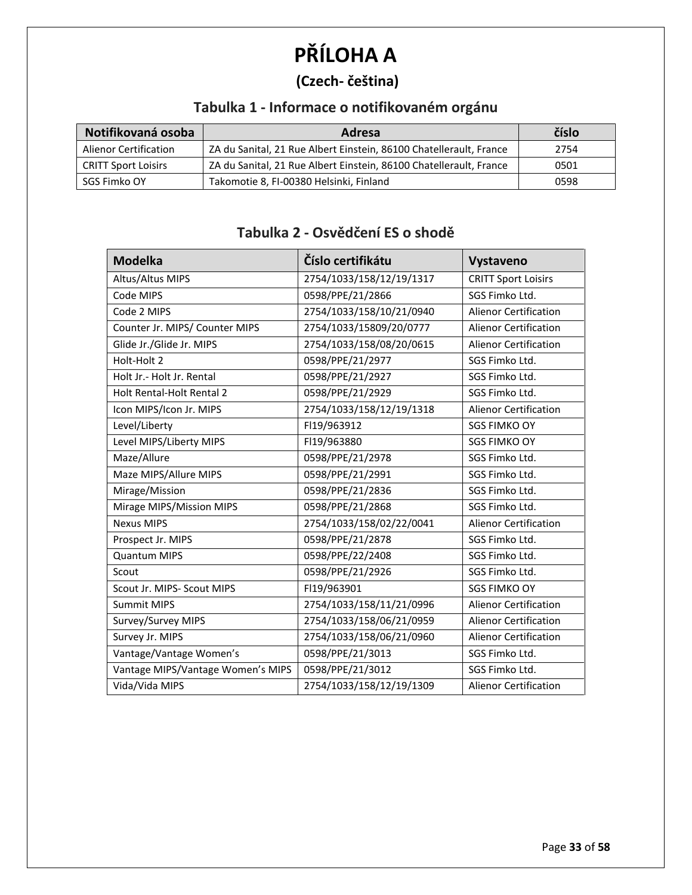# PŘÍLOHA A

## (Czech- čeština)

### Tabulka 1 - Informace o notifikovaném orgánu

| Notifikovaná osoba | Adresa | číslo |
|---|---|---|
| Alienor Certification | ZA du Sanital, 21 Rue Albert Einstein, 86100 Chatellerault, France | 2754 |
| CRITT Sport Loisirs | ZA du Sanital, 21 Rue Albert Einstein, 86100 Chatellerault, France | 0501 |
| SGS Fimko OY | Takomotie 8, FI-00380 Helsinki, Finland | 0598 |

### Tabulka 2 - Osvědčení ES o shodě

| Modelka | Číslo certifikátu | Vystaveno |
|---|---|---|
| Altus/Altus MIPS | 2754/1033/158/12/19/1317 | CRITT Sport Loisirs |
| Code MIPS | 0598/PPE/21/2866 | SGS Fimko Ltd. |
| Code 2 MIPS | 2754/1033/158/10/21/0940 | Alienor Certification |
| Counter Jr. MIPS/ Counter MIPS | 2754/1033/15809/20/0777 | Alienor Certification |
| Glide Jr./Glide Jr. MIPS | 2754/1033/158/08/20/0615 | Alienor Certification |
| Holt-Holt 2 | 0598/PPE/21/2977 | SGS Fimko Ltd. |
| Holt Jr.- Holt Jr. Rental | 0598/PPE/21/2927 | SGS Fimko Ltd. |
| Holt Rental-Holt Rental 2 | 0598/PPE/21/2929 | SGS Fimko Ltd. |
| Icon MIPS/Icon Jr. MIPS | 2754/1033/158/12/19/1318 | Alienor Certification |
| Level/Liberty | FI19/963912 | SGS FIMKO OY |
| Level MIPS/Liberty MIPS | FI19/963880 | SGS FIMKO OY |
| Maze/Allure | 0598/PPE/21/2978 | SGS Fimko Ltd. |
| Maze MIPS/Allure MIPS | 0598/PPE/21/2991 | SGS Fimko Ltd. |
| Mirage/Mission | 0598/PPE/21/2836 | SGS Fimko Ltd. |
| Mirage MIPS/Mission MIPS | 0598/PPE/21/2868 | SGS Fimko Ltd. |
| Nexus MIPS | 2754/1033/158/02/22/0041 | Alienor Certification |
| Prospect Jr. MIPS | 0598/PPE/21/2878 | SGS Fimko Ltd. |
| Quantum MIPS | 0598/PPE/22/2408 | SGS Fimko Ltd. |
| Scout | 0598/PPE/21/2926 | SGS Fimko Ltd. |
| Scout Jr. MIPS- Scout MIPS | FI19/963901 | SGS FIMKO OY |
| Summit MIPS | 2754/1033/158/11/21/0996 | Alienor Certification |
| Survey/Survey MIPS | 2754/1033/158/06/21/0959 | Alienor Certification |
| Survey Jr. MIPS | 2754/1033/158/06/21/0960 | Alienor Certification |
| Vantage/Vantage Women's | 0598/PPE/21/3013 | SGS Fimko Ltd. |
| Vantage MIPS/Vantage Women's MIPS | 0598/PPE/21/3012 | SGS Fimko Ltd. |
| Vida/Vida MIPS | 2754/1033/158/12/19/1309 | Alienor Certification |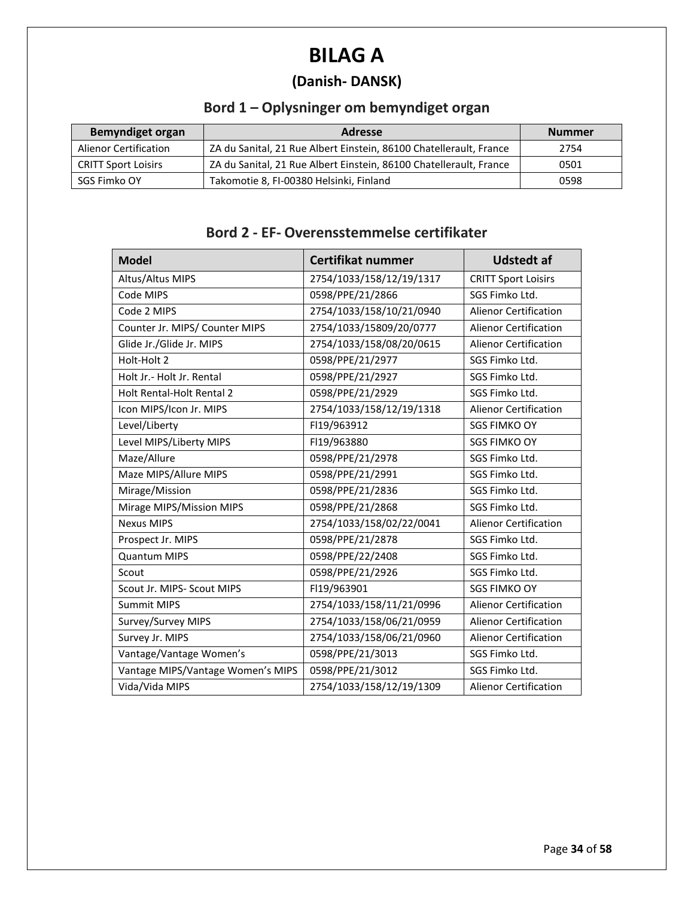# BILAG A

## (Danish- DANSK)

### Bord 1 – Oplysninger om bemyndiget organ

| Bemyndiget organ | Adresse | Nummer |
|---|---|---|
| Alienor Certification | ZA du Sanital, 21 Rue Albert Einstein, 86100 Chatellerault, France | 2754 |
| CRITT Sport Loisirs | ZA du Sanital, 21 Rue Albert Einstein, 86100 Chatellerault, France | 0501 |
| SGS Fimko OY | Takomotie 8, FI-00380 Helsinki, Finland | 0598 |

### Bord 2 - EF- Overensstemmelse certifikater

| Model | Certifikat nummer | Udstedt af |
|---|---|---|
| Altus/Altus MIPS | 2754/1033/158/12/19/1317 | CRITT Sport Loisirs |
| Code MIPS | 0598/PPE/21/2866 | SGS Fimko Ltd. |
| Code 2 MIPS | 2754/1033/158/10/21/0940 | Alienor Certification |
| Counter Jr. MIPS/ Counter MIPS | 2754/1033/15809/20/0777 | Alienor Certification |
| Glide Jr./Glide Jr. MIPS | 2754/1033/158/08/20/0615 | Alienor Certification |
| Holt-Holt 2 | 0598/PPE/21/2977 | SGS Fimko Ltd. |
| Holt Jr.- Holt Jr. Rental | 0598/PPE/21/2927 | SGS Fimko Ltd. |
| Holt Rental-Holt Rental 2 | 0598/PPE/21/2929 | SGS Fimko Ltd. |
| Icon MIPS/Icon Jr. MIPS | 2754/1033/158/12/19/1318 | Alienor Certification |
| Level/Liberty | FI19/963912 | SGS FIMKO OY |
| Level MIPS/Liberty MIPS | FI19/963880 | SGS FIMKO OY |
| Maze/Allure | 0598/PPE/21/2978 | SGS Fimko Ltd. |
| Maze MIPS/Allure MIPS | 0598/PPE/21/2991 | SGS Fimko Ltd. |
| Mirage/Mission | 0598/PPE/21/2836 | SGS Fimko Ltd. |
| Mirage MIPS/Mission MIPS | 0598/PPE/21/2868 | SGS Fimko Ltd. |
| Nexus MIPS | 2754/1033/158/02/22/0041 | Alienor Certification |
| Prospect Jr. MIPS | 0598/PPE/21/2878 | SGS Fimko Ltd. |
| Quantum MIPS | 0598/PPE/22/2408 | SGS Fimko Ltd. |
| Scout | 0598/PPE/21/2926 | SGS Fimko Ltd. |
| Scout Jr. MIPS- Scout MIPS | FI19/963901 | SGS FIMKO OY |
| Summit MIPS | 2754/1033/158/11/21/0996 | Alienor Certification |
| Survey/Survey MIPS | 2754/1033/158/06/21/0959 | Alienor Certification |
| Survey Jr. MIPS | 2754/1033/158/06/21/0960 | Alienor Certification |
| Vantage/Vantage Women's | 0598/PPE/21/3013 | SGS Fimko Ltd. |
| Vantage MIPS/Vantage Women's MIPS | 0598/PPE/21/3012 | SGS Fimko Ltd. |
| Vida/Vida MIPS | 2754/1033/158/12/19/1309 | Alienor Certification |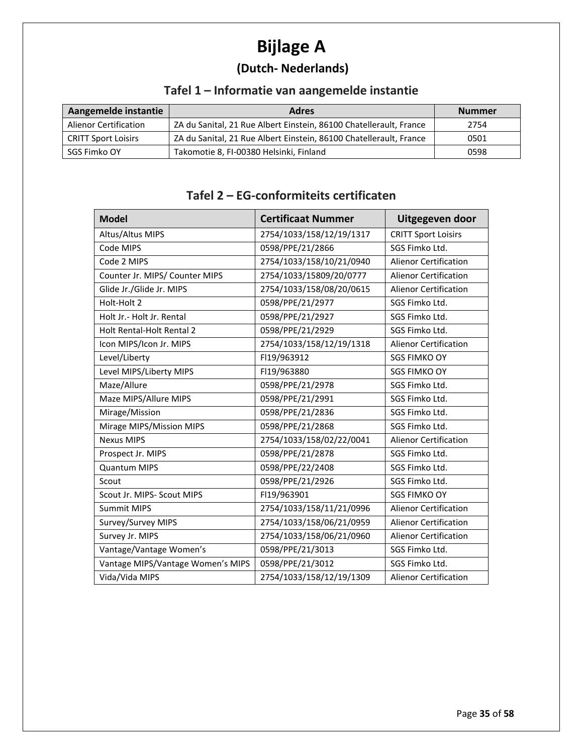# Bijlage A

## (Dutch- Nederlands)

### Tafel 1 – Informatie van aangemelde instantie

| Aangemelde instantie | Adres | Nummer |
|---|---|---|
| Alienor Certification | ZA du Sanital, 21 Rue Albert Einstein, 86100 Chatellerault, France | 2754 |
| CRITT Sport Loisirs | ZA du Sanital, 21 Rue Albert Einstein, 86100 Chatellerault, France | 0501 |
| SGS Fimko OY | Takomotie 8, FI-00380 Helsinki, Finland | 0598 |

### Tafel 2 – EG-conformiteits certificaten

| Model | Certificaat Nummer | Uitgegeven door |
|---|---|---|
| Altus/Altus MIPS | 2754/1033/158/12/19/1317 | CRITT Sport Loisirs |
| Code MIPS | 0598/PPE/21/2866 | SGS Fimko Ltd. |
| Code 2 MIPS | 2754/1033/158/10/21/0940 | Alienor Certification |
| Counter Jr. MIPS/ Counter MIPS | 2754/1033/15809/20/0777 | Alienor Certification |
| Glide Jr./Glide Jr. MIPS | 2754/1033/158/08/20/0615 | Alienor Certification |
| Holt-Holt 2 | 0598/PPE/21/2977 | SGS Fimko Ltd. |
| Holt Jr.- Holt Jr. Rental | 0598/PPE/21/2927 | SGS Fimko Ltd. |
| Holt Rental-Holt Rental 2 | 0598/PPE/21/2929 | SGS Fimko Ltd. |
| Icon MIPS/Icon Jr. MIPS | 2754/1033/158/12/19/1318 | Alienor Certification |
| Level/Liberty | FI19/963912 | SGS FIMKO OY |
| Level MIPS/Liberty MIPS | FI19/963880 | SGS FIMKO OY |
| Maze/Allure | 0598/PPE/21/2978 | SGS Fimko Ltd. |
| Maze MIPS/Allure MIPS | 0598/PPE/21/2991 | SGS Fimko Ltd. |
| Mirage/Mission | 0598/PPE/21/2836 | SGS Fimko Ltd. |
| Mirage MIPS/Mission MIPS | 0598/PPE/21/2868 | SGS Fimko Ltd. |
| Nexus MIPS | 2754/1033/158/02/22/0041 | Alienor Certification |
| Prospect Jr. MIPS | 0598/PPE/21/2878 | SGS Fimko Ltd. |
| Quantum MIPS | 0598/PPE/22/2408 | SGS Fimko Ltd. |
| Scout | 0598/PPE/21/2926 | SGS Fimko Ltd. |
| Scout Jr. MIPS- Scout MIPS | FI19/963901 | SGS FIMKO OY |
| Summit MIPS | 2754/1033/158/11/21/0996 | Alienor Certification |
| Survey/Survey MIPS | 2754/1033/158/06/21/0959 | Alienor Certification |
| Survey Jr. MIPS | 2754/1033/158/06/21/0960 | Alienor Certification |
| Vantage/Vantage Women's | 0598/PPE/21/3013 | SGS Fimko Ltd. |
| Vantage MIPS/Vantage Women's MIPS | 0598/PPE/21/3012 | SGS Fimko Ltd. |
| Vida/Vida MIPS | 2754/1033/158/12/19/1309 | Alienor Certification |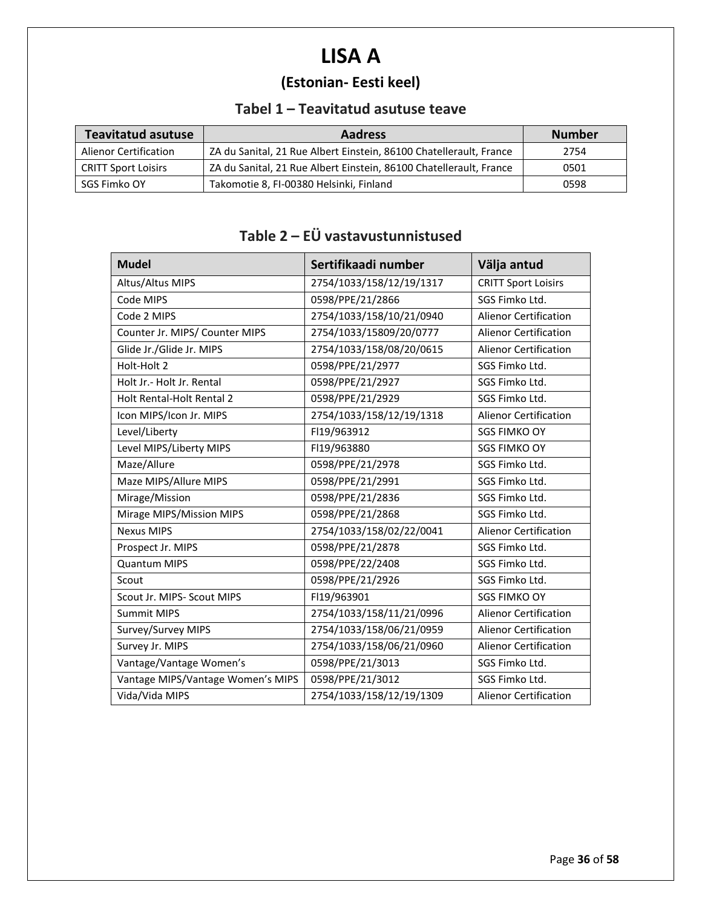# LISA A

## (Estonian- Eesti keel)

### Tabel 1 – Teavitatud asutuse teave

| Teavitatud asutuse | Aadress | Number |
|---|---|---|
| Alienor Certification | ZA du Sanital, 21 Rue Albert Einstein, 86100 Chatellerault, France | 2754 |
| CRITT Sport Loisirs | ZA du Sanital, 21 Rue Albert Einstein, 86100 Chatellerault, France | 0501 |
| SGS Fimko OY | Takomotie 8, FI-00380 Helsinki, Finland | 0598 |

### Table 2 – EÜ vastavustunnistused

| Mudel | Sertifikaadi number | Välja antud |
|---|---|---|
| Altus/Altus MIPS | 2754/1033/158/12/19/1317 | CRITT Sport Loisirs |
| Code MIPS | 0598/PPE/21/2866 | SGS Fimko Ltd. |
| Code 2 MIPS | 2754/1033/158/10/21/0940 | Alienor Certification |
| Counter Jr. MIPS/ Counter MIPS | 2754/1033/15809/20/0777 | Alienor Certification |
| Glide Jr./Glide Jr. MIPS | 2754/1033/158/08/20/0615 | Alienor Certification |
| Holt-Holt 2 | 0598/PPE/21/2977 | SGS Fimko Ltd. |
| Holt Jr.- Holt Jr. Rental | 0598/PPE/21/2927 | SGS Fimko Ltd. |
| Holt Rental-Holt Rental 2 | 0598/PPE/21/2929 | SGS Fimko Ltd. |
| Icon MIPS/Icon Jr. MIPS | 2754/1033/158/12/19/1318 | Alienor Certification |
| Level/Liberty | FI19/963912 | SGS FIMKO OY |
| Level MIPS/Liberty MIPS | FI19/963880 | SGS FIMKO OY |
| Maze/Allure | 0598/PPE/21/2978 | SGS Fimko Ltd. |
| Maze MIPS/Allure MIPS | 0598/PPE/21/2991 | SGS Fimko Ltd. |
| Mirage/Mission | 0598/PPE/21/2836 | SGS Fimko Ltd. |
| Mirage MIPS/Mission MIPS | 0598/PPE/21/2868 | SGS Fimko Ltd. |
| Nexus MIPS | 2754/1033/158/02/22/0041 | Alienor Certification |
| Prospect Jr. MIPS | 0598/PPE/21/2878 | SGS Fimko Ltd. |
| Quantum MIPS | 0598/PPE/22/2408 | SGS Fimko Ltd. |
| Scout | 0598/PPE/21/2926 | SGS Fimko Ltd. |
| Scout Jr. MIPS- Scout MIPS | FI19/963901 | SGS FIMKO OY |
| Summit MIPS | 2754/1033/158/11/21/0996 | Alienor Certification |
| Survey/Survey MIPS | 2754/1033/158/06/21/0959 | Alienor Certification |
| Survey Jr. MIPS | 2754/1033/158/06/21/0960 | Alienor Certification |
| Vantage/Vantage Women's | 0598/PPE/21/3013 | SGS Fimko Ltd. |
| Vantage MIPS/Vantage Women's MIPS | 0598/PPE/21/3012 | SGS Fimko Ltd. |
| Vida/Vida MIPS | 2754/1033/158/12/19/1309 | Alienor Certification |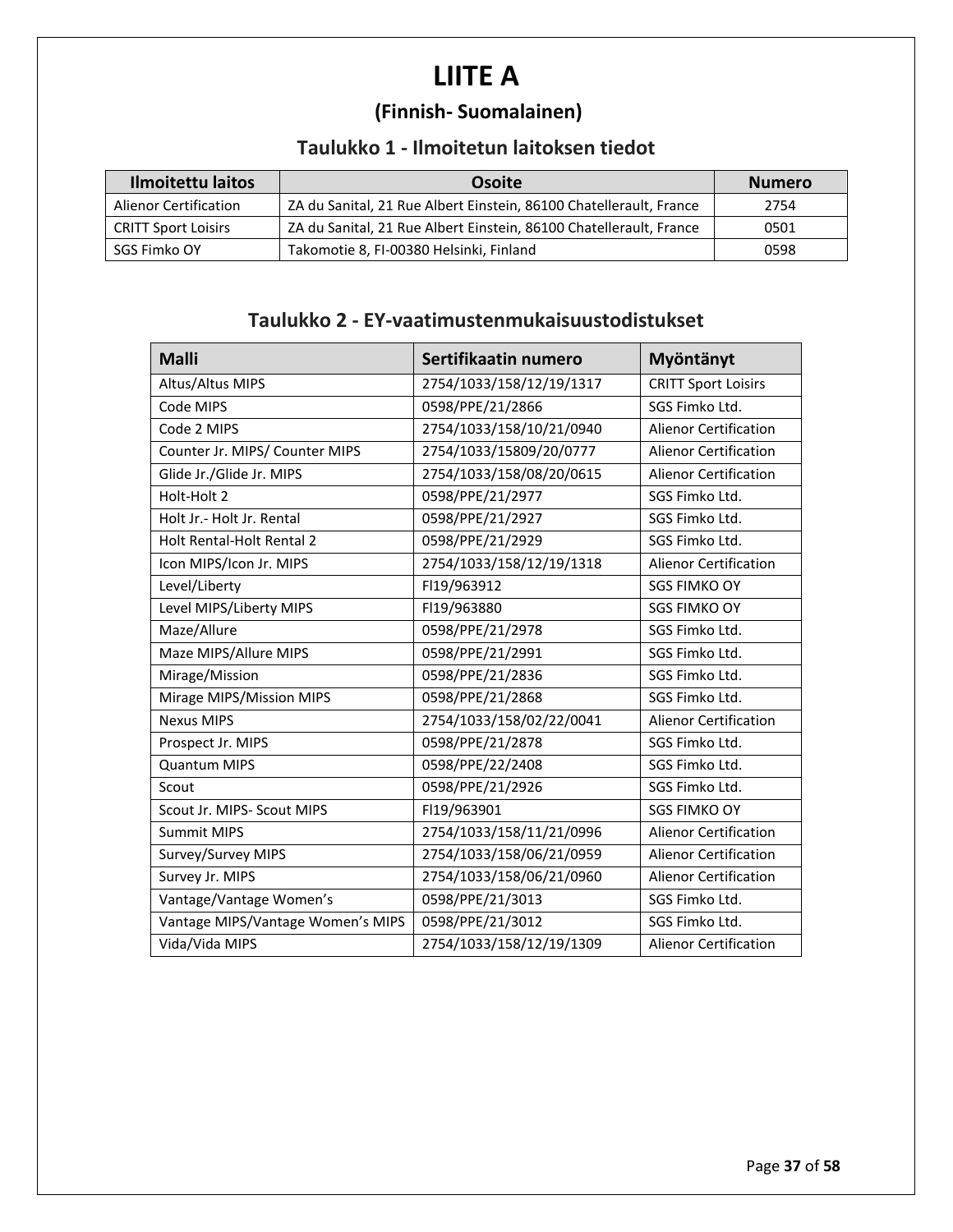# LIITE A

## (Finnish- Suomalainen)

### Taulukko 1 - Ilmoitetun laitoksen tiedot

| Ilmoitettu laitos | Osoite | Numero |
|---|---|---|
| Alienor Certification | ZA du Sanital, 21 Rue Albert Einstein, 86100 Chatellerault, France | 2754 |
| CRITT Sport Loisirs | ZA du Sanital, 21 Rue Albert Einstein, 86100 Chatellerault, France | 0501 |
| SGS Fimko OY | Takomotie 8, FI-00380 Helsinki, Finland | 0598 |

### Taulukko 2 - EY-vaatimustenmukaisuustodistukset

| Malli | Sertifikaatin numero | Myöntänyt |
|---|---|---|
| Altus/Altus MIPS | 2754/1033/158/12/19/1317 | CRITT Sport Loisirs |
| Code MIPS | 0598/PPE/21/2866 | SGS Fimko Ltd. |
| Code 2 MIPS | 2754/1033/158/10/21/0940 | Alienor Certification |
| Counter Jr. MIPS/ Counter MIPS | 2754/1033/15809/20/0777 | Alienor Certification |
| Glide Jr./Glide Jr. MIPS | 2754/1033/158/08/20/0615 | Alienor Certification |
| Holt-Holt 2 | 0598/PPE/21/2977 | SGS Fimko Ltd. |
| Holt Jr.- Holt Jr. Rental | 0598/PPE/21/2927 | SGS Fimko Ltd. |
| Holt Rental-Holt Rental 2 | 0598/PPE/21/2929 | SGS Fimko Ltd. |
| Icon MIPS/Icon Jr. MIPS | 2754/1033/158/12/19/1318 | Alienor Certification |
| Level/Liberty | FI19/963912 | SGS FIMKO OY |
| Level MIPS/Liberty MIPS | FI19/963880 | SGS FIMKO OY |
| Maze/Allure | 0598/PPE/21/2978 | SGS Fimko Ltd. |
| Maze MIPS/Allure MIPS | 0598/PPE/21/2991 | SGS Fimko Ltd. |
| Mirage/Mission | 0598/PPE/21/2836 | SGS Fimko Ltd. |
| Mirage MIPS/Mission MIPS | 0598/PPE/21/2868 | SGS Fimko Ltd. |
| Nexus MIPS | 2754/1033/158/02/22/0041 | Alienor Certification |
| Prospect Jr. MIPS | 0598/PPE/21/2878 | SGS Fimko Ltd. |
| Quantum MIPS | 0598/PPE/22/2408 | SGS Fimko Ltd. |
| Scout | 0598/PPE/21/2926 | SGS Fimko Ltd. |
| Scout Jr. MIPS- Scout MIPS | FI19/963901 | SGS FIMKO OY |
| Summit MIPS | 2754/1033/158/11/21/0996 | Alienor Certification |
| Survey/Survey MIPS | 2754/1033/158/06/21/0959 | Alienor Certification |
| Survey Jr. MIPS | 2754/1033/158/06/21/0960 | Alienor Certification |
| Vantage/Vantage Women's | 0598/PPE/21/3013 | SGS Fimko Ltd. |
| Vantage MIPS/Vantage Women's MIPS | 0598/PPE/21/3012 | SGS Fimko Ltd. |
| Vida/Vida MIPS | 2754/1033/158/12/19/1309 | Alienor Certification |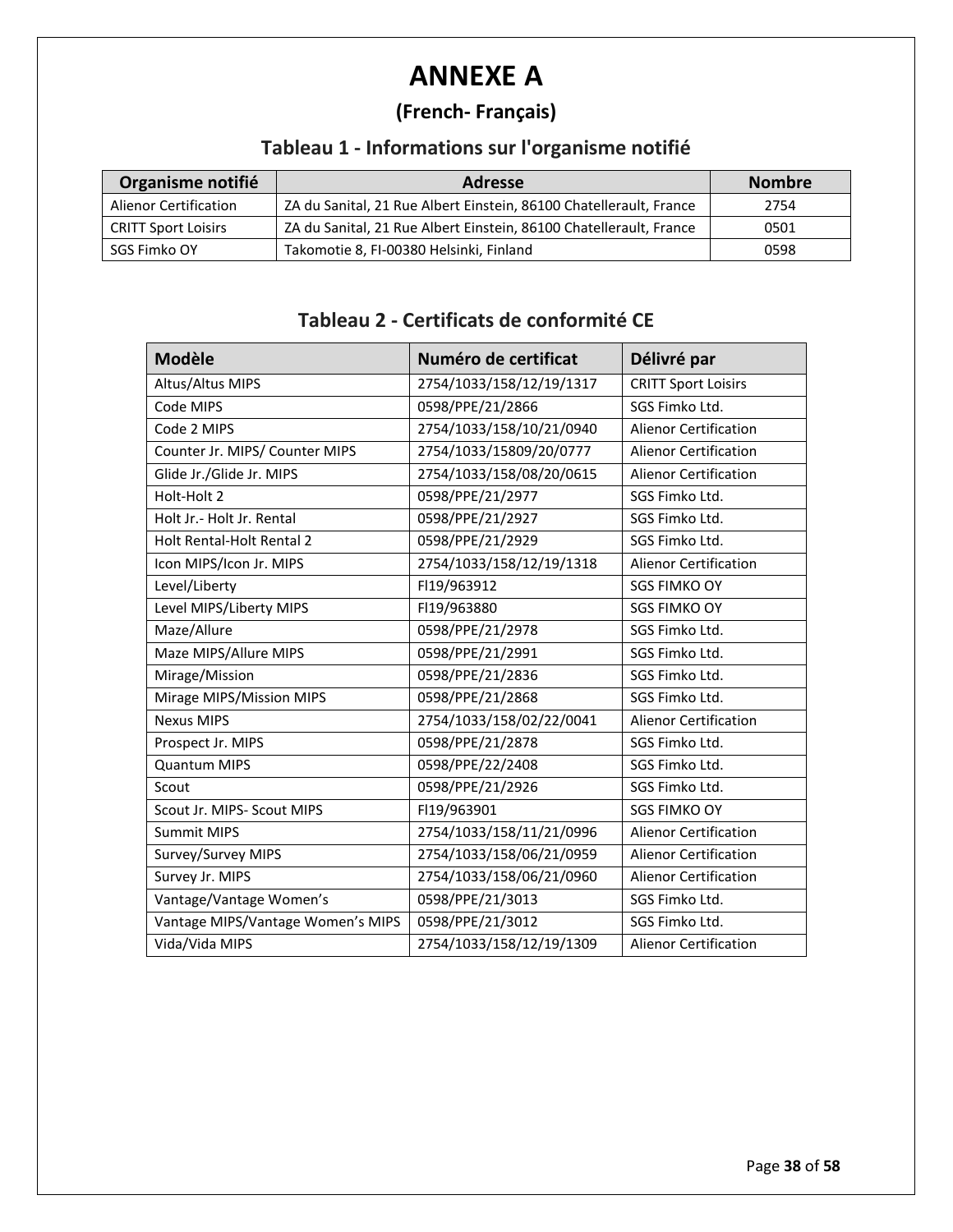# ANNEXE A

## (French- Français)

### Tableau 1 - Informations sur l'organisme notifié

| Organisme notifié | Adresse | Nombre |
|---|---|---|
| Alienor Certification | ZA du Sanital, 21 Rue Albert Einstein, 86100 Chatellerault, France | 2754 |
| CRITT Sport Loisirs | ZA du Sanital, 21 Rue Albert Einstein, 86100 Chatellerault, France | 0501 |
| SGS Fimko OY | Takomotie 8, FI-00380 Helsinki, Finland | 0598 |

### Tableau 2 - Certificats de conformité CE

| Modèle | Numéro de certificat | Délivré par |
|---|---|---|
| Altus/Altus MIPS | 2754/1033/158/12/19/1317 | CRITT Sport Loisirs |
| Code MIPS | 0598/PPE/21/2866 | SGS Fimko Ltd. |
| Code 2 MIPS | 2754/1033/158/10/21/0940 | Alienor Certification |
| Counter Jr. MIPS/ Counter MIPS | 2754/1033/15809/20/0777 | Alienor Certification |
| Glide Jr./Glide Jr. MIPS | 2754/1033/158/08/20/0615 | Alienor Certification |
| Holt-Holt 2 | 0598/PPE/21/2977 | SGS Fimko Ltd. |
| Holt Jr.- Holt Jr. Rental | 0598/PPE/21/2927 | SGS Fimko Ltd. |
| Holt Rental-Holt Rental 2 | 0598/PPE/21/2929 | SGS Fimko Ltd. |
| Icon MIPS/Icon Jr. MIPS | 2754/1033/158/12/19/1318 | Alienor Certification |
| Level/Liberty | FI19/963912 | SGS FIMKO OY |
| Level MIPS/Liberty MIPS | FI19/963880 | SGS FIMKO OY |
| Maze/Allure | 0598/PPE/21/2978 | SGS Fimko Ltd. |
| Maze MIPS/Allure MIPS | 0598/PPE/21/2991 | SGS Fimko Ltd. |
| Mirage/Mission | 0598/PPE/21/2836 | SGS Fimko Ltd. |
| Mirage MIPS/Mission MIPS | 0598/PPE/21/2868 | SGS Fimko Ltd. |
| Nexus MIPS | 2754/1033/158/02/22/0041 | Alienor Certification |
| Prospect Jr. MIPS | 0598/PPE/21/2878 | SGS Fimko Ltd. |
| Quantum MIPS | 0598/PPE/22/2408 | SGS Fimko Ltd. |
| Scout | 0598/PPE/21/2926 | SGS Fimko Ltd. |
| Scout Jr. MIPS- Scout MIPS | FI19/963901 | SGS FIMKO OY |
| Summit MIPS | 2754/1033/158/11/21/0996 | Alienor Certification |
| Survey/Survey MIPS | 2754/1033/158/06/21/0959 | Alienor Certification |
| Survey Jr. MIPS | 2754/1033/158/06/21/0960 | Alienor Certification |
| Vantage/Vantage Women's | 0598/PPE/21/3013 | SGS Fimko Ltd. |
| Vantage MIPS/Vantage Women's MIPS | 0598/PPE/21/3012 | SGS Fimko Ltd. |
| Vida/Vida MIPS | 2754/1033/158/12/19/1309 | Alienor Certification |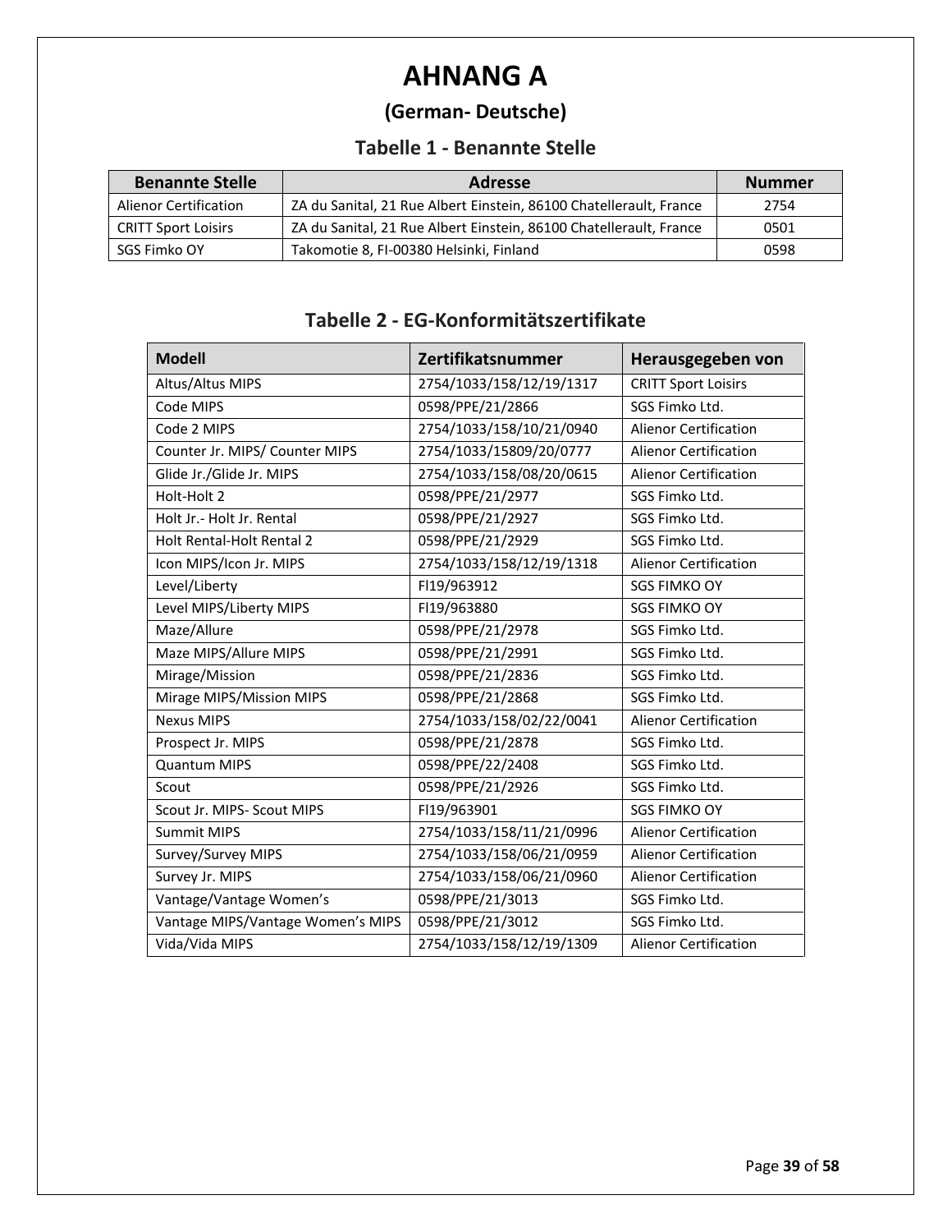# AHNANG A

## (German- Deutsche)

### Tabelle 1 - Benannte Stelle

| Benannte Stelle | Adresse | Nummer |
|---|---|---|
| Alienor Certification | ZA du Sanital, 21 Rue Albert Einstein, 86100 Chatellerault, France | 2754 |
| CRITT Sport Loisirs | ZA du Sanital, 21 Rue Albert Einstein, 86100 Chatellerault, France | 0501 |
| SGS Fimko OY | Takomotie 8, FI-00380 Helsinki, Finland | 0598 |

### Tabelle 2 - EG-Konformitätszertifikate

| Modell | Zertifikatsnummer | Herausgegeben von |
|---|---|---|
| Altus/Altus MIPS | 2754/1033/158/12/19/1317 | CRITT Sport Loisirs |
| Code MIPS | 0598/PPE/21/2866 | SGS Fimko Ltd. |
| Code 2 MIPS | 2754/1033/158/10/21/0940 | Alienor Certification |
| Counter Jr. MIPS/ Counter MIPS | 2754/1033/15809/20/0777 | Alienor Certification |
| Glide Jr./Glide Jr. MIPS | 2754/1033/158/08/20/0615 | Alienor Certification |
| Holt-Holt 2 | 0598/PPE/21/2977 | SGS Fimko Ltd. |
| Holt Jr.- Holt Jr. Rental | 0598/PPE/21/2927 | SGS Fimko Ltd. |
| Holt Rental-Holt Rental 2 | 0598/PPE/21/2929 | SGS Fimko Ltd. |
| Icon MIPS/Icon Jr. MIPS | 2754/1033/158/12/19/1318 | Alienor Certification |
| Level/Liberty | FI19/963912 | SGS FIMKO OY |
| Level MIPS/Liberty MIPS | FI19/963880 | SGS FIMKO OY |
| Maze/Allure | 0598/PPE/21/2978 | SGS Fimko Ltd. |
| Maze MIPS/Allure MIPS | 0598/PPE/21/2991 | SGS Fimko Ltd. |
| Mirage/Mission | 0598/PPE/21/2836 | SGS Fimko Ltd. |
| Mirage MIPS/Mission MIPS | 0598/PPE/21/2868 | SGS Fimko Ltd. |
| Nexus MIPS | 2754/1033/158/02/22/0041 | Alienor Certification |
| Prospect Jr. MIPS | 0598/PPE/21/2878 | SGS Fimko Ltd. |
| Quantum MIPS | 0598/PPE/22/2408 | SGS Fimko Ltd. |
| Scout | 0598/PPE/21/2926 | SGS Fimko Ltd. |
| Scout Jr. MIPS- Scout MIPS | FI19/963901 | SGS FIMKO OY |
| Summit MIPS | 2754/1033/158/11/21/0996 | Alienor Certification |
| Survey/Survey MIPS | 2754/1033/158/06/21/0959 | Alienor Certification |
| Survey Jr. MIPS | 2754/1033/158/06/21/0960 | Alienor Certification |
| Vantage/Vantage Women's | 0598/PPE/21/3013 | SGS Fimko Ltd. |
| Vantage MIPS/Vantage Women's MIPS | 0598/PPE/21/3012 | SGS Fimko Ltd. |
| Vida/Vida MIPS | 2754/1033/158/12/19/1309 | Alienor Certification |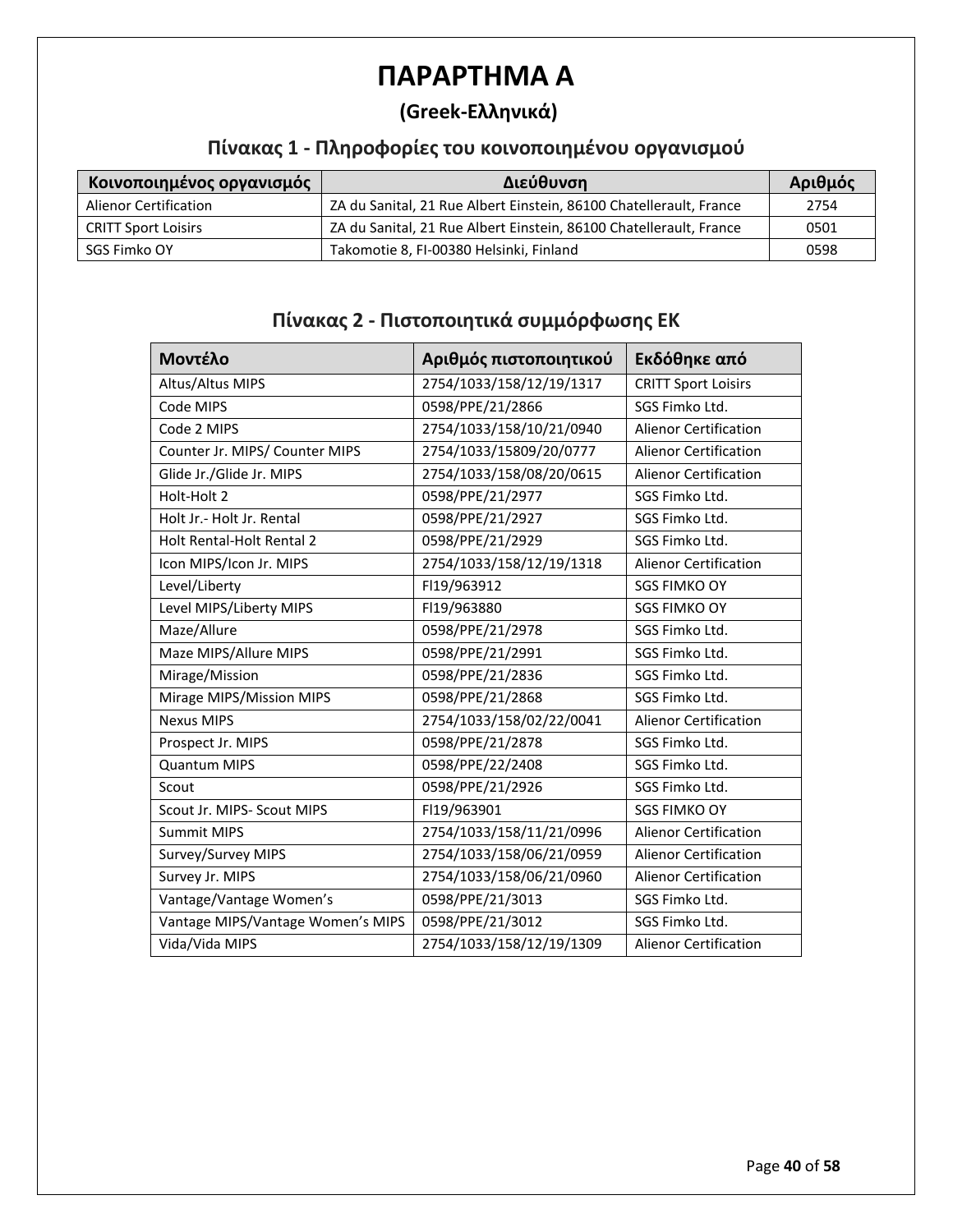# ΠΑΡΑΡΤΗΜΑ A

## (Greek-Ελληνικά)

### Πίνακας 1 - Πληροφορίες του κοινοποιημένου οργανισμού

| Κοινοποιημένος οργανισμός | Διεύθυνση | Αριθμός |
|---|---|---|
| Alienor Certification | ZA du Sanital, 21 Rue Albert Einstein, 86100 Chatellerault, France | 2754 |
| CRITT Sport Loisirs | ZA du Sanital, 21 Rue Albert Einstein, 86100 Chatellerault, France | 0501 |
| SGS Fimko OY | Takomotie 8, FI-00380 Helsinki, Finland | 0598 |

### Πίνακας 2 - Πιστοποιητικά συμμόρφωσης ΕΚ

| Μοντέλο | Αριθμός πιστοποιητικού | Εκδόθηκε από |
|---|---|---|
| Altus/Altus MIPS | 2754/1033/158/12/19/1317 | CRITT Sport Loisirs |
| Code MIPS | 0598/PPE/21/2866 | SGS Fimko Ltd. |
| Code 2 MIPS | 2754/1033/158/10/21/0940 | Alienor Certification |
| Counter Jr. MIPS/ Counter MIPS | 2754/1033/15809/20/0777 | Alienor Certification |
| Glide Jr./Glide Jr. MIPS | 2754/1033/158/08/20/0615 | Alienor Certification |
| Holt-Holt 2 | 0598/PPE/21/2977 | SGS Fimko Ltd. |
| Holt Jr.- Holt Jr. Rental | 0598/PPE/21/2927 | SGS Fimko Ltd. |
| Holt Rental-Holt Rental 2 | 0598/PPE/21/2929 | SGS Fimko Ltd. |
| Icon MIPS/Icon Jr. MIPS | 2754/1033/158/12/19/1318 | Alienor Certification |
| Level/Liberty | FI19/963912 | SGS FIMKO OY |
| Level MIPS/Liberty MIPS | FI19/963880 | SGS FIMKO OY |
| Maze/Allure | 0598/PPE/21/2978 | SGS Fimko Ltd. |
| Maze MIPS/Allure MIPS | 0598/PPE/21/2991 | SGS Fimko Ltd. |
| Mirage/Mission | 0598/PPE/21/2836 | SGS Fimko Ltd. |
| Mirage MIPS/Mission MIPS | 0598/PPE/21/2868 | SGS Fimko Ltd. |
| Nexus MIPS | 2754/1033/158/02/22/0041 | Alienor Certification |
| Prospect Jr. MIPS | 0598/PPE/21/2878 | SGS Fimko Ltd. |
| Quantum MIPS | 0598/PPE/22/2408 | SGS Fimko Ltd. |
| Scout | 0598/PPE/21/2926 | SGS Fimko Ltd. |
| Scout Jr. MIPS- Scout MIPS | FI19/963901 | SGS FIMKO OY |
| Summit MIPS | 2754/1033/158/11/21/0996 | Alienor Certification |
| Survey/Survey MIPS | 2754/1033/158/06/21/0959 | Alienor Certification |
| Survey Jr. MIPS | 2754/1033/158/06/21/0960 | Alienor Certification |
| Vantage/Vantage Women's | 0598/PPE/21/3013 | SGS Fimko Ltd. |
| Vantage MIPS/Vantage Women's MIPS | 0598/PPE/21/3012 | SGS Fimko Ltd. |
| Vida/Vida MIPS | 2754/1033/158/12/19/1309 | Alienor Certification |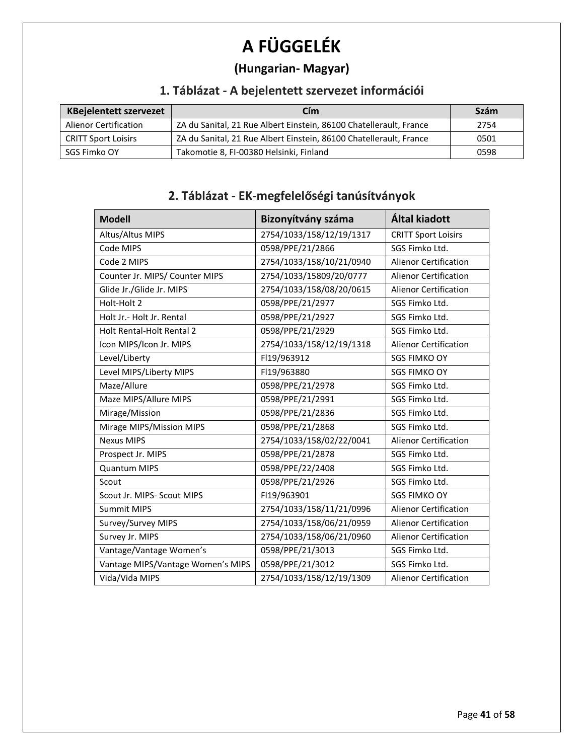# A FÜGGELÉK

## (Hungarian- Magyar)

### 1. Táblázat - A bejelentett szervezet információi

| KBejelentett szervezet | Cím | Szám |
|---|---|---|
| Alienor Certification | ZA du Sanital, 21 Rue Albert Einstein, 86100 Chatellerault, France | 2754 |
| CRITT Sport Loisirs | ZA du Sanital, 21 Rue Albert Einstein, 86100 Chatellerault, France | 0501 |
| SGS Fimko OY | Takomotie 8, FI-00380 Helsinki, Finland | 0598 |

### 2. Táblázat - EK-megfelelőségi tanúsítványok

| Modell | Bizonyítvány száma | Által kiadott |
|---|---|---|
| Altus/Altus MIPS | 2754/1033/158/12/19/1317 | CRITT Sport Loisirs |
| Code MIPS | 0598/PPE/21/2866 | SGS Fimko Ltd. |
| Code 2 MIPS | 2754/1033/158/10/21/0940 | Alienor Certification |
| Counter Jr. MIPS/ Counter MIPS | 2754/1033/15809/20/0777 | Alienor Certification |
| Glide Jr./Glide Jr. MIPS | 2754/1033/158/08/20/0615 | Alienor Certification |
| Holt-Holt 2 | 0598/PPE/21/2977 | SGS Fimko Ltd. |
| Holt Jr.- Holt Jr. Rental | 0598/PPE/21/2927 | SGS Fimko Ltd. |
| Holt Rental-Holt Rental 2 | 0598/PPE/21/2929 | SGS Fimko Ltd. |
| Icon MIPS/Icon Jr. MIPS | 2754/1033/158/12/19/1318 | Alienor Certification |
| Level/Liberty | FI19/963912 | SGS FIMKO OY |
| Level MIPS/Liberty MIPS | FI19/963880 | SGS FIMKO OY |
| Maze/Allure | 0598/PPE/21/2978 | SGS Fimko Ltd. |
| Maze MIPS/Allure MIPS | 0598/PPE/21/2991 | SGS Fimko Ltd. |
| Mirage/Mission | 0598/PPE/21/2836 | SGS Fimko Ltd. |
| Mirage MIPS/Mission MIPS | 0598/PPE/21/2868 | SGS Fimko Ltd. |
| Nexus MIPS | 2754/1033/158/02/22/0041 | Alienor Certification |
| Prospect Jr. MIPS | 0598/PPE/21/2878 | SGS Fimko Ltd. |
| Quantum MIPS | 0598/PPE/22/2408 | SGS Fimko Ltd. |
| Scout | 0598/PPE/21/2926 | SGS Fimko Ltd. |
| Scout Jr. MIPS- Scout MIPS | FI19/963901 | SGS FIMKO OY |
| Summit MIPS | 2754/1033/158/11/21/0996 | Alienor Certification |
| Survey/Survey MIPS | 2754/1033/158/06/21/0959 | Alienor Certification |
| Survey Jr. MIPS | 2754/1033/158/06/21/0960 | Alienor Certification |
| Vantage/Vantage Women's | 0598/PPE/21/3013 | SGS Fimko Ltd. |
| Vantage MIPS/Vantage Women's MIPS | 0598/PPE/21/3012 | SGS Fimko Ltd. |
| Vida/Vida MIPS | 2754/1033/158/12/19/1309 | Alienor Certification |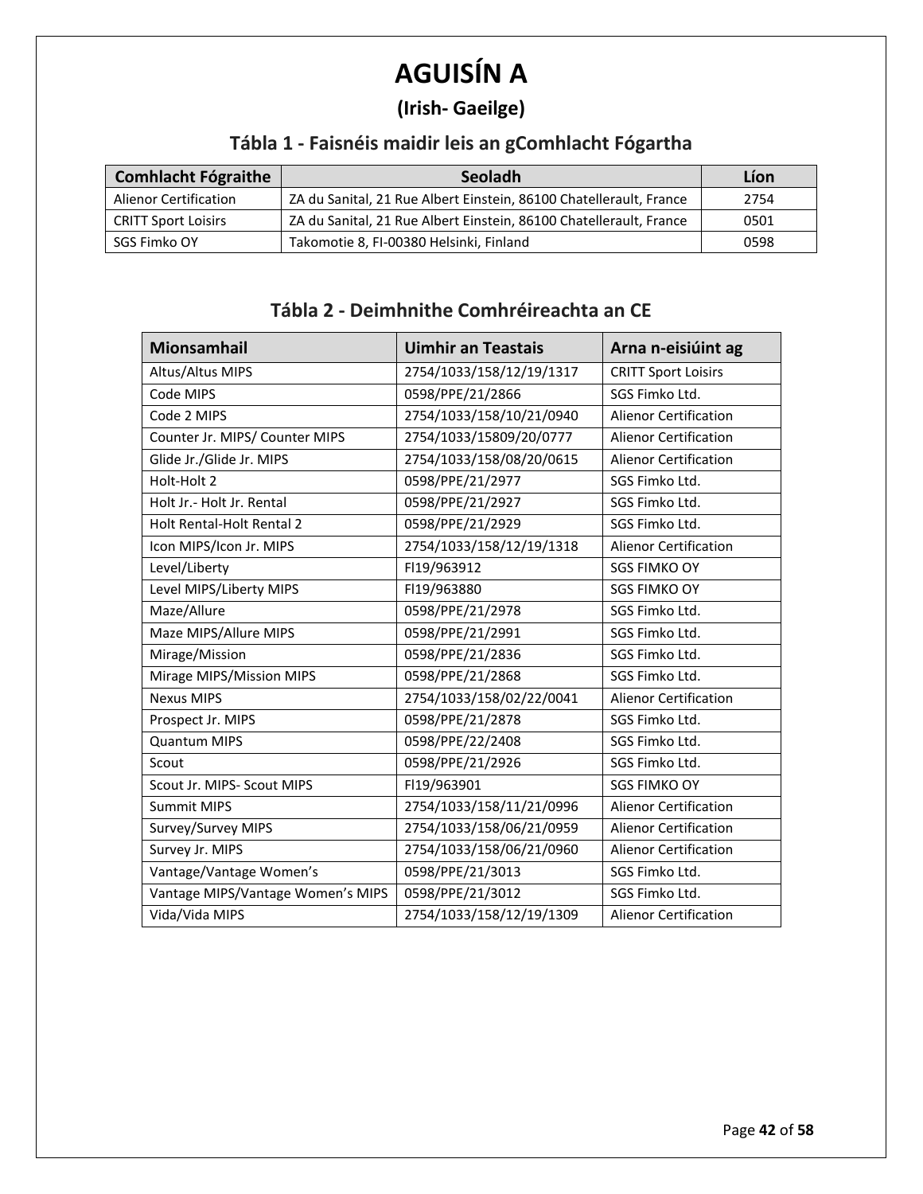# AGUISÍN A

## (Irish- Gaeilge)

### Tábla 1 - Faisnéis maidir leis an gComhlacht Fógartha

| Comhlacht Fógraithe | Seoladh | Líon |
|---|---|---|
| Alienor Certification | ZA du Sanital, 21 Rue Albert Einstein, 86100 Chatellerault, France | 2754 |
| CRITT Sport Loisirs | ZA du Sanital, 21 Rue Albert Einstein, 86100 Chatellerault, France | 0501 |
| SGS Fimko OY | Takomotie 8, FI-00380 Helsinki, Finland | 0598 |

### Tábla 2 - Deimhnithe Comhréireachta an CE

| Mionsamhail | Uimhir an Teastais | Arna n-eisiúint ag |
|---|---|---|
| Altus/Altus MIPS | 2754/1033/158/12/19/1317 | CRITT Sport Loisirs |
| Code MIPS | 0598/PPE/21/2866 | SGS Fimko Ltd. |
| Code 2 MIPS | 2754/1033/158/10/21/0940 | Alienor Certification |
| Counter Jr. MIPS/ Counter MIPS | 2754/1033/15809/20/0777 | Alienor Certification |
| Glide Jr./Glide Jr. MIPS | 2754/1033/158/08/20/0615 | Alienor Certification |
| Holt-Holt 2 | 0598/PPE/21/2977 | SGS Fimko Ltd. |
| Holt Jr.- Holt Jr. Rental | 0598/PPE/21/2927 | SGS Fimko Ltd. |
| Holt Rental-Holt Rental 2 | 0598/PPE/21/2929 | SGS Fimko Ltd. |
| Icon MIPS/Icon Jr. MIPS | 2754/1033/158/12/19/1318 | Alienor Certification |
| Level/Liberty | FI19/963912 | SGS FIMKO OY |
| Level MIPS/Liberty MIPS | FI19/963880 | SGS FIMKO OY |
| Maze/Allure | 0598/PPE/21/2978 | SGS Fimko Ltd. |
| Maze MIPS/Allure MIPS | 0598/PPE/21/2991 | SGS Fimko Ltd. |
| Mirage/Mission | 0598/PPE/21/2836 | SGS Fimko Ltd. |
| Mirage MIPS/Mission MIPS | 0598/PPE/21/2868 | SGS Fimko Ltd. |
| Nexus MIPS | 2754/1033/158/02/22/0041 | Alienor Certification |
| Prospect Jr. MIPS | 0598/PPE/21/2878 | SGS Fimko Ltd. |
| Quantum MIPS | 0598/PPE/22/2408 | SGS Fimko Ltd. |
| Scout | 0598/PPE/21/2926 | SGS Fimko Ltd. |
| Scout Jr. MIPS- Scout MIPS | FI19/963901 | SGS FIMKO OY |
| Summit MIPS | 2754/1033/158/11/21/0996 | Alienor Certification |
| Survey/Survey MIPS | 2754/1033/158/06/21/0959 | Alienor Certification |
| Survey Jr. MIPS | 2754/1033/158/06/21/0960 | Alienor Certification |
| Vantage/Vantage Women's | 0598/PPE/21/3013 | SGS Fimko Ltd. |
| Vantage MIPS/Vantage Women's MIPS | 0598/PPE/21/3012 | SGS Fimko Ltd. |
| Vida/Vida MIPS | 2754/1033/158/12/19/1309 | Alienor Certification |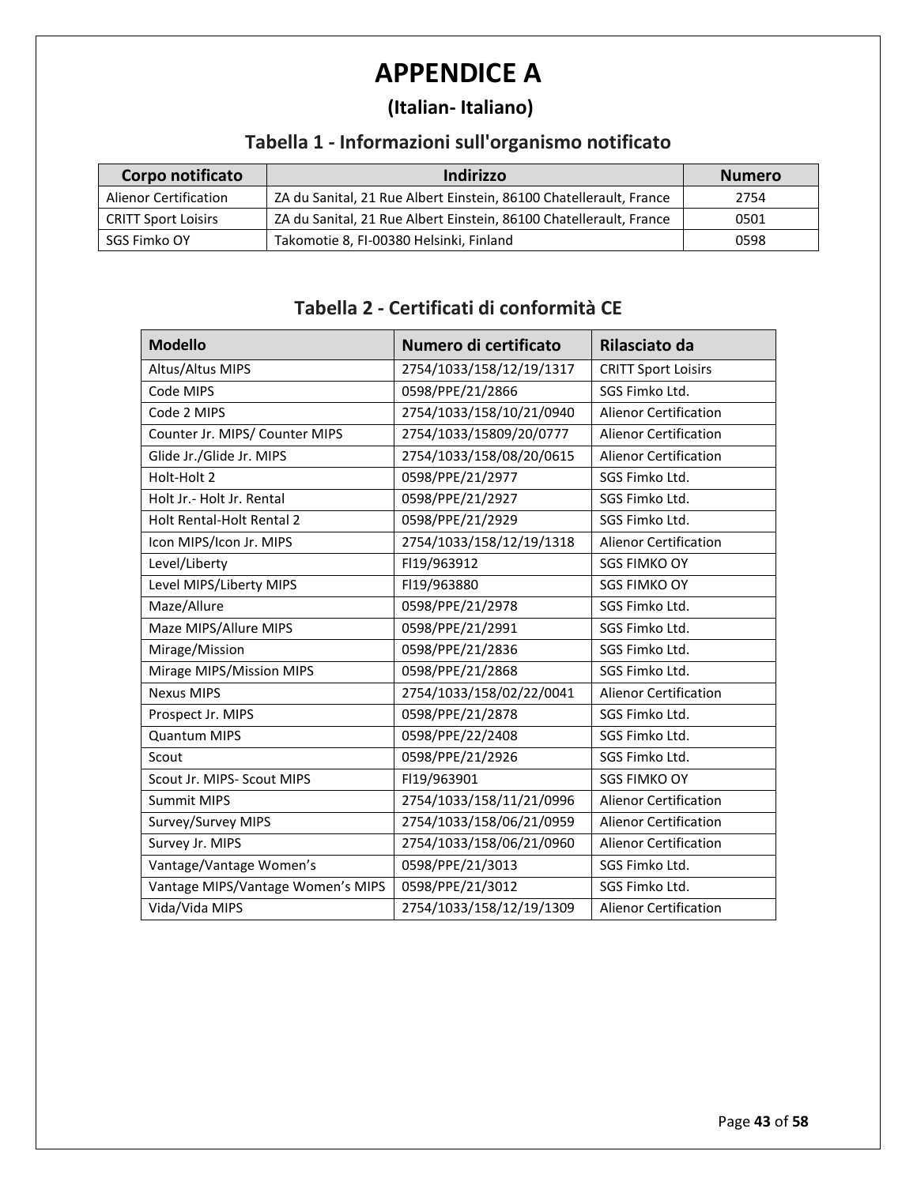# APPENDICE A

## (Italian- Italiano)

### Tabella 1 - Informazioni sull'organismo notificato

| Corpo notificato | Indirizzo | Numero |
|---|---|---|
| Alienor Certification | ZA du Sanital, 21 Rue Albert Einstein, 86100 Chatellerault, France | 2754 |
| CRITT Sport Loisirs | ZA du Sanital, 21 Rue Albert Einstein, 86100 Chatellerault, France | 0501 |
| SGS Fimko OY | Takomotie 8, FI-00380 Helsinki, Finland | 0598 |

### Tabella 2 - Certificati di conformità CE

| Modello | Numero di certificato | Rilasciato da |
|---|---|---|
| Altus/Altus MIPS | 2754/1033/158/12/19/1317 | CRITT Sport Loisirs |
| Code MIPS | 0598/PPE/21/2866 | SGS Fimko Ltd. |
| Code 2 MIPS | 2754/1033/158/10/21/0940 | Alienor Certification |
| Counter Jr. MIPS/ Counter MIPS | 2754/1033/15809/20/0777 | Alienor Certification |
| Glide Jr./Glide Jr. MIPS | 2754/1033/158/08/20/0615 | Alienor Certification |
| Holt-Holt 2 | 0598/PPE/21/2977 | SGS Fimko Ltd. |
| Holt Jr.- Holt Jr. Rental | 0598/PPE/21/2927 | SGS Fimko Ltd. |
| Holt Rental-Holt Rental 2 | 0598/PPE/21/2929 | SGS Fimko Ltd. |
| Icon MIPS/Icon Jr. MIPS | 2754/1033/158/12/19/1318 | Alienor Certification |
| Level/Liberty | FI19/963912 | SGS FIMKO OY |
| Level MIPS/Liberty MIPS | FI19/963880 | SGS FIMKO OY |
| Maze/Allure | 0598/PPE/21/2978 | SGS Fimko Ltd. |
| Maze MIPS/Allure MIPS | 0598/PPE/21/2991 | SGS Fimko Ltd. |
| Mirage/Mission | 0598/PPE/21/2836 | SGS Fimko Ltd. |
| Mirage MIPS/Mission MIPS | 0598/PPE/21/2868 | SGS Fimko Ltd. |
| Nexus MIPS | 2754/1033/158/02/22/0041 | Alienor Certification |
| Prospect Jr. MIPS | 0598/PPE/21/2878 | SGS Fimko Ltd. |
| Quantum MIPS | 0598/PPE/22/2408 | SGS Fimko Ltd. |
| Scout | 0598/PPE/21/2926 | SGS Fimko Ltd. |
| Scout Jr. MIPS- Scout MIPS | FI19/963901 | SGS FIMKO OY |
| Summit MIPS | 2754/1033/158/11/21/0996 | Alienor Certification |
| Survey/Survey MIPS | 2754/1033/158/06/21/0959 | Alienor Certification |
| Survey Jr. MIPS | 2754/1033/158/06/21/0960 | Alienor Certification |
| Vantage/Vantage Women's | 0598/PPE/21/3013 | SGS Fimko Ltd. |
| Vantage MIPS/Vantage Women's MIPS | 0598/PPE/21/3012 | SGS Fimko Ltd. |
| Vida/Vida MIPS | 2754/1033/158/12/19/1309 | Alienor Certification |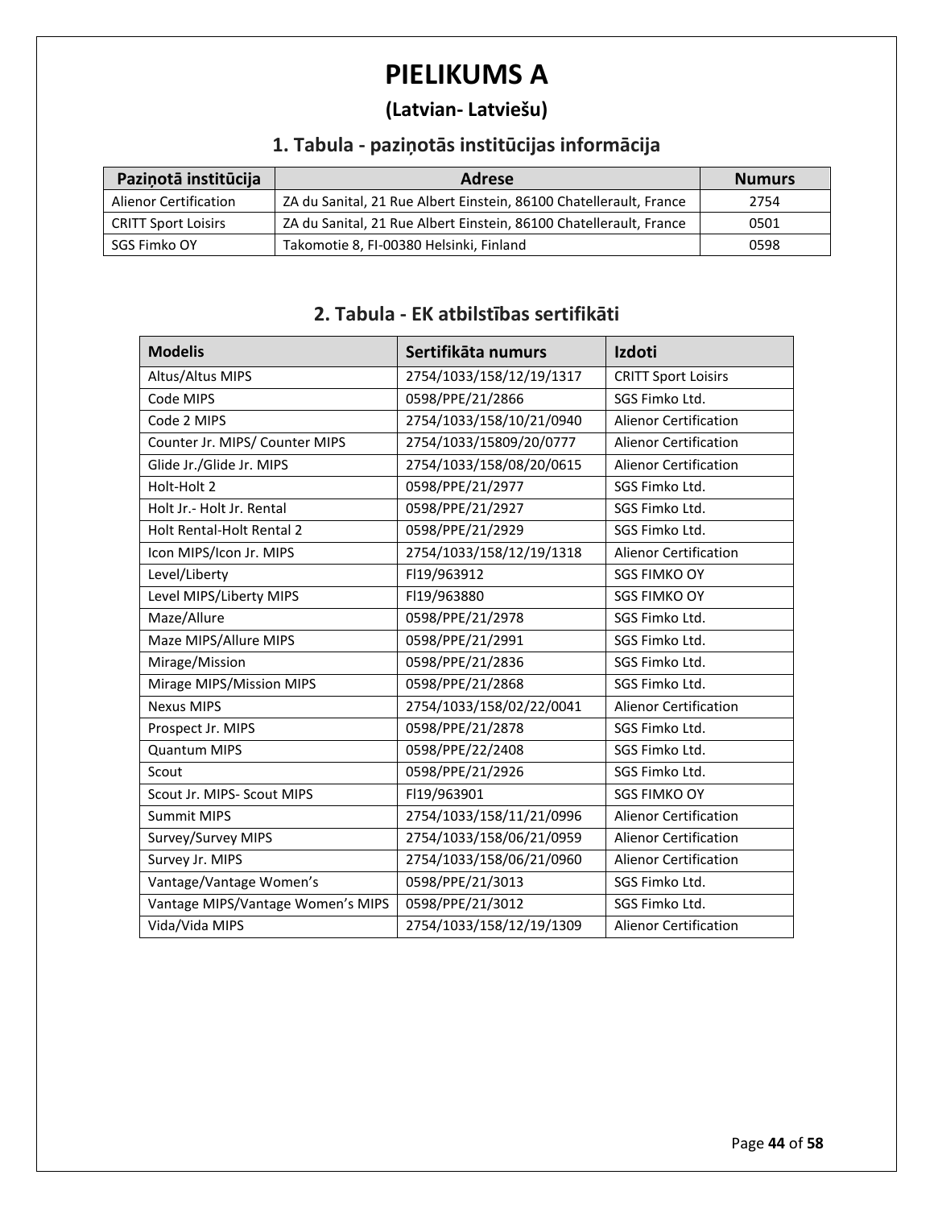# PIELIKUMS A

## (Latvian- Latviešu)

### 1. Tabula - paziņotās institūcijas informācija

| Paziņotā institūcija | Adrese | Numurs |
|---|---|---|
| Alienor Certification | ZA du Sanital, 21 Rue Albert Einstein, 86100 Chatellerault, France | 2754 |
| CRITT Sport Loisirs | ZA du Sanital, 21 Rue Albert Einstein, 86100 Chatellerault, France | 0501 |
| SGS Fimko OY | Takomotie 8, FI-00380 Helsinki, Finland | 0598 |

### 2. Tabula - EK atbilstības sertifikāti

| Modelis | Sertifikāta numurs | Izdoti |
|---|---|---|
| Altus/Altus MIPS | 2754/1033/158/12/19/1317 | CRITT Sport Loisirs |
| Code MIPS | 0598/PPE/21/2866 | SGS Fimko Ltd. |
| Code 2 MIPS | 2754/1033/158/10/21/0940 | Alienor Certification |
| Counter Jr. MIPS/ Counter MIPS | 2754/1033/15809/20/0777 | Alienor Certification |
| Glide Jr./Glide Jr. MIPS | 2754/1033/158/08/20/0615 | Alienor Certification |
| Holt-Holt 2 | 0598/PPE/21/2977 | SGS Fimko Ltd. |
| Holt Jr.- Holt Jr. Rental | 0598/PPE/21/2927 | SGS Fimko Ltd. |
| Holt Rental-Holt Rental 2 | 0598/PPE/21/2929 | SGS Fimko Ltd. |
| Icon MIPS/Icon Jr. MIPS | 2754/1033/158/12/19/1318 | Alienor Certification |
| Level/Liberty | FI19/963912 | SGS FIMKO OY |
| Level MIPS/Liberty MIPS | FI19/963880 | SGS FIMKO OY |
| Maze/Allure | 0598/PPE/21/2978 | SGS Fimko Ltd. |
| Maze MIPS/Allure MIPS | 0598/PPE/21/2991 | SGS Fimko Ltd. |
| Mirage/Mission | 0598/PPE/21/2836 | SGS Fimko Ltd. |
| Mirage MIPS/Mission MIPS | 0598/PPE/21/2868 | SGS Fimko Ltd. |
| Nexus MIPS | 2754/1033/158/02/22/0041 | Alienor Certification |
| Prospect Jr. MIPS | 0598/PPE/21/2878 | SGS Fimko Ltd. |
| Quantum MIPS | 0598/PPE/22/2408 | SGS Fimko Ltd. |
| Scout | 0598/PPE/21/2926 | SGS Fimko Ltd. |
| Scout Jr. MIPS- Scout MIPS | FI19/963901 | SGS FIMKO OY |
| Summit MIPS | 2754/1033/158/11/21/0996 | Alienor Certification |
| Survey/Survey MIPS | 2754/1033/158/06/21/0959 | Alienor Certification |
| Survey Jr. MIPS | 2754/1033/158/06/21/0960 | Alienor Certification |
| Vantage/Vantage Women's | 0598/PPE/21/3013 | SGS Fimko Ltd. |
| Vantage MIPS/Vantage Women's MIPS | 0598/PPE/21/3012 | SGS Fimko Ltd. |
| Vida/Vida MIPS | 2754/1033/158/12/19/1309 | Alienor Certification |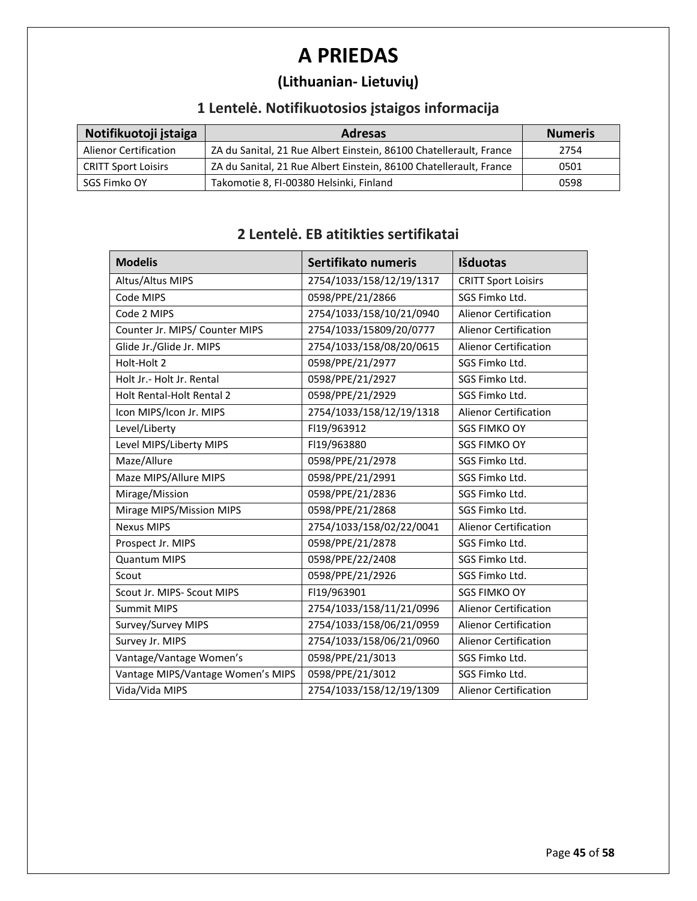# A PRIEDAS

## (Lithuanian- Lietuvių)

### 1 Lentelė. Notifikuotosios įstaigos informacija

| Notifikuotoji įstaiga | Adresas | Numeris |
|---|---|---|
| Alienor Certification | ZA du Sanital, 21 Rue Albert Einstein, 86100 Chatellerault, France | 2754 |
| CRITT Sport Loisirs | ZA du Sanital, 21 Rue Albert Einstein, 86100 Chatellerault, France | 0501 |
| SGS Fimko OY | Takomotie 8, FI-00380 Helsinki, Finland | 0598 |

### 2 Lentelė. EB atitikties sertifikatai

| Modelis | Sertifikato numeris | Išduotas |
|---|---|---|
| Altus/Altus MIPS | 2754/1033/158/12/19/1317 | CRITT Sport Loisirs |
| Code MIPS | 0598/PPE/21/2866 | SGS Fimko Ltd. |
| Code 2 MIPS | 2754/1033/158/10/21/0940 | Alienor Certification |
| Counter Jr. MIPS/ Counter MIPS | 2754/1033/15809/20/0777 | Alienor Certification |
| Glide Jr./Glide Jr. MIPS | 2754/1033/158/08/20/0615 | Alienor Certification |
| Holt-Holt 2 | 0598/PPE/21/2977 | SGS Fimko Ltd. |
| Holt Jr.- Holt Jr. Rental | 0598/PPE/21/2927 | SGS Fimko Ltd. |
| Holt Rental-Holt Rental 2 | 0598/PPE/21/2929 | SGS Fimko Ltd. |
| Icon MIPS/Icon Jr. MIPS | 2754/1033/158/12/19/1318 | Alienor Certification |
| Level/Liberty | FI19/963912 | SGS FIMKO OY |
| Level MIPS/Liberty MIPS | FI19/963880 | SGS FIMKO OY |
| Maze/Allure | 0598/PPE/21/2978 | SGS Fimko Ltd. |
| Maze MIPS/Allure MIPS | 0598/PPE/21/2991 | SGS Fimko Ltd. |
| Mirage/Mission | 0598/PPE/21/2836 | SGS Fimko Ltd. |
| Mirage MIPS/Mission MIPS | 0598/PPE/21/2868 | SGS Fimko Ltd. |
| Nexus MIPS | 2754/1033/158/02/22/0041 | Alienor Certification |
| Prospect Jr. MIPS | 0598/PPE/21/2878 | SGS Fimko Ltd. |
| Quantum MIPS | 0598/PPE/22/2408 | SGS Fimko Ltd. |
| Scout | 0598/PPE/21/2926 | SGS Fimko Ltd. |
| Scout Jr. MIPS- Scout MIPS | FI19/963901 | SGS FIMKO OY |
| Summit MIPS | 2754/1033/158/11/21/0996 | Alienor Certification |
| Survey/Survey MIPS | 2754/1033/158/06/21/0959 | Alienor Certification |
| Survey Jr. MIPS | 2754/1033/158/06/21/0960 | Alienor Certification |
| Vantage/Vantage Women's | 0598/PPE/21/3013 | SGS Fimko Ltd. |
| Vantage MIPS/Vantage Women's MIPS | 0598/PPE/21/3012 | SGS Fimko Ltd. |
| Vida/Vida MIPS | 2754/1033/158/12/19/1309 | Alienor Certification |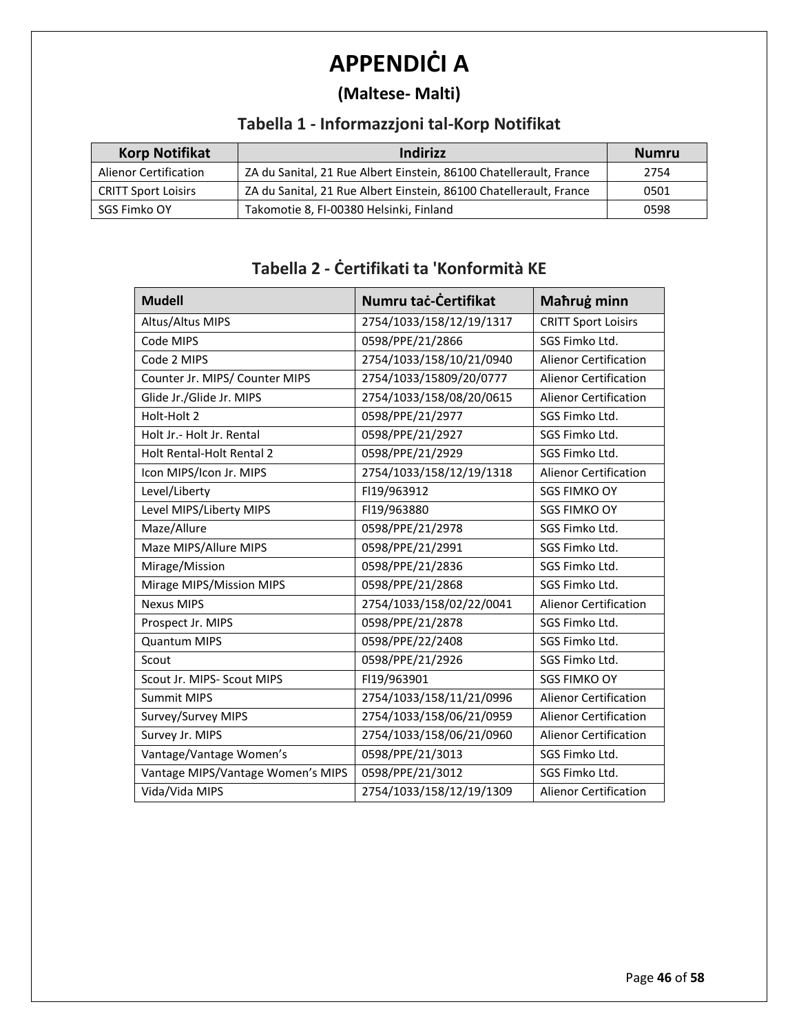# APPENDIĊI A

## (Maltese- Malti)

### Tabella 1 - Informazzjoni tal-Korp Notifikat

| Korp Notifikat | Indirizz | Numru |
|---|---|---|
| Alienor Certification | ZA du Sanital, 21 Rue Albert Einstein, 86100 Chatellerault, France | 2754 |
| CRITT Sport Loisirs | ZA du Sanital, 21 Rue Albert Einstein, 86100 Chatellerault, France | 0501 |
| SGS Fimko OY | Takomotie 8, FI-00380 Helsinki, Finland | 0598 |

### Tabella 2 - Ċertifikati ta 'Konformità KE

| Mudell | Numru taċ-Ċertifikat | Maħruġ minn |
|---|---|---|
| Altus/Altus MIPS | 2754/1033/158/12/19/1317 | CRITT Sport Loisirs |
| Code MIPS | 0598/PPE/21/2866 | SGS Fimko Ltd. |
| Code 2 MIPS | 2754/1033/158/10/21/0940 | Alienor Certification |
| Counter Jr. MIPS/ Counter MIPS | 2754/1033/15809/20/0777 | Alienor Certification |
| Glide Jr./Glide Jr. MIPS | 2754/1033/158/08/20/0615 | Alienor Certification |
| Holt-Holt 2 | 0598/PPE/21/2977 | SGS Fimko Ltd. |
| Holt Jr.- Holt Jr. Rental | 0598/PPE/21/2927 | SGS Fimko Ltd. |
| Holt Rental-Holt Rental 2 | 0598/PPE/21/2929 | SGS Fimko Ltd. |
| Icon MIPS/Icon Jr. MIPS | 2754/1033/158/12/19/1318 | Alienor Certification |
| Level/Liberty | FI19/963912 | SGS FIMKO OY |
| Level MIPS/Liberty MIPS | FI19/963880 | SGS FIMKO OY |
| Maze/Allure | 0598/PPE/21/2978 | SGS Fimko Ltd. |
| Maze MIPS/Allure MIPS | 0598/PPE/21/2991 | SGS Fimko Ltd. |
| Mirage/Mission | 0598/PPE/21/2836 | SGS Fimko Ltd. |
| Mirage MIPS/Mission MIPS | 0598/PPE/21/2868 | SGS Fimko Ltd. |
| Nexus MIPS | 2754/1033/158/02/22/0041 | Alienor Certification |
| Prospect Jr. MIPS | 0598/PPE/21/2878 | SGS Fimko Ltd. |
| Quantum MIPS | 0598/PPE/22/2408 | SGS Fimko Ltd. |
| Scout | 0598/PPE/21/2926 | SGS Fimko Ltd. |
| Scout Jr. MIPS- Scout MIPS | FI19/963901 | SGS FIMKO OY |
| Summit MIPS | 2754/1033/158/11/21/0996 | Alienor Certification |
| Survey/Survey MIPS | 2754/1033/158/06/21/0959 | Alienor Certification |
| Survey Jr. MIPS | 2754/1033/158/06/21/0960 | Alienor Certification |
| Vantage/Vantage Women's | 0598/PPE/21/3013 | SGS Fimko Ltd. |
| Vantage MIPS/Vantage Women's MIPS | 0598/PPE/21/3012 | SGS Fimko Ltd. |
| Vida/Vida MIPS | 2754/1033/158/12/19/1309 | Alienor Certification |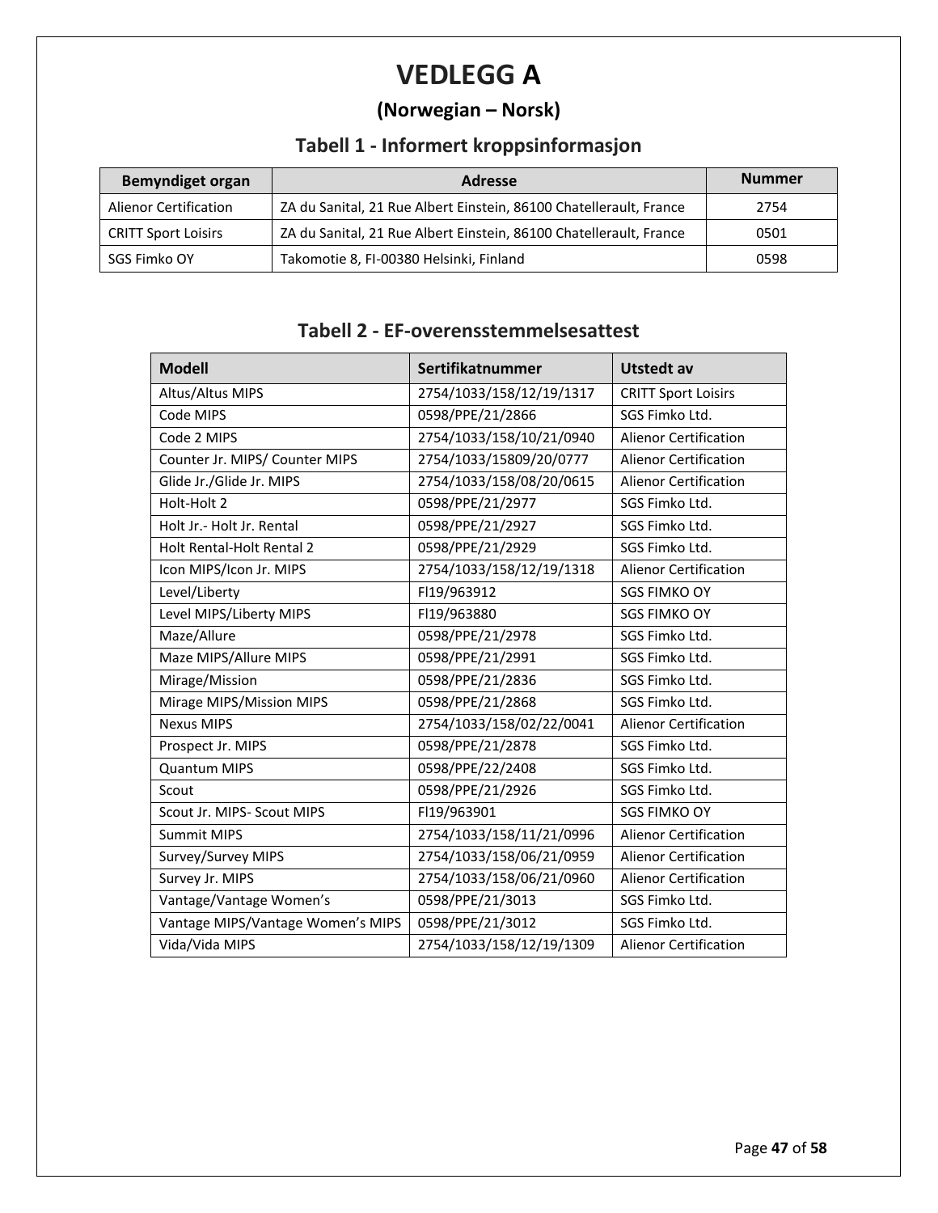# VEDLEGG A

## (Norwegian – Norsk)

### Tabell 1 - Informert kroppsinformasjon

| Bemyndiget organ | Adresse | Nummer |
|---|---|---|
| Alienor Certification | ZA du Sanital, 21 Rue Albert Einstein, 86100 Chatellerault, France | 2754 |
| CRITT Sport Loisirs | ZA du Sanital, 21 Rue Albert Einstein, 86100 Chatellerault, France | 0501 |
| SGS Fimko OY | Takomotie 8, FI-00380 Helsinki, Finland | 0598 |

### Tabell 2 - EF-overensstemmelsesattest

| Modell | Sertifikatnummer | Utstedt av |
|---|---|---|
| Altus/Altus MIPS | 2754/1033/158/12/19/1317 | CRITT Sport Loisirs |
| Code MIPS | 0598/PPE/21/2866 | SGS Fimko Ltd. |
| Code 2 MIPS | 2754/1033/158/10/21/0940 | Alienor Certification |
| Counter Jr. MIPS/ Counter MIPS | 2754/1033/15809/20/0777 | Alienor Certification |
| Glide Jr./Glide Jr. MIPS | 2754/1033/158/08/20/0615 | Alienor Certification |
| Holt-Holt 2 | 0598/PPE/21/2977 | SGS Fimko Ltd. |
| Holt Jr.- Holt Jr. Rental | 0598/PPE/21/2927 | SGS Fimko Ltd. |
| Holt Rental-Holt Rental 2 | 0598/PPE/21/2929 | SGS Fimko Ltd. |
| Icon MIPS/Icon Jr. MIPS | 2754/1033/158/12/19/1318 | Alienor Certification |
| Level/Liberty | Fl19/963912 | SGS FIMKO OY |
| Level MIPS/Liberty MIPS | Fl19/963880 | SGS FIMKO OY |
| Maze/Allure | 0598/PPE/21/2978 | SGS Fimko Ltd. |
| Maze MIPS/Allure MIPS | 0598/PPE/21/2991 | SGS Fimko Ltd. |
| Mirage/Mission | 0598/PPE/21/2836 | SGS Fimko Ltd. |
| Mirage MIPS/Mission MIPS | 0598/PPE/21/2868 | SGS Fimko Ltd. |
| Nexus MIPS | 2754/1033/158/02/22/0041 | Alienor Certification |
| Prospect Jr. MIPS | 0598/PPE/21/2878 | SGS Fimko Ltd. |
| Quantum MIPS | 0598/PPE/22/2408 | SGS Fimko Ltd. |
| Scout | 0598/PPE/21/2926 | SGS Fimko Ltd. |
| Scout Jr. MIPS- Scout MIPS | Fl19/963901 | SGS FIMKO OY |
| Summit MIPS | 2754/1033/158/11/21/0996 | Alienor Certification |
| Survey/Survey MIPS | 2754/1033/158/06/21/0959 | Alienor Certification |
| Survey Jr. MIPS | 2754/1033/158/06/21/0960 | Alienor Certification |
| Vantage/Vantage Women's | 0598/PPE/21/3013 | SGS Fimko Ltd. |
| Vantage MIPS/Vantage Women's MIPS | 0598/PPE/21/3012 | SGS Fimko Ltd. |
| Vida/Vida MIPS | 2754/1033/158/12/19/1309 | Alienor Certification |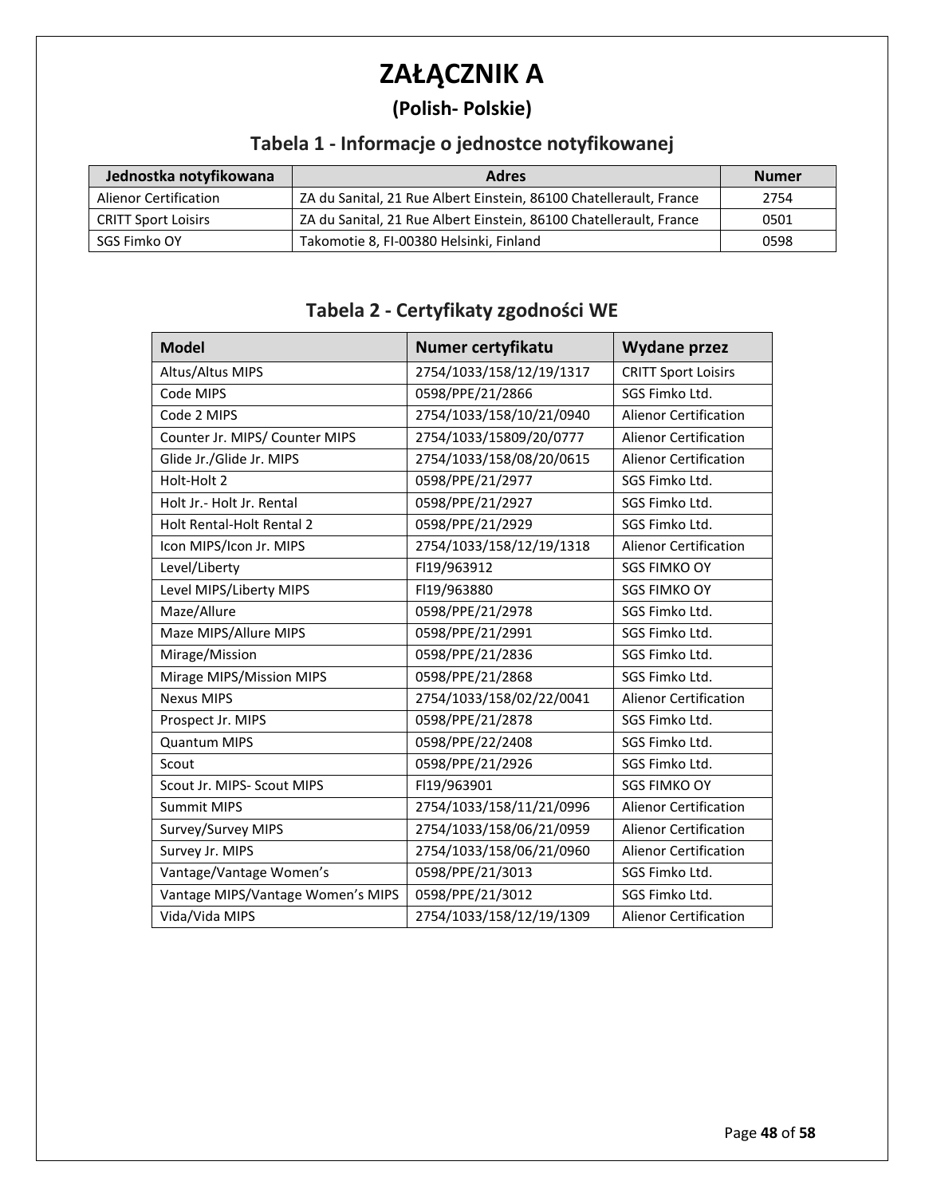# ZAŁĄCZNIK A

## (Polish- Polskie)

### Tabela 1 - Informacje o jednostce notyfikowanej

| Jednostka notyfikowana | Adres | Numer |
|---|---|---|
| Alienor Certification | ZA du Sanital, 21 Rue Albert Einstein, 86100 Chatelleräult, France | 2754 |
| CRITT Sport Loisirs | ZA du Sanital, 21 Rue Albert Einstein, 86100 Chatelleräult, France | 0501 |
| SGS Fimko OY | Takomotie 8, FI-00380 Helsinki, Finland | 0598 |

### Tabela 2 - Certyfikaty zgodności WE

| Model | Numer certyfikatu | Wydane przez |
|---|---|---|
| Altus/Altus MIPS | 2754/1033/158/12/19/1317 | CRITT Sport Loisirs |
| Code MIPS | 0598/PPE/21/2866 | SGS Fimko Ltd. |
| Code 2 MIPS | 2754/1033/158/10/21/0940 | Alienor Certification |
| Counter Jr. MIPS/ Counter MIPS | 2754/1033/15809/20/0777 | Alienor Certification |
| Glide Jr./Glide Jr. MIPS | 2754/1033/158/08/20/0615 | Alienor Certification |
| Holt-Holt 2 | 0598/PPE/21/2977 | SGS Fimko Ltd. |
| Holt Jr.- Holt Jr. Rental | 0598/PPE/21/2927 | SGS Fimko Ltd. |
| Holt Rental-Holt Rental 2 | 0598/PPE/21/2929 | SGS Fimko Ltd. |
| Icon MIPS/Icon Jr. MIPS | 2754/1033/158/12/19/1318 | Alienor Certification |
| Level/Liberty | FI19/963912 | SGS FIMKO OY |
| Level MIPS/Liberty MIPS | FI19/963880 | SGS FIMKO OY |
| Maze/Allure | 0598/PPE/21/2978 | SGS Fimko Ltd. |
| Maze MIPS/Allure MIPS | 0598/PPE/21/2991 | SGS Fimko Ltd. |
| Mirage/Mission | 0598/PPE/21/2836 | SGS Fimko Ltd. |
| Mirage MIPS/Mission MIPS | 0598/PPE/21/2868 | SGS Fimko Ltd. |
| Nexus MIPS | 2754/1033/158/02/22/0041 | Alienor Certification |
| Prospect Jr. MIPS | 0598/PPE/21/2878 | SGS Fimko Ltd. |
| Quantum MIPS | 0598/PPE/22/2408 | SGS Fimko Ltd. |
| Scout | 0598/PPE/21/2926 | SGS Fimko Ltd. |
| Scout Jr. MIPS- Scout MIPS | FI19/963901 | SGS FIMKO OY |
| Summit MIPS | 2754/1033/158/11/21/0996 | Alienor Certification |
| Survey/Survey MIPS | 2754/1033/158/06/21/0959 | Alienor Certification |
| Survey Jr. MIPS | 2754/1033/158/06/21/0960 | Alienor Certification |
| Vantage/Vantage Women's | 0598/PPE/21/3013 | SGS Fimko Ltd. |
| Vantage MIPS/Vantage Women's MIPS | 0598/PPE/21/3012 | SGS Fimko Ltd. |
| Vida/Vida MIPS | 2754/1033/158/12/19/1309 | Alienor Certification |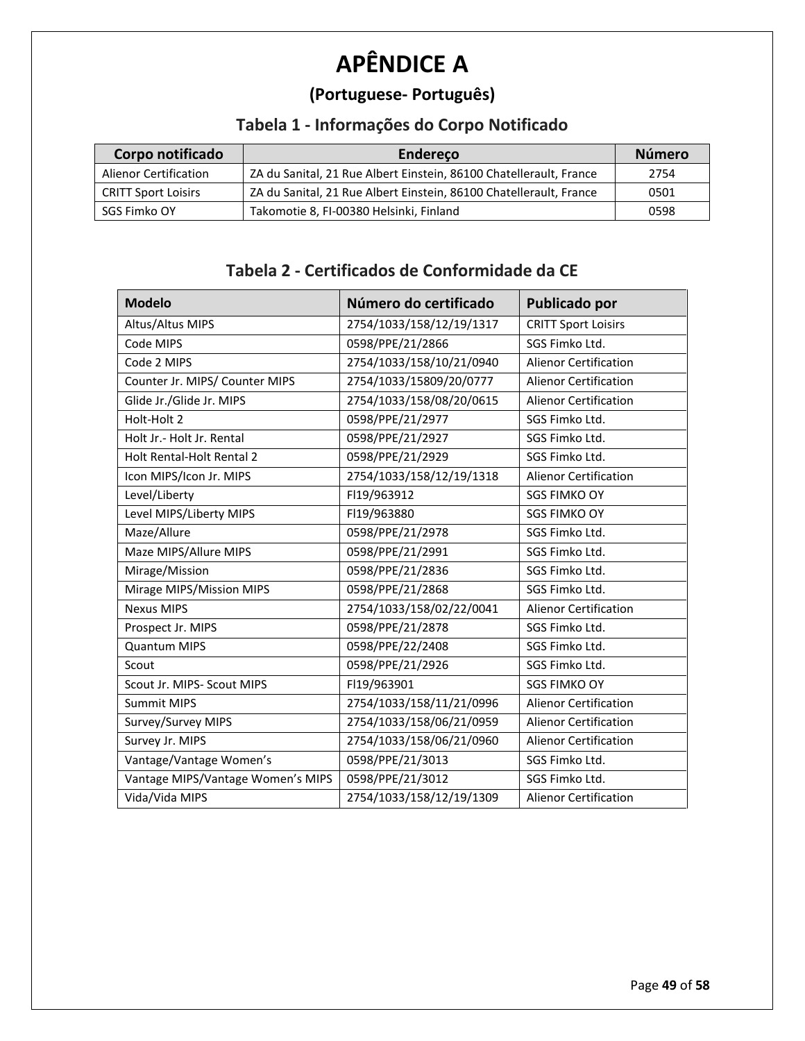# APÊNDICE A

## (Portuguese- Português)

### Tabela 1 - Informações do Corpo Notificado

| Corpo notificado | Endereço | Número |
|---|---|---|
| Alienor Certification | ZA du Sanital, 21 Rue Albert Einstein, 86100 Chatellerault, France | 2754 |
| CRITT Sport Loisirs | ZA du Sanital, 21 Rue Albert Einstein, 86100 Chatellerault, France | 0501 |
| SGS Fimko OY | Takomotie 8, FI-00380 Helsinki, Finland | 0598 |

### Tabela 2 - Certificados de Conformidade da CE

| Modelo | Número do certificado | Publicado por |
|---|---|---|
| Altus/Altus MIPS | 2754/1033/158/12/19/1317 | CRITT Sport Loisirs |
| Code MIPS | 0598/PPE/21/2866 | SGS Fimko Ltd. |
| Code 2 MIPS | 2754/1033/158/10/21/0940 | Alienor Certification |
| Counter Jr. MIPS/ Counter MIPS | 2754/1033/15809/20/0777 | Alienor Certification |
| Glide Jr./Glide Jr. MIPS | 2754/1033/158/08/20/0615 | Alienor Certification |
| Holt-Holt 2 | 0598/PPE/21/2977 | SGS Fimko Ltd. |
| Holt Jr.- Holt Jr. Rental | 0598/PPE/21/2927 | SGS Fimko Ltd. |
| Holt Rental-Holt Rental 2 | 0598/PPE/21/2929 | SGS Fimko Ltd. |
| Icon MIPS/Icon Jr. MIPS | 2754/1033/158/12/19/1318 | Alienor Certification |
| Level/Liberty | FI19/963912 | SGS FIMKO OY |
| Level MIPS/Liberty MIPS | FI19/963880 | SGS FIMKO OY |
| Maze/Allure | 0598/PPE/21/2978 | SGS Fimko Ltd. |
| Maze MIPS/Allure MIPS | 0598/PPE/21/2991 | SGS Fimko Ltd. |
| Mirage/Mission | 0598/PPE/21/2836 | SGS Fimko Ltd. |
| Mirage MIPS/Mission MIPS | 0598/PPE/21/2868 | SGS Fimko Ltd. |
| Nexus MIPS | 2754/1033/158/02/22/0041 | Alienor Certification |
| Prospect Jr. MIPS | 0598/PPE/21/2878 | SGS Fimko Ltd. |
| Quantum MIPS | 0598/PPE/22/2408 | SGS Fimko Ltd. |
| Scout | 0598/PPE/21/2926 | SGS Fimko Ltd. |
| Scout Jr. MIPS- Scout MIPS | FI19/963901 | SGS FIMKO OY |
| Summit MIPS | 2754/1033/158/11/21/0996 | Alienor Certification |
| Survey/Survey MIPS | 2754/1033/158/06/21/0959 | Alienor Certification |
| Survey Jr. MIPS | 2754/1033/158/06/21/0960 | Alienor Certification |
| Vantage/Vantage Women's | 0598/PPE/21/3013 | SGS Fimko Ltd. |
| Vantage MIPS/Vantage Women's MIPS | 0598/PPE/21/3012 | SGS Fimko Ltd. |
| Vida/Vida MIPS | 2754/1033/158/12/19/1309 | Alienor Certification |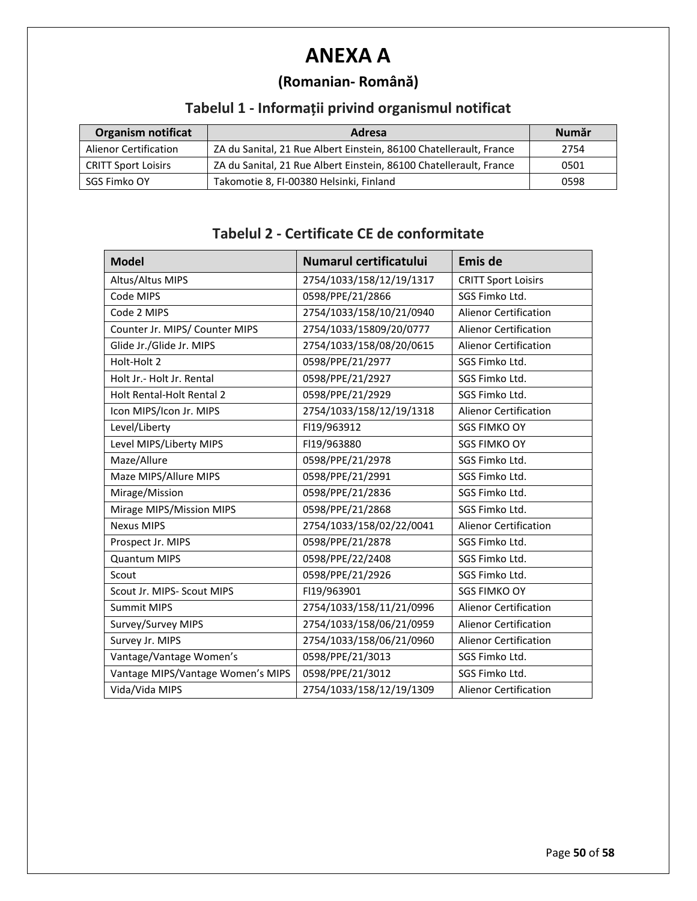# ANEXA A

## (Romanian- Română)

### Tabelul 1 - Informații privind organismul notificat

| Organism notificat | Adresa | Număr |
|---|---|---|
| Alienor Certification | ZA du Sanital, 21 Rue Albert Einstein, 86100 Chatellerault, France | 2754 |
| CRITT Sport Loisirs | ZA du Sanital, 21 Rue Albert Einstein, 86100 Chatellerault, France | 0501 |
| SGS Fimko OY | Takomotie 8, FI-00380 Helsinki, Finland | 0598 |

### Tabelul 2 - Certificate CE de conformitate

| Model | Numarul certificatului | Emis de |
|---|---|---|
| Altus/Altus MIPS | 2754/1033/158/12/19/1317 | CRITT Sport Loisirs |
| Code MIPS | 0598/PPE/21/2866 | SGS Fimko Ltd. |
| Code 2 MIPS | 2754/1033/158/10/21/0940 | Alienor Certification |
| Counter Jr. MIPS/ Counter MIPS | 2754/1033/15809/20/0777 | Alienor Certification |
| Glide Jr./Glide Jr. MIPS | 2754/1033/158/08/20/0615 | Alienor Certification |
| Holt-Holt 2 | 0598/PPE/21/2977 | SGS Fimko Ltd. |
| Holt Jr.- Holt Jr. Rental | 0598/PPE/21/2927 | SGS Fimko Ltd. |
| Holt Rental-Holt Rental 2 | 0598/PPE/21/2929 | SGS Fimko Ltd. |
| Icon MIPS/Icon Jr. MIPS | 2754/1033/158/12/19/1318 | Alienor Certification |
| Level/Liberty | FI19/963912 | SGS FIMKO OY |
| Level MIPS/Liberty MIPS | FI19/963880 | SGS FIMKO OY |
| Maze/Allure | 0598/PPE/21/2978 | SGS Fimko Ltd. |
| Maze MIPS/Allure MIPS | 0598/PPE/21/2991 | SGS Fimko Ltd. |
| Mirage/Mission | 0598/PPE/21/2836 | SGS Fimko Ltd. |
| Mirage MIPS/Mission MIPS | 0598/PPE/21/2868 | SGS Fimko Ltd. |
| Nexus MIPS | 2754/1033/158/02/22/0041 | Alienor Certification |
| Prospect Jr. MIPS | 0598/PPE/21/2878 | SGS Fimko Ltd. |
| Quantum MIPS | 0598/PPE/22/2408 | SGS Fimko Ltd. |
| Scout | 0598/PPE/21/2926 | SGS Fimko Ltd. |
| Scout Jr. MIPS- Scout MIPS | FI19/963901 | SGS FIMKO OY |
| Summit MIPS | 2754/1033/158/11/21/0996 | Alienor Certification |
| Survey/Survey MIPS | 2754/1033/158/06/21/0959 | Alienor Certification |
| Survey Jr. MIPS | 2754/1033/158/06/21/0960 | Alienor Certification |
| Vantage/Vantage Women's | 0598/PPE/21/3013 | SGS Fimko Ltd. |
| Vantage MIPS/Vantage Women's MIPS | 0598/PPE/21/3012 | SGS Fimko Ltd. |
| Vida/Vida MIPS | 2754/1033/158/12/19/1309 | Alienor Certification |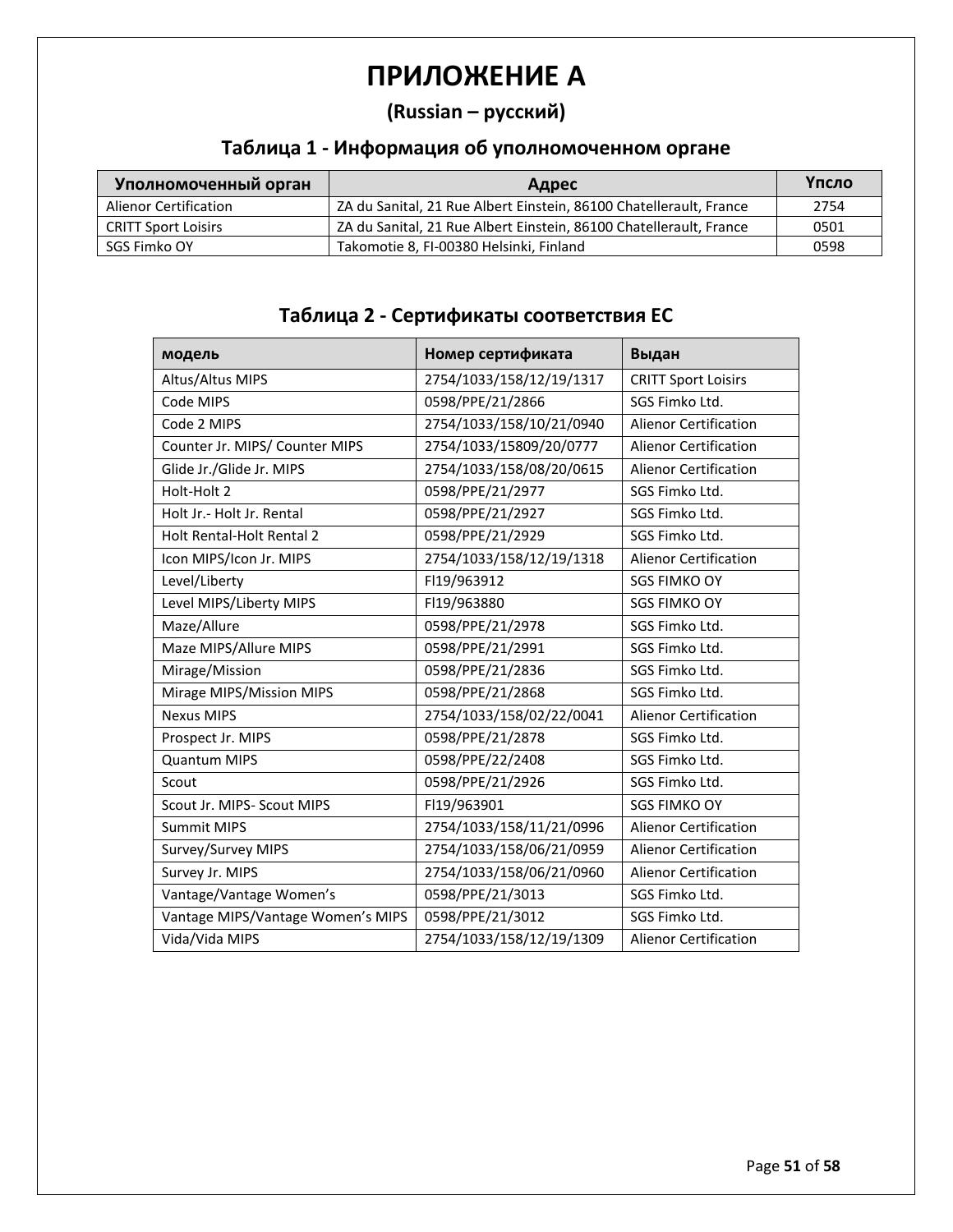# ПРИЛОЖЕНИЕ А

### (Russian – русский)

### Таблица 1 - Информация об уполномоченном органе

| Уполномоченный орган | Адрес | Үпсло |
|---|---|---|
| Alienor Certification | ZA du Sanital, 21 Rue Albert Einstein, 86100 Chatellerault, France | 2754 |
| CRITT Sport Loisirs | ZA du Sanital, 21 Rue Albert Einstein, 86100 Chatellerault, France | 0501 |
| SGS Fimko OY | Takomotie 8, FI-00380 Helsinki, Finland | 0598 |

### Таблица 2 - Сертификаты соответствия ЕС

| модель | Номер сертификата | Выдан |
|---|---|---|
| Altus/Altus MIPS | 2754/1033/158/12/19/1317 | CRITT Sport Loisirs |
| Code MIPS | 0598/PPE/21/2866 | SGS Fimko Ltd. |
| Code 2 MIPS | 2754/1033/158/10/21/0940 | Alienor Certification |
| Counter Jr. MIPS/ Counter MIPS | 2754/1033/15809/20/0777 | Alienor Certification |
| Glide Jr./Glide Jr. MIPS | 2754/1033/158/08/20/0615 | Alienor Certification |
| Holt-Holt 2 | 0598/PPE/21/2977 | SGS Fimko Ltd. |
| Holt Jr.- Holt Jr. Rental | 0598/PPE/21/2927 | SGS Fimko Ltd. |
| Holt Rental-Holt Rental 2 | 0598/PPE/21/2929 | SGS Fimko Ltd. |
| Icon MIPS/Icon Jr. MIPS | 2754/1033/158/12/19/1318 | Alienor Certification |
| Level/Liberty | Fl19/963912 | SGS FIMKO OY |
| Level MIPS/Liberty MIPS | Fl19/963880 | SGS FIMKO OY |
| Maze/Allure | 0598/PPE/21/2978 | SGS Fimko Ltd. |
| Maze MIPS/Allure MIPS | 0598/PPE/21/2991 | SGS Fimko Ltd. |
| Mirage/Mission | 0598/PPE/21/2836 | SGS Fimko Ltd. |
| Mirage MIPS/Mission MIPS | 0598/PPE/21/2868 | SGS Fimko Ltd. |
| Nexus MIPS | 2754/1033/158/02/22/0041 | Alienor Certification |
| Prospect Jr. MIPS | 0598/PPE/21/2878 | SGS Fimko Ltd. |
| Quantum MIPS | 0598/PPE/22/2408 | SGS Fimko Ltd. |
| Scout | 0598/PPE/21/2926 | SGS Fimko Ltd. |
| Scout Jr. MIPS- Scout MIPS | Fl19/963901 | SGS FIMKO OY |
| Summit MIPS | 2754/1033/158/11/21/0996 | Alienor Certification |
| Survey/Survey MIPS | 2754/1033/158/06/21/0959 | Alienor Certification |
| Survey Jr. MIPS | 2754/1033/158/06/21/0960 | Alienor Certification |
| Vantage/Vantage Women's | 0598/PPE/21/3013 | SGS Fimko Ltd. |
| Vantage MIPS/Vantage Women's MIPS | 0598/PPE/21/3012 | SGS Fimko Ltd. |
| Vida/Vida MIPS | 2754/1033/158/12/19/1309 | Alienor Certification |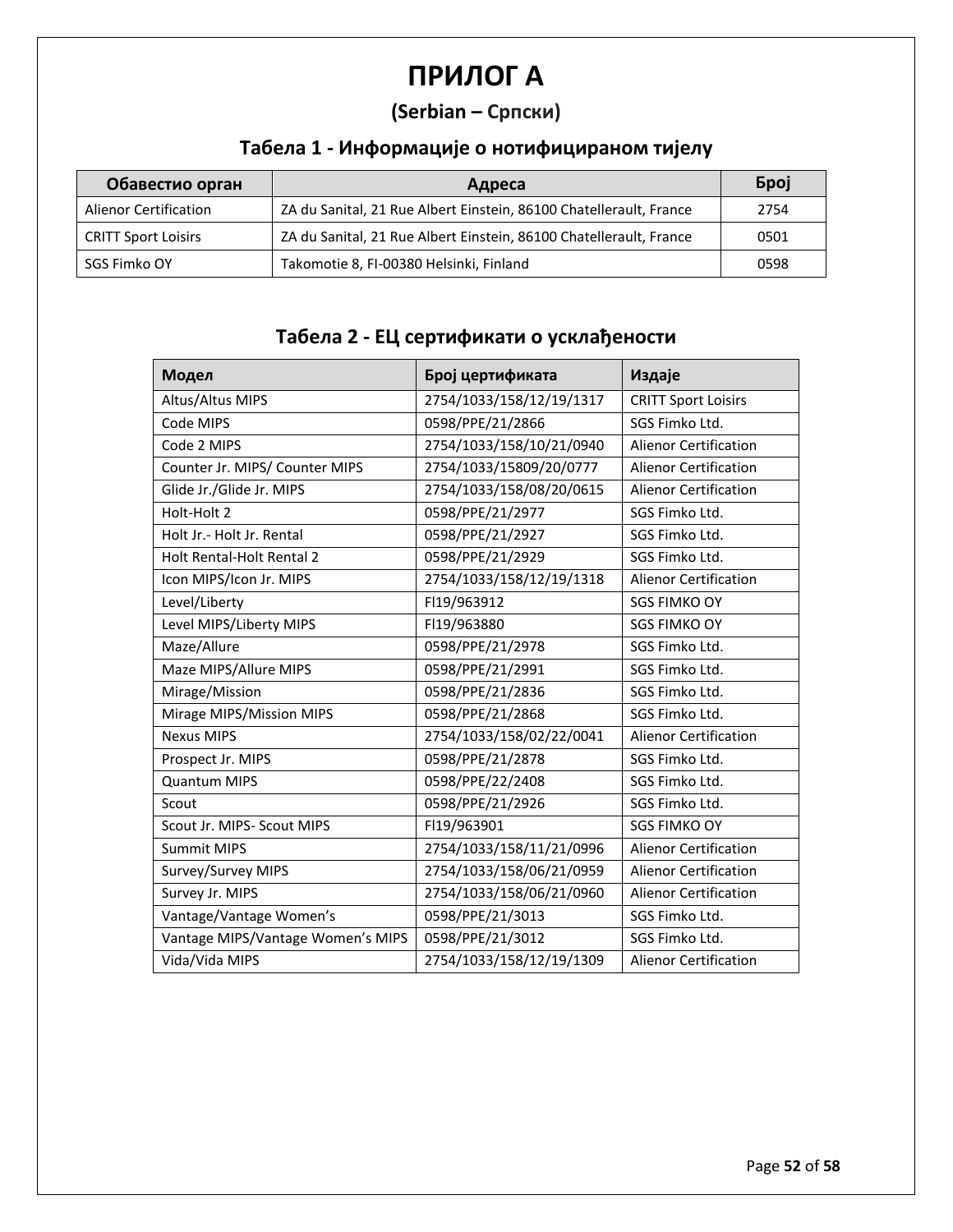# ПРИЛОГ А

## (Serbian – Српски)

### Табела 1 - Информације о нотифицираном тијелу

| Обавестио орган | Адреса | Број |
|---|---|---|
| Alienor Certification | ZA du Sanital, 21 Rue Albert Einstein, 86100 Chatellerault, France | 2754 |
| CRITT Sport Loisirs | ZA du Sanital, 21 Rue Albert Einstein, 86100 Chatellerault, France | 0501 |
| SGS Fimko OY | Takomotie 8, FI-00380 Helsinki, Finland | 0598 |

### Табела 2 - ЕЦ сертификати о усклађености

| Модел | Број цертификата | Издаје |
|---|---|---|
| Altus/Altus MIPS | 2754/1033/158/12/19/1317 | CRITT Sport Loisirs |
| Code MIPS | 0598/PPE/21/2866 | SGS Fimko Ltd. |
| Code 2 MIPS | 2754/1033/158/10/21/0940 | Alienor Certification |
| Counter Jr. MIPS/ Counter MIPS | 2754/1033/15809/20/0777 | Alienor Certification |
| Glide Jr./Glide Jr. MIPS | 2754/1033/158/08/20/0615 | Alienor Certification |
| Holt-Holt 2 | 0598/PPE/21/2977 | SGS Fimko Ltd. |
| Holt Jr.- Holt Jr. Rental | 0598/PPE/21/2927 | SGS Fimko Ltd. |
| Holt Rental-Holt Rental 2 | 0598/PPE/21/2929 | SGS Fimko Ltd. |
| Icon MIPS/Icon Jr. MIPS | 2754/1033/158/12/19/1318 | Alienor Certification |
| Level/Liberty | FI19/963912 | SGS FIMKO OY |
| Level MIPS/Liberty MIPS | FI19/963880 | SGS FIMKO OY |
| Maze/Allure | 0598/PPE/21/2978 | SGS Fimko Ltd. |
| Maze MIPS/Allure MIPS | 0598/PPE/21/2991 | SGS Fimko Ltd. |
| Mirage/Mission | 0598/PPE/21/2836 | SGS Fimko Ltd. |
| Mirage MIPS/Mission MIPS | 0598/PPE/21/2868 | SGS Fimko Ltd. |
| Nexus MIPS | 2754/1033/158/02/22/0041 | Alienor Certification |
| Prospect Jr. MIPS | 0598/PPE/21/2878 | SGS Fimko Ltd. |
| Quantum MIPS | 0598/PPE/22/2408 | SGS Fimko Ltd. |
| Scout | 0598/PPE/21/2926 | SGS Fimko Ltd. |
| Scout Jr. MIPS- Scout MIPS | FI19/963901 | SGS FIMKO OY |
| Summit MIPS | 2754/1033/158/11/21/0996 | Alienor Certification |
| Survey/Survey MIPS | 2754/1033/158/06/21/0959 | Alienor Certification |
| Survey Jr. MIPS | 2754/1033/158/06/21/0960 | Alienor Certification |
| Vantage/Vantage Women's | 0598/PPE/21/3013 | SGS Fimko Ltd. |
| Vantage MIPS/Vantage Women's MIPS | 0598/PPE/21/3012 | SGS Fimko Ltd. |
| Vida/Vida MIPS | 2754/1033/158/12/19/1309 | Alienor Certification |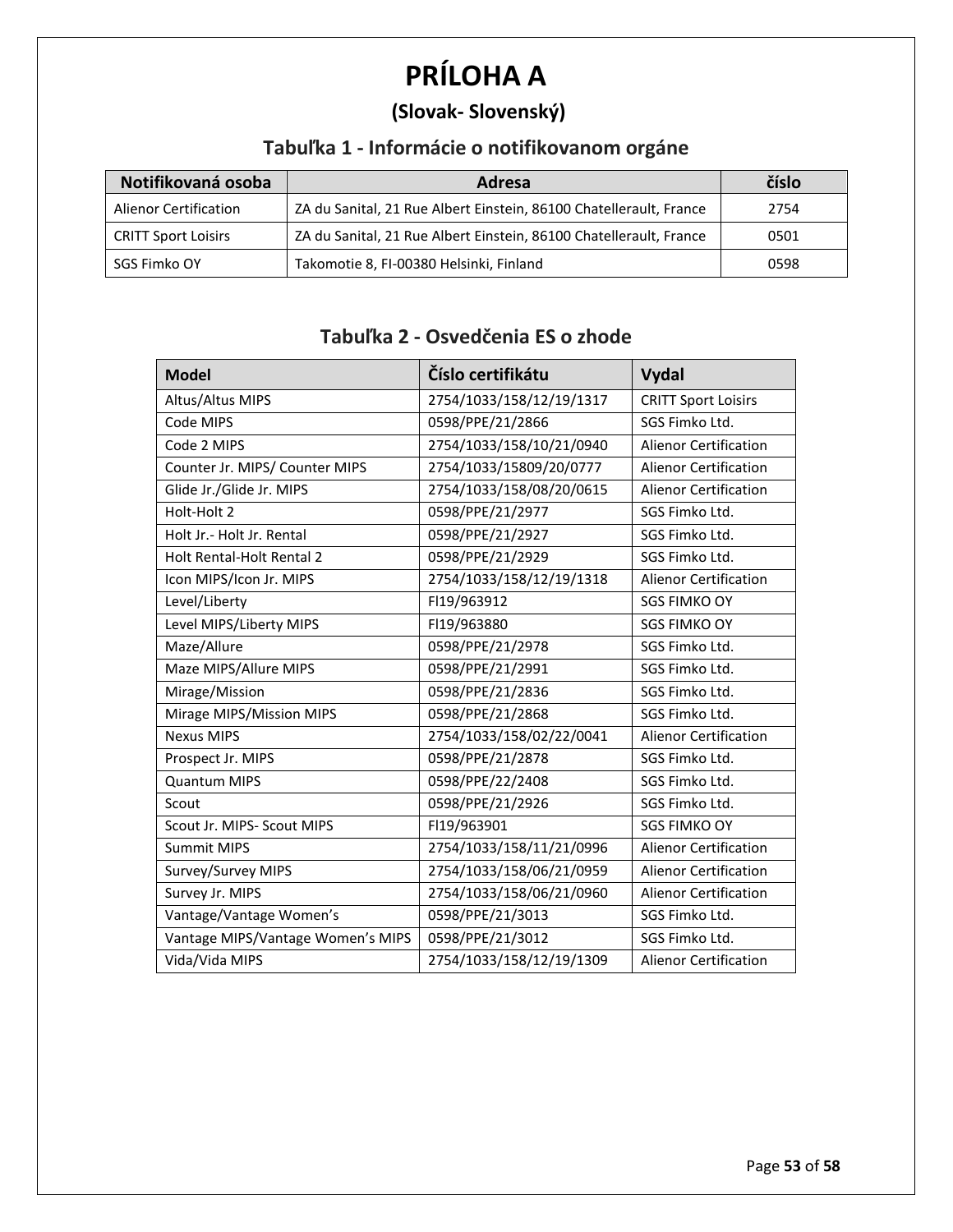# PRÍLOHA A

## (Slovak- Slovenský)

### Tabuľka 1 - Informácie o notifikovanom orgáne

| Notifikovaná osoba | Adresa | číslo |
|---|---|---|
| Alienor Certification | ZA du Sanital, 21 Rue Albert Einstein, 86100 Chatellerault, France | 2754 |
| CRITT Sport Loisirs | ZA du Sanital, 21 Rue Albert Einstein, 86100 Chatellerault, France | 0501 |
| SGS Fimko OY | Takomotie 8, FI-00380 Helsinki, Finland | 0598 |

### Tabuľka 2 - Osvedčenia ES o zhode

| Model | Číslo certifikátu | Vydal |
|---|---|---|
| Altus/Altus MIPS | 2754/1033/158/12/19/1317 | CRITT Sport Loisirs |
| Code MIPS | 0598/PPE/21/2866 | SGS Fimko Ltd. |
| Code 2 MIPS | 2754/1033/158/10/21/0940 | Alienor Certification |
| Counter Jr. MIPS/ Counter MIPS | 2754/1033/15809/20/0777 | Alienor Certification |
| Glide Jr./Glide Jr. MIPS | 2754/1033/158/08/20/0615 | Alienor Certification |
| Holt-Holt 2 | 0598/PPE/21/2977 | SGS Fimko Ltd. |
| Holt Jr.- Holt Jr. Rental | 0598/PPE/21/2927 | SGS Fimko Ltd. |
| Holt Rental-Holt Rental 2 | 0598/PPE/21/2929 | SGS Fimko Ltd. |
| Icon MIPS/Icon Jr. MIPS | 2754/1033/158/12/19/1318 | Alienor Certification |
| Level/Liberty | FI19/963912 | SGS FIMKO OY |
| Level MIPS/Liberty MIPS | FI19/963880 | SGS FIMKO OY |
| Maze/Allure | 0598/PPE/21/2978 | SGS Fimko Ltd. |
| Maze MIPS/Allure MIPS | 0598/PPE/21/2991 | SGS Fimko Ltd. |
| Mirage/Mission | 0598/PPE/21/2836 | SGS Fimko Ltd. |
| Mirage MIPS/Mission MIPS | 0598/PPE/21/2868 | SGS Fimko Ltd. |
| Nexus MIPS | 2754/1033/158/02/22/0041 | Alienor Certification |
| Prospect Jr. MIPS | 0598/PPE/21/2878 | SGS Fimko Ltd. |
| Quantum MIPS | 0598/PPE/22/2408 | SGS Fimko Ltd. |
| Scout | 0598/PPE/21/2926 | SGS Fimko Ltd. |
| Scout Jr. MIPS- Scout MIPS | FI19/963901 | SGS FIMKO OY |
| Summit MIPS | 2754/1033/158/11/21/0996 | Alienor Certification |
| Survey/Survey MIPS | 2754/1033/158/06/21/0959 | Alienor Certification |
| Survey Jr. MIPS | 2754/1033/158/06/21/0960 | Alienor Certification |
| Vantage/Vantage Women's | 0598/PPE/21/3013 | SGS Fimko Ltd. |
| Vantage MIPS/Vantage Women's MIPS | 0598/PPE/21/3012 | SGS Fimko Ltd. |
| Vida/Vida MIPS | 2754/1033/158/12/19/1309 | Alienor Certification |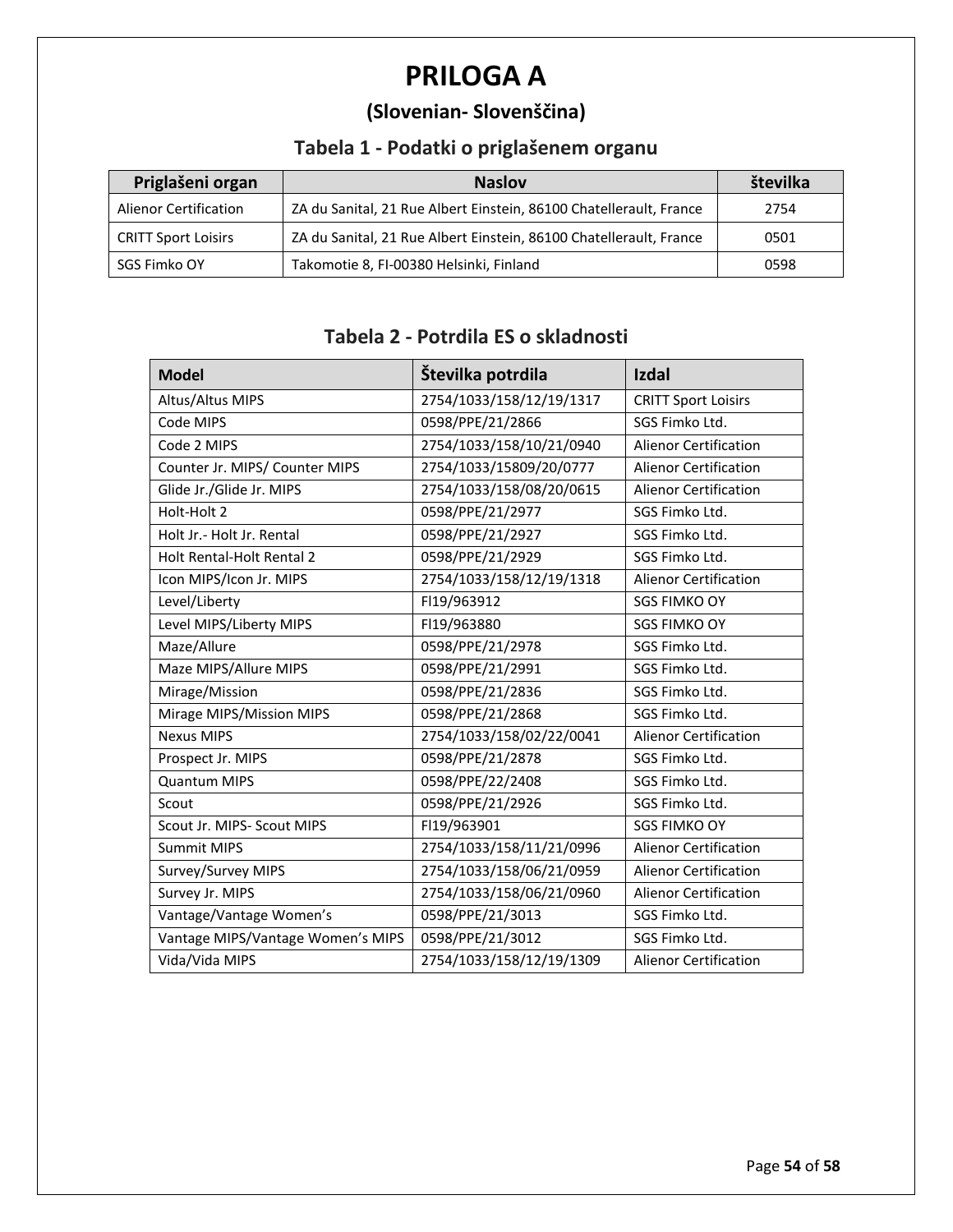# PRILOGA A

## (Slovenian- Slovenščina)

### Tabela 1 - Podatki o priglašenem organu

| Priglašeni organ | Naslov | številka |
|---|---|---|
| Alienor Certification | ZA du Sanital, 21 Rue Albert Einstein, 86100 Chatellerault, France | 2754 |
| CRITT Sport Loisirs | ZA du Sanital, 21 Rue Albert Einstein, 86100 Chatellerault, France | 0501 |
| SGS Fimko OY | Takomotie 8, FI-00380 Helsinki, Finland | 0598 |

### Tabela 2 - Potrdila ES o skladnosti

| Model | Številka potrdila | Izdal |
|---|---|---|
| Altus/Altus MIPS | 2754/1033/158/12/19/1317 | CRITT Sport Loisirs |
| Code MIPS | 0598/PPE/21/2866 | SGS Fimko Ltd. |
| Code 2 MIPS | 2754/1033/158/10/21/0940 | Alienor Certification |
| Counter Jr. MIPS/ Counter MIPS | 2754/1033/15809/20/0777 | Alienor Certification |
| Glide Jr./Glide Jr. MIPS | 2754/1033/158/08/20/0615 | Alienor Certification |
| Holt-Holt 2 | 0598/PPE/21/2977 | SGS Fimko Ltd. |
| Holt Jr.- Holt Jr. Rental | 0598/PPE/21/2927 | SGS Fimko Ltd. |
| Holt Rental-Holt Rental 2 | 0598/PPE/21/2929 | SGS Fimko Ltd. |
| Icon MIPS/Icon Jr. MIPS | 2754/1033/158/12/19/1318 | Alienor Certification |
| Level/Liberty | FI19/963912 | SGS FIMKO OY |
| Level MIPS/Liberty MIPS | FI19/963880 | SGS FIMKO OY |
| Maze/Allure | 0598/PPE/21/2978 | SGS Fimko Ltd. |
| Maze MIPS/Allure MIPS | 0598/PPE/21/2991 | SGS Fimko Ltd. |
| Mirage/Mission | 0598/PPE/21/2836 | SGS Fimko Ltd. |
| Mirage MIPS/Mission MIPS | 0598/PPE/21/2868 | SGS Fimko Ltd. |
| Nexus MIPS | 2754/1033/158/02/22/0041 | Alienor Certification |
| Prospect Jr. MIPS | 0598/PPE/21/2878 | SGS Fimko Ltd. |
| Quantum MIPS | 0598/PPE/22/2408 | SGS Fimko Ltd. |
| Scout | 0598/PPE/21/2926 | SGS Fimko Ltd. |
| Scout Jr. MIPS- Scout MIPS | FI19/963901 | SGS FIMKO OY |
| Summit MIPS | 2754/1033/158/11/21/0996 | Alienor Certification |
| Survey/Survey MIPS | 2754/1033/158/06/21/0959 | Alienor Certification |
| Survey Jr. MIPS | 2754/1033/158/06/21/0960 | Alienor Certification |
| Vantage/Vantage Women's | 0598/PPE/21/3013 | SGS Fimko Ltd. |
| Vantage MIPS/Vantage Women's MIPS | 0598/PPE/21/3012 | SGS Fimko Ltd. |
| Vida/Vida MIPS | 2754/1033/158/12/19/1309 | Alienor Certification |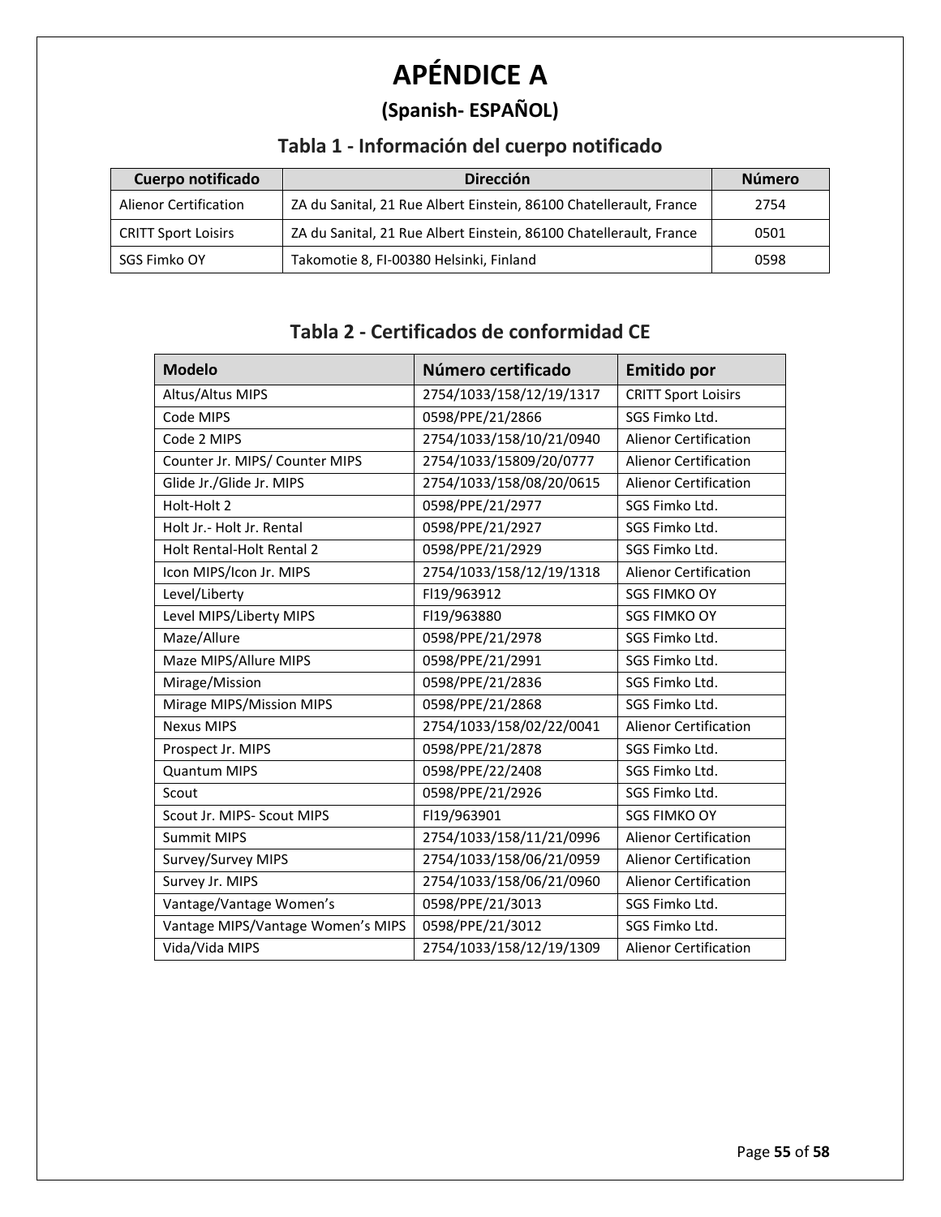# APÉNDICE A

## (Spanish- ESPAÑOL)

### Tabla 1 - Información del cuerpo notificado

| Cuerpo notificado | Dirección | Número |
|---|---|---|
| Alienor Certification | ZA du Sanital, 21 Rue Albert Einstein, 86100 Chatellerault, France | 2754 |
| CRITT Sport Loisirs | ZA du Sanital, 21 Rue Albert Einstein, 86100 Chatellerault, France | 0501 |
| SGS Fimko OY | Takomotie 8, FI-00380 Helsinki, Finland | 0598 |

### Tabla 2 - Certificados de conformidad CE

| Modelo | Número certificado | Emitido por |
|---|---|---|
| Altus/Altus MIPS | 2754/1033/158/12/19/1317 | CRITT Sport Loisirs |
| Code MIPS | 0598/PPE/21/2866 | SGS Fimko Ltd. |
| Code 2 MIPS | 2754/1033/158/10/21/0940 | Alienor Certification |
| Counter Jr. MIPS/ Counter MIPS | 2754/1033/15809/20/0777 | Alienor Certification |
| Glide Jr./Glide Jr. MIPS | 2754/1033/158/08/20/0615 | Alienor Certification |
| Holt-Holt 2 | 0598/PPE/21/2977 | SGS Fimko Ltd. |
| Holt Jr.- Holt Jr. Rental | 0598/PPE/21/2927 | SGS Fimko Ltd. |
| Holt Rental-Holt Rental 2 | 0598/PPE/21/2929 | SGS Fimko Ltd. |
| Icon MIPS/Icon Jr. MIPS | 2754/1033/158/12/19/1318 | Alienor Certification |
| Level/Liberty | FI19/963912 | SGS FIMKO OY |
| Level MIPS/Liberty MIPS | FI19/963880 | SGS FIMKO OY |
| Maze/Allure | 0598/PPE/21/2978 | SGS Fimko Ltd. |
| Maze MIPS/Allure MIPS | 0598/PPE/21/2991 | SGS Fimko Ltd. |
| Mirage/Mission | 0598/PPE/21/2836 | SGS Fimko Ltd. |
| Mirage MIPS/Mission MIPS | 0598/PPE/21/2868 | SGS Fimko Ltd. |
| Nexus MIPS | 2754/1033/158/02/22/0041 | Alienor Certification |
| Prospect Jr. MIPS | 0598/PPE/21/2878 | SGS Fimko Ltd. |
| Quantum MIPS | 0598/PPE/22/2408 | SGS Fimko Ltd. |
| Scout | 0598/PPE/21/2926 | SGS Fimko Ltd. |
| Scout Jr. MIPS- Scout MIPS | FI19/963901 | SGS FIMKO OY |
| Summit MIPS | 2754/1033/158/11/21/0996 | Alienor Certification |
| Survey/Survey MIPS | 2754/1033/158/06/21/0959 | Alienor Certification |
| Survey Jr. MIPS | 2754/1033/158/06/21/0960 | Alienor Certification |
| Vantage/Vantage Women's | 0598/PPE/21/3013 | SGS Fimko Ltd. |
| Vantage MIPS/Vantage Women's MIPS | 0598/PPE/21/3012 | SGS Fimko Ltd. |
| Vida/Vida MIPS | 2754/1033/158/12/19/1309 | Alienor Certification |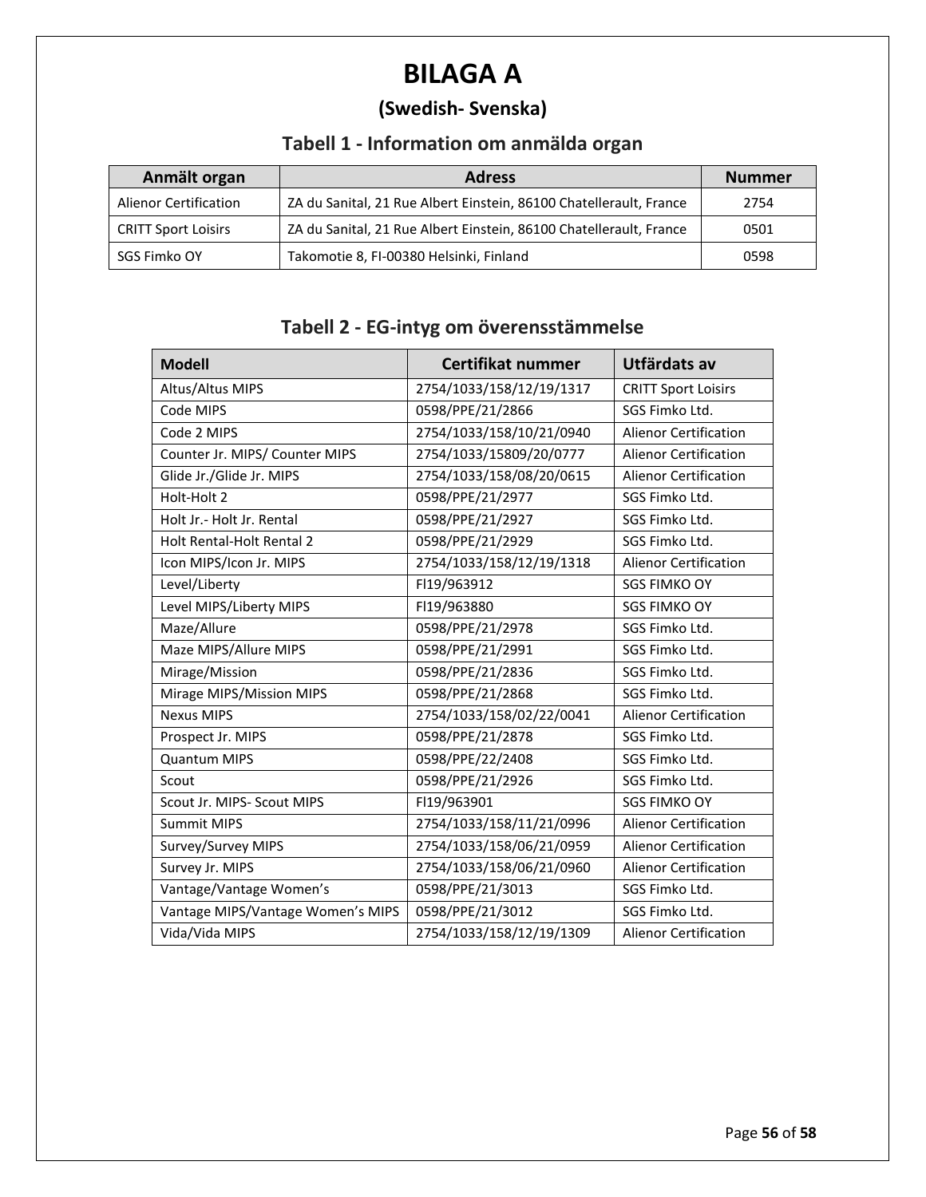# BILAGA A

## (Swedish- Svenska)

### Tabell 1 - Information om anmälda organ

| Anmält organ | Adress | Nummer |
|---|---|---|
| Alienor Certification | ZA du Sanital, 21 Rue Albert Einstein, 86100 Chatellerault, France | 2754 |
| CRITT Sport Loisirs | ZA du Sanital, 21 Rue Albert Einstein, 86100 Chatellerault, France | 0501 |
| SGS Fimko OY | Takomotie 8, FI-00380 Helsinki, Finland | 0598 |

### Tabell 2 - EG-intyg om överensstämmelse

| Modell | Certifikat nummer | Utfärdats av |
|---|---|---|
| Altus/Altus MIPS | 2754/1033/158/12/19/1317 | CRITT Sport Loisirs |
| Code MIPS | 0598/PPE/21/2866 | SGS Fimko Ltd. |
| Code 2 MIPS | 2754/1033/158/10/21/0940 | Alienor Certification |
| Counter Jr. MIPS/ Counter MIPS | 2754/1033/15809/20/0777 | Alienor Certification |
| Glide Jr./Glide Jr. MIPS | 2754/1033/158/08/20/0615 | Alienor Certification |
| Holt-Holt 2 | 0598/PPE/21/2977 | SGS Fimko Ltd. |
| Holt Jr.- Holt Jr. Rental | 0598/PPE/21/2927 | SGS Fimko Ltd. |
| Holt Rental-Holt Rental 2 | 0598/PPE/21/2929 | SGS Fimko Ltd. |
| Icon MIPS/Icon Jr. MIPS | 2754/1033/158/12/19/1318 | Alienor Certification |
| Level/Liberty | FI19/963912 | SGS FIMKO OY |
| Level MIPS/Liberty MIPS | FI19/963880 | SGS FIMKO OY |
| Maze/Allure | 0598/PPE/21/2978 | SGS Fimko Ltd. |
| Maze MIPS/Allure MIPS | 0598/PPE/21/2991 | SGS Fimko Ltd. |
| Mirage/Mission | 0598/PPE/21/2836 | SGS Fimko Ltd. |
| Mirage MIPS/Mission MIPS | 0598/PPE/21/2868 | SGS Fimko Ltd. |
| Nexus MIPS | 2754/1033/158/02/22/0041 | Alienor Certification |
| Prospect Jr. MIPS | 0598/PPE/21/2878 | SGS Fimko Ltd. |
| Quantum MIPS | 0598/PPE/22/2408 | SGS Fimko Ltd. |
| Scout | 0598/PPE/21/2926 | SGS Fimko Ltd. |
| Scout Jr. MIPS- Scout MIPS | FI19/963901 | SGS FIMKO OY |
| Summit MIPS | 2754/1033/158/11/21/0996 | Alienor Certification |
| Survey/Survey MIPS | 2754/1033/158/06/21/0959 | Alienor Certification |
| Survey Jr. MIPS | 2754/1033/158/06/21/0960 | Alienor Certification |
| Vantage/Vantage Women's | 0598/PPE/21/3013 | SGS Fimko Ltd. |
| Vantage MIPS/Vantage Women's MIPS | 0598/PPE/21/3012 | SGS Fimko Ltd. |
| Vida/Vida MIPS | 2754/1033/158/12/19/1309 | Alienor Certification |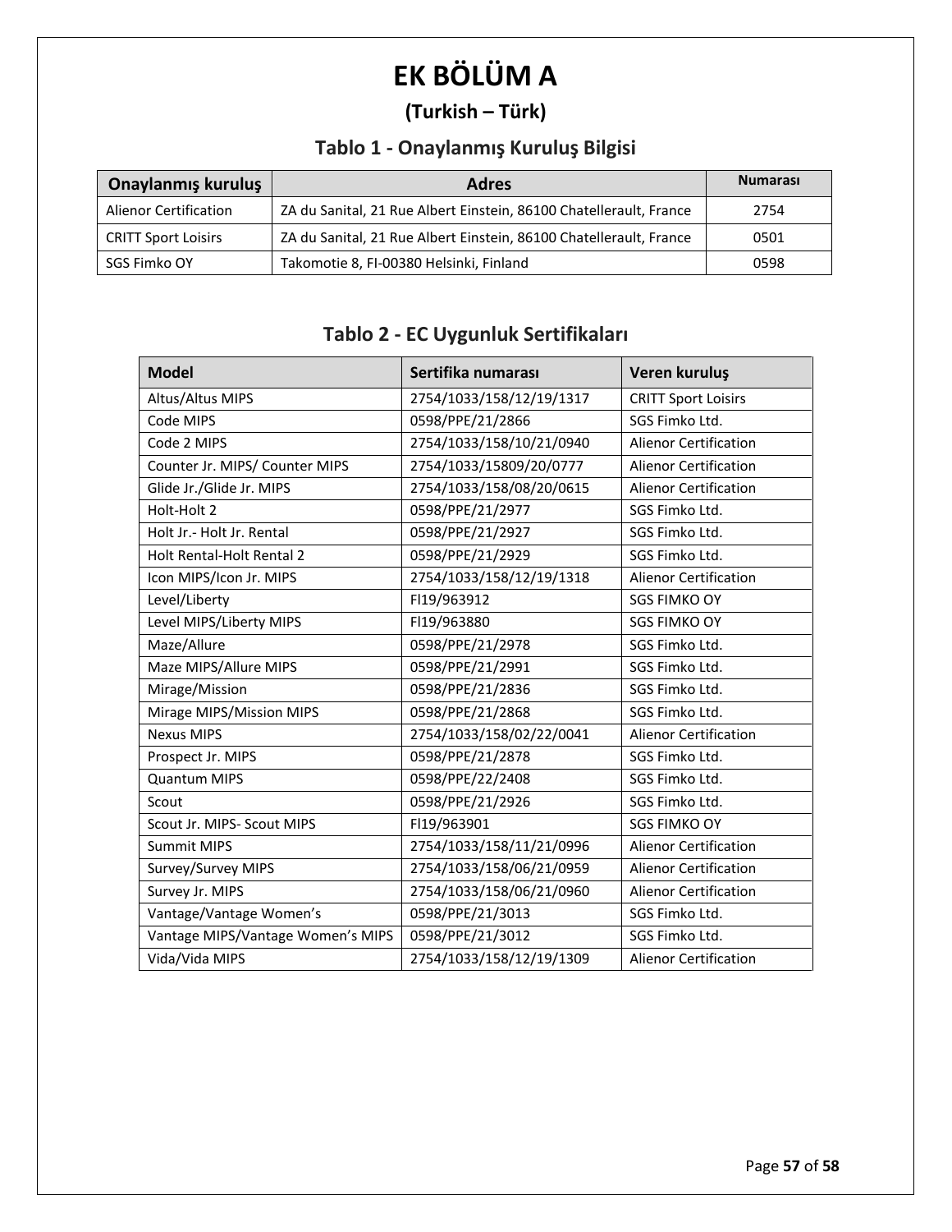# EK BÖLÜM A

## (Turkish – Türk)

### Tablo 1 - Onaylanmış Kuruluş Bilgisi

| Onaylanmış kuruluş | Adres | Numarası |
|---|---|---|
| Alienor Certification | ZA du Sanital, 21 Rue Albert Einstein, 86100 Chatellerault, France | 2754 |
| CRITT Sport Loisirs | ZA du Sanital, 21 Rue Albert Einstein, 86100 Chatellerault, France | 0501 |
| SGS Fimko OY | Takomotie 8, FI-00380 Helsinki, Finland | 0598 |

### Tablo 2 - EC Uygunluk Sertifikaları

| Model | Sertifika numarası | Veren kuruluş |
|---|---|---|
| Altus/Altus MIPS | 2754/1033/158/12/19/1317 | CRITT Sport Loisirs |
| Code MIPS | 0598/PPE/21/2866 | SGS Fimko Ltd. |
| Code 2 MIPS | 2754/1033/158/10/21/0940 | Alienor Certification |
| Counter Jr. MIPS/ Counter MIPS | 2754/1033/15809/20/0777 | Alienor Certification |
| Glide Jr./Glide Jr. MIPS | 2754/1033/158/08/20/0615 | Alienor Certification |
| Holt-Holt 2 | 0598/PPE/21/2977 | SGS Fimko Ltd. |
| Holt Jr.- Holt Jr. Rental | 0598/PPE/21/2927 | SGS Fimko Ltd. |
| Holt Rental-Holt Rental 2 | 0598/PPE/21/2929 | SGS Fimko Ltd. |
| Icon MIPS/Icon Jr. MIPS | 2754/1033/158/12/19/1318 | Alienor Certification |
| Level/Liberty | FI19/963912 | SGS FIMKO OY |
| Level MIPS/Liberty MIPS | FI19/963880 | SGS FIMKO OY |
| Maze/Allure | 0598/PPE/21/2978 | SGS Fimko Ltd. |
| Maze MIPS/Allure MIPS | 0598/PPE/21/2991 | SGS Fimko Ltd. |
| Mirage/Mission | 0598/PPE/21/2836 | SGS Fimko Ltd. |
| Mirage MIPS/Mission MIPS | 0598/PPE/21/2868 | SGS Fimko Ltd. |
| Nexus MIPS | 2754/1033/158/02/22/0041 | Alienor Certification |
| Prospect Jr. MIPS | 0598/PPE/21/2878 | SGS Fimko Ltd. |
| Quantum MIPS | 0598/PPE/22/2408 | SGS Fimko Ltd. |
| Scout | 0598/PPE/21/2926 | SGS Fimko Ltd. |
| Scout Jr. MIPS- Scout MIPS | FI19/963901 | SGS FIMKO OY |
| Summit MIPS | 2754/1033/158/11/21/0996 | Alienor Certification |
| Survey/Survey MIPS | 2754/1033/158/06/21/0959 | Alienor Certification |
| Survey Jr. MIPS | 2754/1033/158/06/21/0960 | Alienor Certification |
| Vantage/Vantage Women's | 0598/PPE/21/3013 | SGS Fimko Ltd. |
| Vantage MIPS/Vantage Women's MIPS | 0598/PPE/21/3012 | SGS Fimko Ltd. |
| Vida/Vida MIPS | 2754/1033/158/12/19/1309 | Alienor Certification |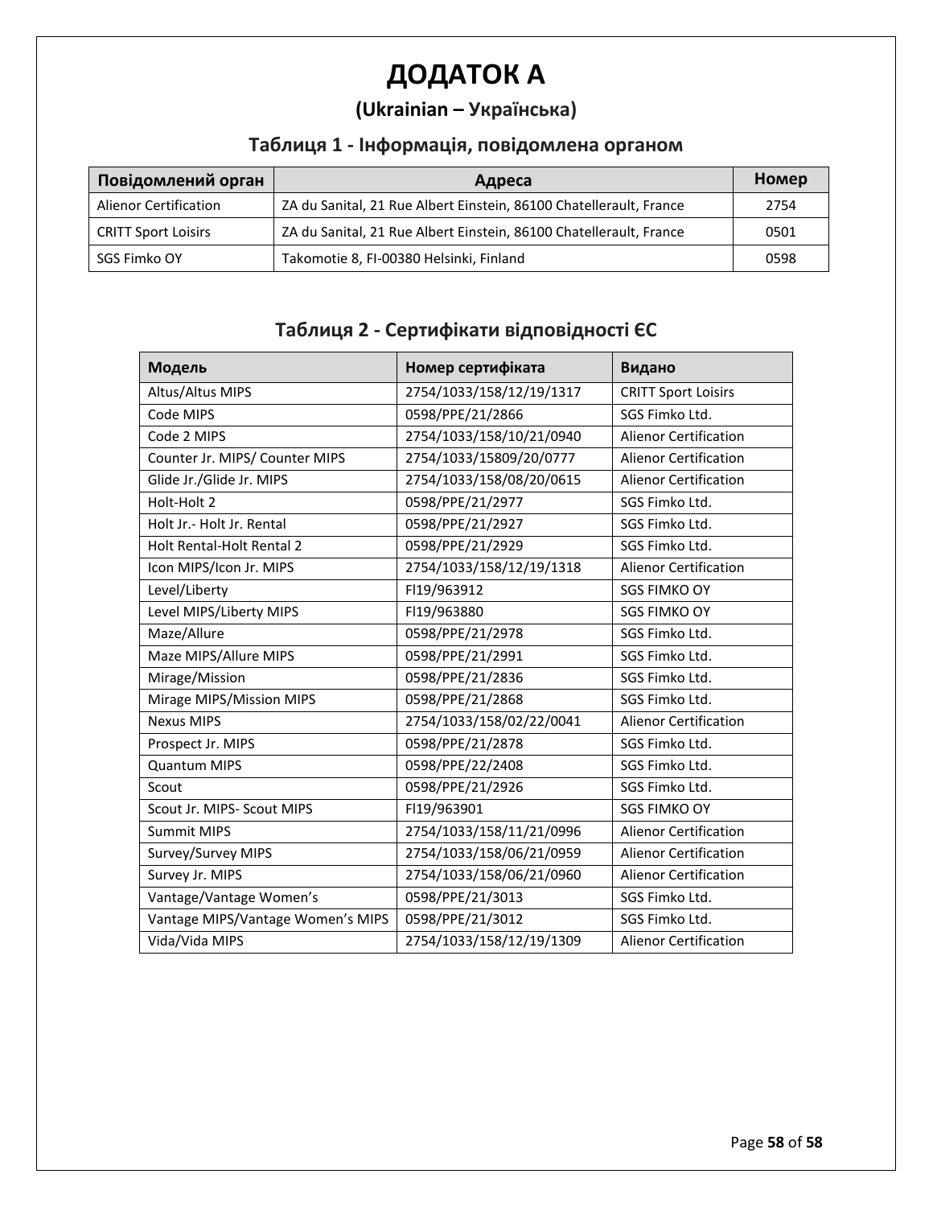# ДОДАТОК A

## (Ukrainian – Українська)

### Таблиця 1 - Інформація, повідомлена органом

| Повідомлений орган | Адреса | Номер |
|---|---|---|
| Alienor Certification | ZA du Sanital, 21 Rue Albert Einstein, 86100 Chatellerault, France | 2754 |
| CRITT Sport Loisirs | ZA du Sanital, 21 Rue Albert Einstein, 86100 Chatellerault, France | 0501 |
| SGS Fimko OY | Takomotie 8, FI-00380 Helsinki, Finland | 0598 |

### Таблиця 2 - Сертифікати відповідності ЄС

| Модель | Номер сертифіката | Видано |
|---|---|---|
| Altus/Altus MIPS | 2754/1033/158/12/19/1317 | CRITT Sport Loisirs |
| Code MIPS | 0598/PPE/21/2866 | SGS Fimko Ltd. |
| Code 2 MIPS | 2754/1033/158/10/21/0940 | Alienor Certification |
| Counter Jr. MIPS/ Counter MIPS | 2754/1033/15809/20/0777 | Alienor Certification |
| Glide Jr./Glide Jr. MIPS | 2754/1033/158/08/20/0615 | Alienor Certification |
| Holt-Holt 2 | 0598/PPE/21/2977 | SGS Fimko Ltd. |
| Holt Jr.- Holt Jr. Rental | 0598/PPE/21/2927 | SGS Fimko Ltd. |
| Holt Rental-Holt Rental 2 | 0598/PPE/21/2929 | SGS Fimko Ltd. |
| Icon MIPS/Icon Jr. MIPS | 2754/1033/158/12/19/1318 | Alienor Certification |
| Level/Liberty | FI19/963912 | SGS FIMKO OY |
| Level MIPS/Liberty MIPS | FI19/963880 | SGS FIMKO OY |
| Maze/Allure | 0598/PPE/21/2978 | SGS Fimko Ltd. |
| Maze MIPS/Allure MIPS | 0598/PPE/21/2991 | SGS Fimko Ltd. |
| Mirage/Mission | 0598/PPE/21/2836 | SGS Fimko Ltd. |
| Mirage MIPS/Mission MIPS | 0598/PPE/21/2868 | SGS Fimko Ltd. |
| Nexus MIPS | 2754/1033/158/02/22/0041 | Alienor Certification |
| Prospect Jr. MIPS | 0598/PPE/21/2878 | SGS Fimko Ltd. |
| Quantum MIPS | 0598/PPE/22/2408 | SGS Fimko Ltd. |
| Scout | 0598/PPE/21/2926 | SGS Fimko Ltd. |
| Scout Jr. MIPS- Scout MIPS | FI19/963901 | SGS FIMKO OY |
| Summit MIPS | 2754/1033/158/11/21/0996 | Alienor Certification |
| Survey/Survey MIPS | 2754/1033/158/06/21/0959 | Alienor Certification |
| Survey Jr. MIPS | 2754/1033/158/06/21/0960 | Alienor Certification |
| Vantage/Vantage Women's | 0598/PPE/21/3013 | SGS Fimko Ltd. |
| Vantage MIPS/Vantage Women's MIPS | 0598/PPE/21/3012 | SGS Fimko Ltd. |
| Vida/Vida MIPS | 2754/1033/158/12/19/1309 | Alienor Certification |